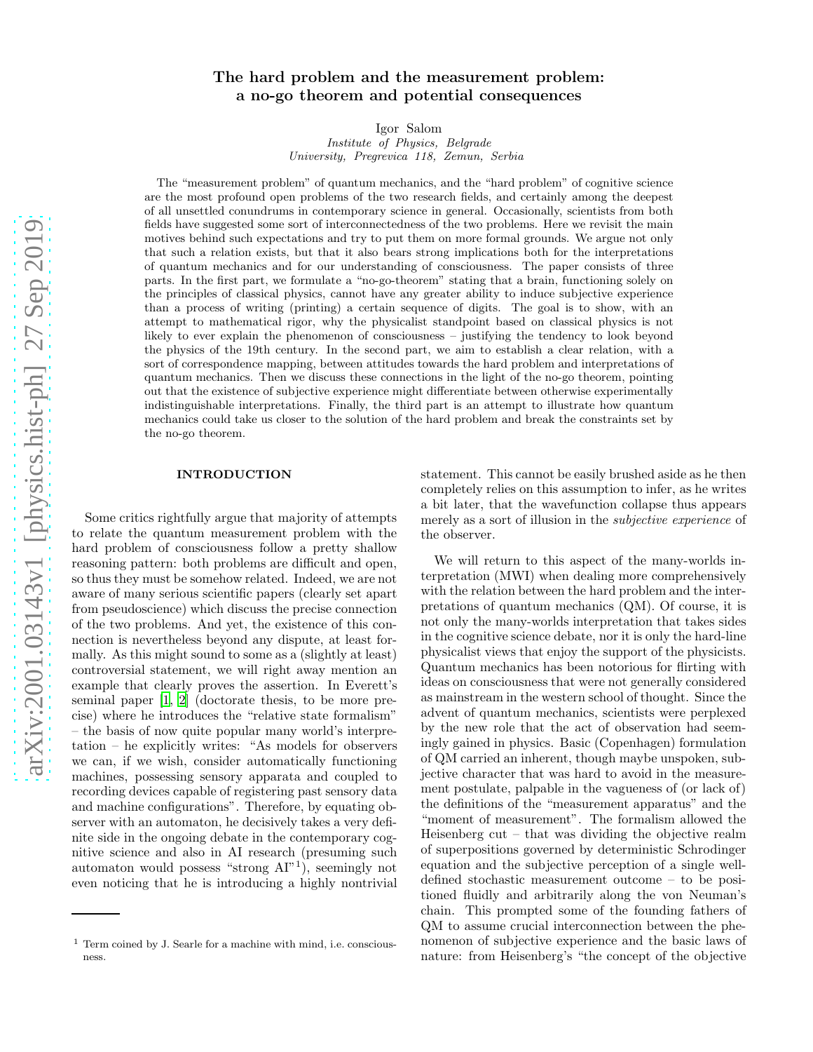# The hard problem and the measurement problem: a no-go theorem and potential consequences

Igor Salom
*Institute of Physics, Belgrade University, Pregrevica 118, Zemun, Serbia*

The "measurement problem" of quantum mechanics, and the "hard problem" of cognitive science are the most profound open problems of the two research fields, and certainly among the deepest of all unsettled conundrums in contemporary science in general. Occasionally, scientists from both fields have suggested some sort of interconnectedness of the two problems. Here we revisit the main motives behind such expectations and try to put them on more formal grounds. We argue not only that such a relation exists, but that it also bears strong implications both for the interpretations of quantum mechanics and for our understanding of consciousness. The paper consists of three parts. In the first part, we formulate a "no-go-theorem" stating that a brain, functioning solely on the principles of classical physics, cannot have any greater ability to induce subjective experience than a process of writing (printing) a certain sequence of digits. The goal is to show, with an attempt to mathematical rigor, why the physicalist standpoint based on classical physics is not likely to ever explain the phenomenon of consciousness – justifying the tendency to look beyond the physics of the 19th century. In the second part, we aim to establish a clear relation, with a sort of correspondence mapping, between attitudes towards the hard problem and interpretations of quantum mechanics. Then we discuss these connections in the light of the no-go theorem, pointing out that the existence of subjective experience might differentiate between otherwise experimentally indistinguishable interpretations. Finally, the third part is an attempt to illustrate how quantum mechanics could take us closer to the solution of the hard problem and break the constraints set by the no-go theorem.

## INTRODUCTION

Some critics rightfully argue that majority of attempts to relate the quantum measurement problem with the hard problem of consciousness follow a pretty shallow reasoning pattern: both problems are difficult and open, so thus they must be somehow related. Indeed, we are not aware of many serious scientific papers (clearly set apart from pseudoscience) which discuss the precise connection of the two problems. And yet, the existence of this connection is nevertheless beyond any dispute, at least formally. As this might sound to some as a (slightly at least) controversial statement, we will right away mention an example that clearly proves the assertion. In Everett's seminal paper [1, 2] (doctorate thesis, to be more precise) where he introduces the "relative state formalism" – the basis of now quite popular many world's interpretation – he explicitly writes: "As models for observers we can, if we wish, consider automatically functioning machines, possessing sensory apparata and coupled to recording devices capable of registering past sensory data and machine configurations". Therefore, by equating observer with an automaton, he decisively takes a very definite side in the ongoing debate in the contemporary cognitive science and also in AI research (presuming such automaton would possess "strong AI"[1]), seemingly not even noticing that he is introducing a highly nontrivial statement. This cannot be easily brushed aside as he then completely relies on this assumption to infer, as he writes a bit later, that the wavefunction collapse thus appears merely as a sort of illusion in the *subjective experience* of the observer.

We will return to this aspect of the many-worlds interpretation (MWI) when dealing more comprehensively with the relation between the hard problem and the interpretations of quantum mechanics (QM). Of course, it is not only the many-worlds interpretation that takes sides in the cognitive science debate, nor it is only the hard-line physicalist views that enjoy the support of the physicists. Quantum mechanics has been notorious for flirting with ideas on consciousness that were not generally considered as mainstream in the western school of thought. Since the advent of quantum mechanics, scientists were perplexed by the new role that the act of observation had seemingly gained in physics. Basic (Copenhagen) formulation of QM carried an inherent, though maybe unspoken, subjective character that was hard to avoid in the measurement postulate, palpable in the vagueness of (or lack of) the definitions of the "measurement apparatus" and the "moment of measurement". The formalism allowed the Heisenberg cut – that was dividing the objective realm of superpositions governed by deterministic Schrodinger equation and the subjective perception of a single well-defined stochastic measurement outcome – to be positioned fluidly and arbitrarily along the von Neuman's chain. This prompted some of the founding fathers of QM to assume crucial interconnection between the phenomenon of subjective experience and the basic laws of nature: from Heisenberg's "the concept of the objective

[1] Term coined by J. Searle for a machine with mind, i.e. consciousness.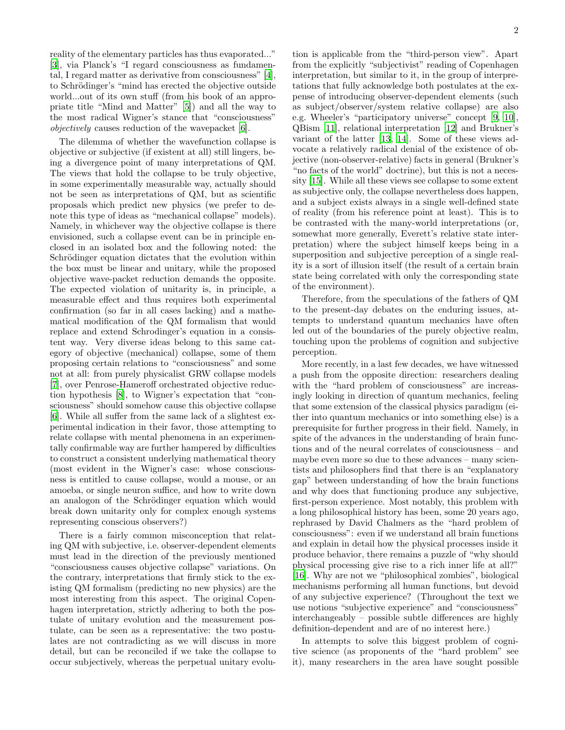reality of the elementary particles has thus evaporated..." [3], via Planck's "I regard consciousness as fundamental, I regard matter as derivative from consciousness" [4], to Schrödinger's "mind has erected the objective outside world...out of its own stuff (from his book of an appropriate title "Mind and Matter" [5]) and all the way to the most radical Wigner's stance that "consciousness" *objectively* causes reduction of the wavepacket [6].

The dilemma of whether the wavefunction collapse is objective or subjective (if existent at all) still lingers, being a divergence point of many interpretations of QM. The views that hold the collapse to be truly objective, in some experimentally measurable way, actually should not be seen as interpretations of QM, but as scientific proposals which predict new physics (we prefer to denote this type of ideas as "mechanical collapse" models). Namely, in whichever way the objective collapse is there envisioned, such a collapse event can be in principle enclosed in an isolated box and the following noted: the Schrödinger equation dictates that the evolution within the box must be linear and unitary, while the proposed objective wave-packet reduction demands the opposite. The expected violation of unitarity is, in principle, a measurable effect and thus requires both experimental confirmation (so far in all cases lacking) and a mathematical modification of the QM formalism that would replace and extend Schrodinger's equation in a consistent way. Very diverse ideas belong to this same category of objective (mechanical) collapse, some of them proposing certain relations to "consciousness" and some not at all: from purely physicalist GRW collapse models [7], over Penrose-Hameroff orchestrated objective reduction hypothesis [8], to Wigner's expectation that "consciousness" should somehow cause this objective collapse [6]. While all suffer from the same lack of a slightest experimental indication in their favor, those attempting to relate collapse with mental phenomena in an experimentally confirmable way are further hampered by difficulties to construct a consistent underlying mathematical theory (most evident in the Wigner's case: whose consciousness is entitled to cause collapse, would a mouse, or an amoeba, or single neuron suffice, and how to write down an analogon of the Schrödinger equation which would break down unitarity only for complex enough systems representing conscious observers?)

There is a fairly common misconception that relating QM with subjective, i.e. observer-dependent elements must lead in the direction of the previously mentioned "consciousness causes objective collapse" variations. On the contrary, interpretations that firmly stick to the existing QM formalism (predicting no new physics) are the most interesting from this aspect. The original Copenhagen interpretation, strictly adhering to both the postulate of unitary evolution and the measurement postulate, can be seen as a representative: the two postulates are not contradicting as we will discuss in more detail, but can be reconciled if we take the collapse to occur subjectively, whereas the perpetual unitary evolution is applicable from the "third-person view". Apart from the explicitly "subjectivist" reading of Copenhagen interpretation, but similar to it, in the group of interpretations that fully acknowledge both postulates at the expense of introducing observer-dependent elements (such as subject/observer/system relative collapse) are also e.g. Wheeler's "participatory universe" concept [9, 10], QBism [11], relational interpretation [12] and Brukner's variant of the latter [13, 14]. Some of these views advocate a relatively radical denial of the existence of objective (non-observer-relative) facts in general (Brukner's "no facts of the world" doctrine), but this is not a necessity [15]. While all these views see collapse to some extent as subjective only, the collapse nevertheless does happen, and a subject exists always in a single well-defined state of reality (from his reference point at least). This is to be contrasted with the many-world interpretations (or, somewhat more generally, Everett's relative state interpretation) where the subject himself keeps being in a superposition and subjective perception of a single reality is a sort of illusion itself (the result of a certain brain state being correlated with only the corresponding state of the environment).

Therefore, from the speculations of the fathers of QM to the present-day debates on the enduring issues, attempts to understand quantum mechanics have often led out of the boundaries of the purely objective realm, touching upon the problems of cognition and subjective perception.

More recently, in a last few decades, we have witnessed a push from the opposite direction: researchers dealing with the "hard problem of consciousness" are increasingly looking in direction of quantum mechanics, feeling that some extension of the classical physics paradigm (either into quantum mechanics or into something else) is a prerequisite for further progress in their field. Namely, in spite of the advances in the understanding of brain functions and of the neural correlates of consciousness – and maybe even more so due to these advances – many scientists and philosophers find that there is an "explanatory gap" between understanding of how the brain functions and why does that functioning produce any subjective, first-person experience. Most notably, this problem with a long philosophical history has been, some 20 years ago, rephrased by David Chalmers as the "hard problem of consciousness": even if we understand all brain functions and explain in detail how the physical processes inside it produce behavior, there remains a puzzle of "why should physical processing give rise to a rich inner life at all?" [16]. Why are not we "philosophical zombies", biological mechanisms performing all human functions, but devoid of any subjective experience? (Throughout the text we use notions "subjective experience" and "consciousness" interchangeably – possible subtle differences are highly definition-dependent and are of no interest here.)

In attempts to solve this biggest problem of cognitive science (as proponents of the "hard problem" see it), many researchers in the area have sought possible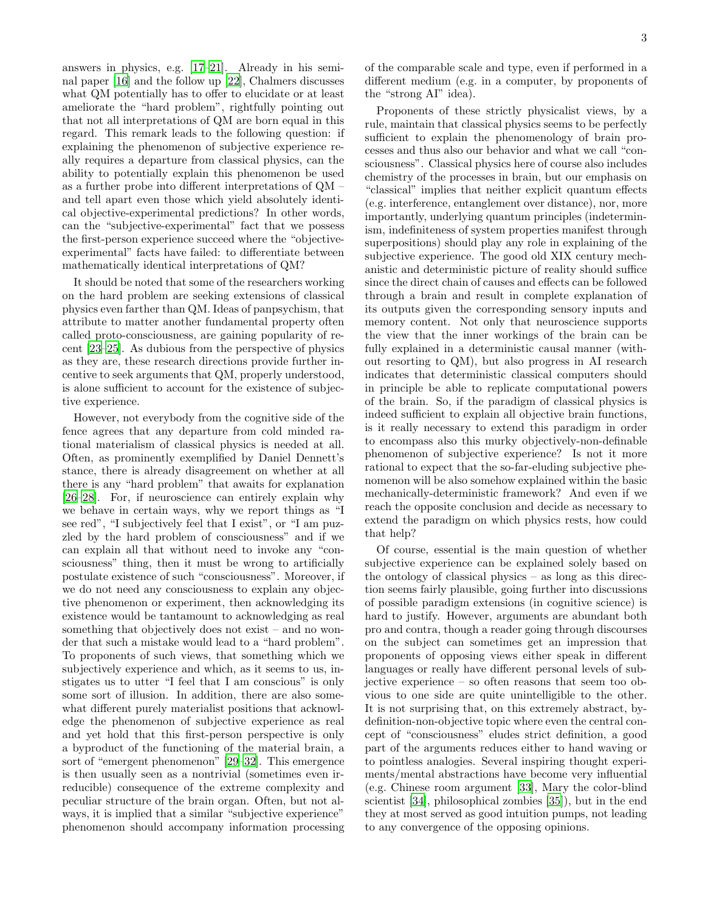answers in physics, e.g. [17–21]. Already in his seminal paper [16] and the follow up [22], Chalmers discusses what QM potentially has to offer to elucidate or at least ameliorate the "hard problem", rightfully pointing out that not all interpretations of QM are born equal in this regard. This remark leads to the following question: if explaining the phenomenon of subjective experience really requires a departure from classical physics, can the ability to potentially explain this phenomenon be used as a further probe into different interpretations of QM – and tell apart even those which yield absolutely identical objective-experimental predictions? In other words, can the "subjective-experimental" fact that we possess the first-person experience succeed where the "objective-experimental" facts have failed: to differentiate between mathematically identical interpretations of QM?

It should be noted that some of the researchers working on the hard problem are seeking extensions of classical physics even farther than QM. Ideas of panpsychism, that attribute to matter another fundamental property often called proto-consciousness, are gaining popularity of recent [23–25]. As dubious from the perspective of physics as they are, these research directions provide further incentive to seek arguments that QM, properly understood, is alone sufficient to account for the existence of subjective experience.

However, not everybody from the cognitive side of the fence agrees that any departure from cold minded rational materialism of classical physics is needed at all. Often, as prominently exemplified by Daniel Dennett's stance, there is already disagreement on whether at all there is any "hard problem" that awaits for explanation [26–28]. For, if neuroscience can entirely explain why we behave in certain ways, why we report things as "I see red", "I subjectively feel that I exist", or "I am puzzled by the hard problem of consciousness" and if we can explain all that without need to invoke any "consciousness" thing, then it must be wrong to artificially postulate existence of such "consciousness". Moreover, if we do not need any consciousness to explain any objective phenomenon or experiment, then acknowledging its existence would be tantamount to acknowledging as real something that objectively does not exist – and no wonder that such a mistake would lead to a "hard problem". To proponents of such views, that something which we subjectively experience and which, as it seems to us, instigates us to utter "I feel that I am conscious" is only some sort of illusion. In addition, there are also somewhat different purely materialist positions that acknowledge the phenomenon of subjective experience as real and yet hold that this first-person perspective is only a byproduct of the functioning of the material brain, a sort of "emergent phenomenon" [29–32]. This emergence is then usually seen as a nontrivial (sometimes even irreducible) consequence of the extreme complexity and peculiar structure of the brain organ. Often, but not always, it is implied that a similar "subjective experience" phenomenon should accompany information processing of the comparable scale and type, even if performed in a different medium (e.g. in a computer, by proponents of the "strong AI" idea).

Proponents of these strictly physicalist views, by a rule, maintain that classical physics seems to be perfectly sufficient to explain the phenomenology of brain processes and thus also our behavior and what we call "consciousness". Classical physics here of course also includes chemistry of the processes in brain, but our emphasis on "classical" implies that neither explicit quantum effects (e.g. interference, entanglement over distance), nor, more importantly, underlying quantum principles (indeterminism, indefiniteness of system properties manifest through superpositions) should play any role in explaining of the subjective experience. The good old XIX century mechanistic and deterministic picture of reality should suffice since the direct chain of causes and effects can be followed through a brain and result in complete explanation of its outputs given the corresponding sensory inputs and memory content. Not only that neuroscience supports the view that the inner workings of the brain can be fully explained in a deterministic causal manner (without resorting to QM), but also progress in AI research indicates that deterministic classical computers should in principle be able to replicate computational powers of the brain. So, if the paradigm of classical physics is indeed sufficient to explain all objective brain functions, is it really necessary to extend this paradigm in order to encompass also this murky objectively-non-definable phenomenon of subjective experience? Is not it more rational to expect that the so-far-eluding subjective phenomenon will be also somehow explained within the basic mechanically-deterministic framework? And even if we reach the opposite conclusion and decide as necessary to extend the paradigm on which physics rests, how could that help?

Of course, essential is the main question of whether subjective experience can be explained solely based on the ontology of classical physics – as long as this direction seems fairly plausible, going further into discussions of possible paradigm extensions (in cognitive science) is hard to justify. However, arguments are abundant both pro and contra, though a reader going through discourses on the subject can sometimes get an impression that proponents of opposing views either speak in different languages or really have different personal levels of subjective experience – so often reasons that seem too obvious to one side are quite unintelligible to the other. It is not surprising that, on this extremely abstract, by-definition-non-objective topic where even the central concept of "consciousness" eludes strict definition, a good part of the arguments reduces either to hand waving or to pointless analogies. Several inspiring thought experiments/mental abstractions have become very influential (e.g. Chinese room argument [33], Mary the color-blind scientist [34], philosophical zombies [35]), but in the end they at most served as good intuition pumps, not leading to any convergence of the opposing opinions.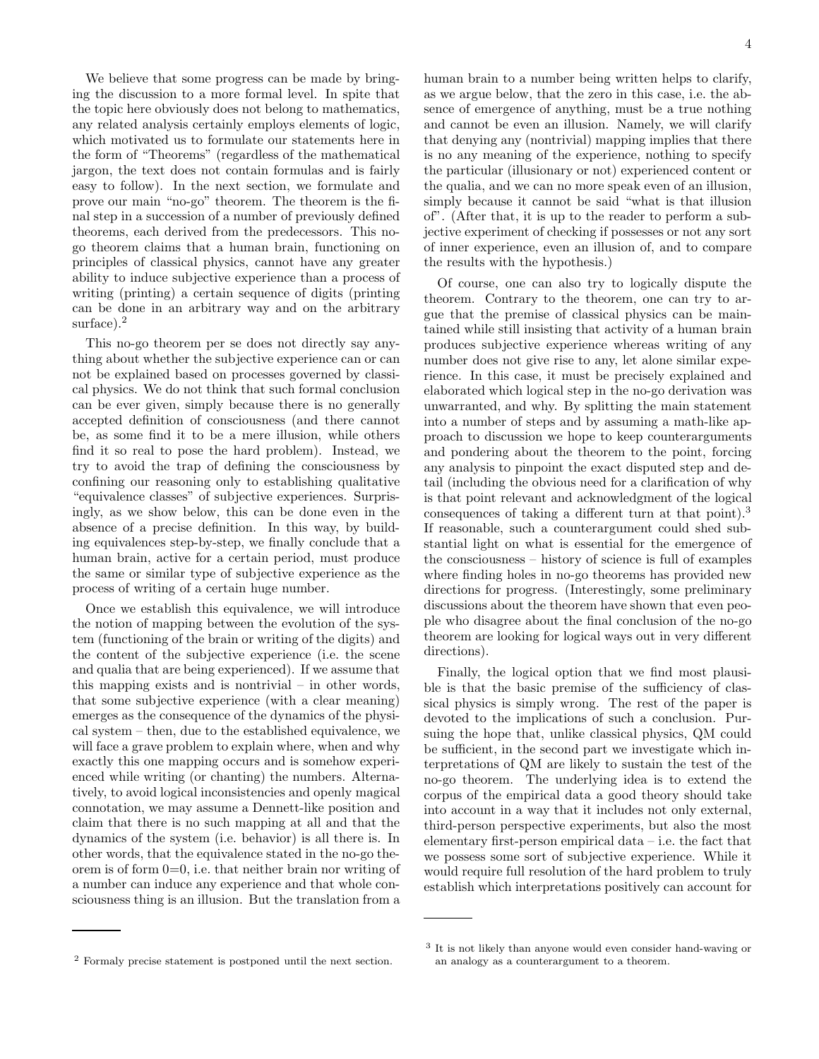We believe that some progress can be made by bringing the discussion to a more formal level. In spite that the topic here obviously does not belong to mathematics, any related analysis certainly employs elements of logic, which motivated us to formulate our statements here in the form of "Theorems" (regardless of the mathematical jargon, the text does not contain formulas and is fairly easy to follow). In the next section, we formulate and prove our main "no-go" theorem. The theorem is the final step in a succession of a number of previously defined theorems, each derived from the predecessors. This no-go theorem claims that a human brain, functioning on principles of classical physics, cannot have any greater ability to induce subjective experience than a process of writing (printing) a certain sequence of digits (printing can be done in an arbitrary way and on the arbitrary surface).[2]

This no-go theorem per se does not directly say anything about whether the subjective experience can or can not be explained based on processes governed by classical physics. We do not think that such formal conclusion can be ever given, simply because there is no generally accepted definition of consciousness (and there cannot be, as some find it to be a mere illusion, while others find it so real to pose the hard problem). Instead, we try to avoid the trap of defining the consciousness by confining our reasoning only to establishing qualitative "equivalence classes" of subjective experiences. Surprisingly, as we show below, this can be done even in the absence of a precise definition. In this way, by building equivalences step-by-step, we finally conclude that a human brain, active for a certain period, must produce the same or similar type of subjective experience as the process of writing of a certain huge number.

Once we establish this equivalence, we will introduce the notion of mapping between the evolution of the system (functioning of the brain or writing of the digits) and the content of the subjective experience (i.e. the scene and qualia that are being experienced). If we assume that this mapping exists and is nontrivial – in other words, that some subjective experience (with a clear meaning) emerges as the consequence of the dynamics of the physical system – then, due to the established equivalence, we will face a grave problem to explain where, when and why exactly this one mapping occurs and is somehow experienced while writing (or chanting) the numbers. Alternatively, to avoid logical inconsistencies and openly magical connotation, we may assume a Dennett-like position and claim that there is no such mapping at all and that the dynamics of the system (i.e. behavior) is all there is. In other words, that the equivalence stated in the no-go theorem is of form 0=0, i.e. that neither brain nor writing of a number can induce any experience and that whole consciousness thing is an illusion. But the translation from a human brain to a number being written helps to clarify, as we argue below, that the zero in this case, i.e. the absence of emergence of anything, must be a true nothing and cannot be even an illusion. Namely, we will clarify that denying any (nontrivial) mapping implies that there is no any meaning of the experience, nothing to specify the particular (illusionary or not) experienced content or the qualia, and we can no more speak even of an illusion, simply because it cannot be said "what is that illusion of". (After that, it is up to the reader to perform a subjective experiment of checking if possesses or not any sort of inner experience, even an illusion of, and to compare the results with the hypothesis.)

Of course, one can also try to logically dispute the theorem. Contrary to the theorem, one can try to argue that the premise of classical physics can be maintained while still insisting that activity of a human brain produces subjective experience whereas writing of any number does not give rise to any, let alone similar experience. In this case, it must be precisely explained and elaborated which logical step in the no-go derivation was unwarranted, and why. By splitting the main statement into a number of steps and by assuming a math-like approach to discussion we hope to keep counterarguments and pondering about the theorem to the point, forcing any analysis to pinpoint the exact disputed step and detail (including the obvious need for a clarification of why is that point relevant and acknowledgment of the logical consequences of taking a different turn at that point).[3] If reasonable, such a counterargument could shed substantial light on what is essential for the emergence of the consciousness – history of science is full of examples where finding holes in no-go theorems has provided new directions for progress. (Interestingly, some preliminary discussions about the theorem have shown that even people who disagree about the final conclusion of the no-go theorem are looking for logical ways out in very different directions).

Finally, the logical option that we find most plausible is that the basic premise of the sufficiency of classical physics is simply wrong. The rest of the paper is devoted to the implications of such a conclusion. Pursuing the hope that, unlike classical physics, QM could be sufficient, in the second part we investigate which interpretations of QM are likely to sustain the test of the no-go theorem. The underlying idea is to extend the corpus of the empirical data a good theory should take into account in a way that it includes not only external, third-person perspective experiments, but also the most elementary first-person empirical data – i.e. the fact that we possess some sort of subjective experience. While it would require full resolution of the hard problem to truly establish which interpretations positively can account for

---

[2] Formaly precise statement is postponed until the next section.

[3] It is not likely than anyone would even consider hand-waving or an analogy as a counterargument to a theorem.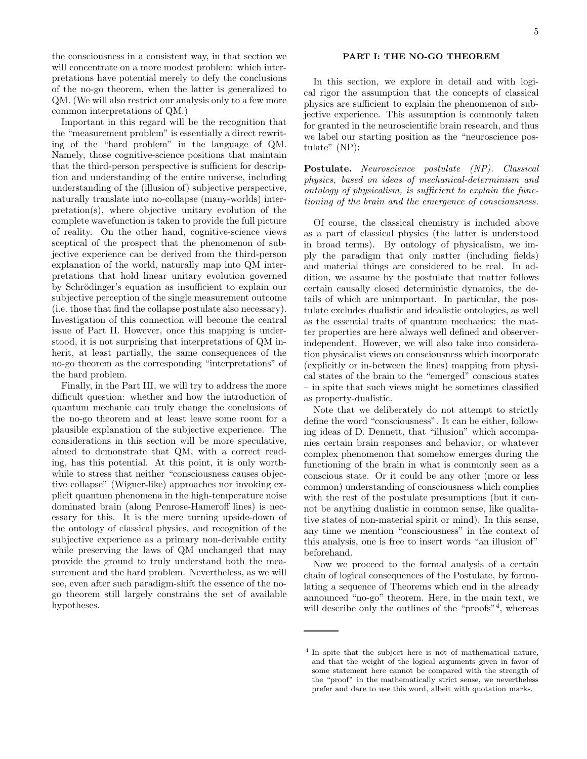the consciousness in a consistent way, in that section we will concentrate on a more modest problem: which interpretations have potential merely to defy the conclusions of the no-go theorem, when the latter is generalized to QM. (We will also restrict our analysis only to a few more common interpretations of QM.)

Important in this regard will be the recognition that the "measurement problem" is essentially a direct rewriting of the "hard problem" in the language of QM. Namely, those cognitive-science positions that maintain that the third-person perspective is sufficient for description and understanding of the entire universe, including understanding of the (illusion of) subjective perspective, naturally translate into no-collapse (many-worlds) interpretation(s), where objective unitary evolution of the complete wavefunction is taken to provide the full picture of reality. On the other hand, cognitive-science views sceptical of the prospect that the phenomenon of subjective experience can be derived from the third-person explanation of the world, naturally map into QM interpretations that hold linear unitary evolution governed by Schrödinger's equation as insufficient to explain our subjective perception of the single measurement outcome (i.e. those that find the collapse postulate also necessary). Investigation of this connection will become the central issue of Part II. However, once this mapping is understood, it is not surprising that interpretations of QM inherit, at least partially, the same consequences of the no-go theorem as the corresponding "interpretations" of the hard problem.

Finally, in the Part III, we will try to address the more difficult question: whether and how the introduction of quantum mechanic can truly change the conclusions of the no-go theorem and at least leave some room for a plausible explanation of the subjective experience. The considerations in this section will be more speculative, aimed to demonstrate that QM, with a correct reading, has this potential. At this point, it is only worthwhile to stress that neither "consciousness causes objective collapse" (Wigner-like) approaches nor invoking explicit quantum phenomena in the high-temperature noise dominated brain (along Penrose-Hameroff lines) is necessary for this. It is the mere turning upside-down of the ontology of classical physics, and recognition of the subjective experience as a primary non-derivable entity while preserving the laws of QM unchanged that may provide the ground to truly understand both the measurement and the hard problem. Nevertheless, as we will see, even after such paradigm-shift the essence of the no-go theorem still largely constrains the set of available hypotheses.

## PART I: THE NO-GO THEOREM

In this section, we explore in detail and with logical rigor the assumption that the concepts of classical physics are sufficient to explain the phenomenon of subjective experience. This assumption is commonly taken for granted in the neuroscientific brain research, and thus we label our starting position as the "neuroscience postulate" (NP):

**Postulate.** *Neuroscience postulate (NP). Classical physics, based on ideas of mechanical-determinism and ontology of physicalism, is sufficient to explain the functioning of the brain and the emergence of consciousness.*

Of course, the classical chemistry is included above as a part of classical physics (the latter is understood in broad terms). By ontology of physicalism, we imply the paradigm that only matter (including fields) and material things are considered to be real. In addition, we assume by the postulate that matter follows certain causally closed deterministic dynamics, the details of which are unimportant. In particular, the postulate excludes dualistic and idealistic ontologies, as well as the essential traits of quantum mechanics: the matter properties are here always well defined and observer-independent. However, we will also take into consideration physicalist views on consciousness which incorporate (explicitly or in-between the lines) mapping from physical states of the brain to the "emerged" conscious states – in spite that such views might be sometimes classified as property-dualistic.

Note that we deliberately do not attempt to strictly define the word "consciousness". It can be either, following ideas of D. Dennett, that "illusion" which accompanies certain brain responses and behavior, or whatever complex phenomenon that somehow emerges during the functioning of the brain in what is commonly seen as a conscious state. Or it could be any other (more or less common) understanding of consciousness which complies with the rest of the postulate presumptions (but it cannot be anything dualistic in common sense, like qualitative states of non-material spirit or mind). In this sense, any time we mention "consciousness" in the context of this analysis, one is free to insert words "an illusion of" beforehand.

Now we proceed to the formal analysis of a certain chain of logical consequences of the Postulate, by formulating a sequence of Theorems which end in the already announced "no-go" theorem. Here, in the main text, we will describe only the outlines of the "proofs"[4], whereas

[4] In spite that the subject here is not of mathematical nature, and that the weight of the logical arguments given in favor of some statement here cannot be compared with the strength of the "proof" in the mathematically strict sense, we nevertheless prefer and dare to use this word, albeit with quotation marks.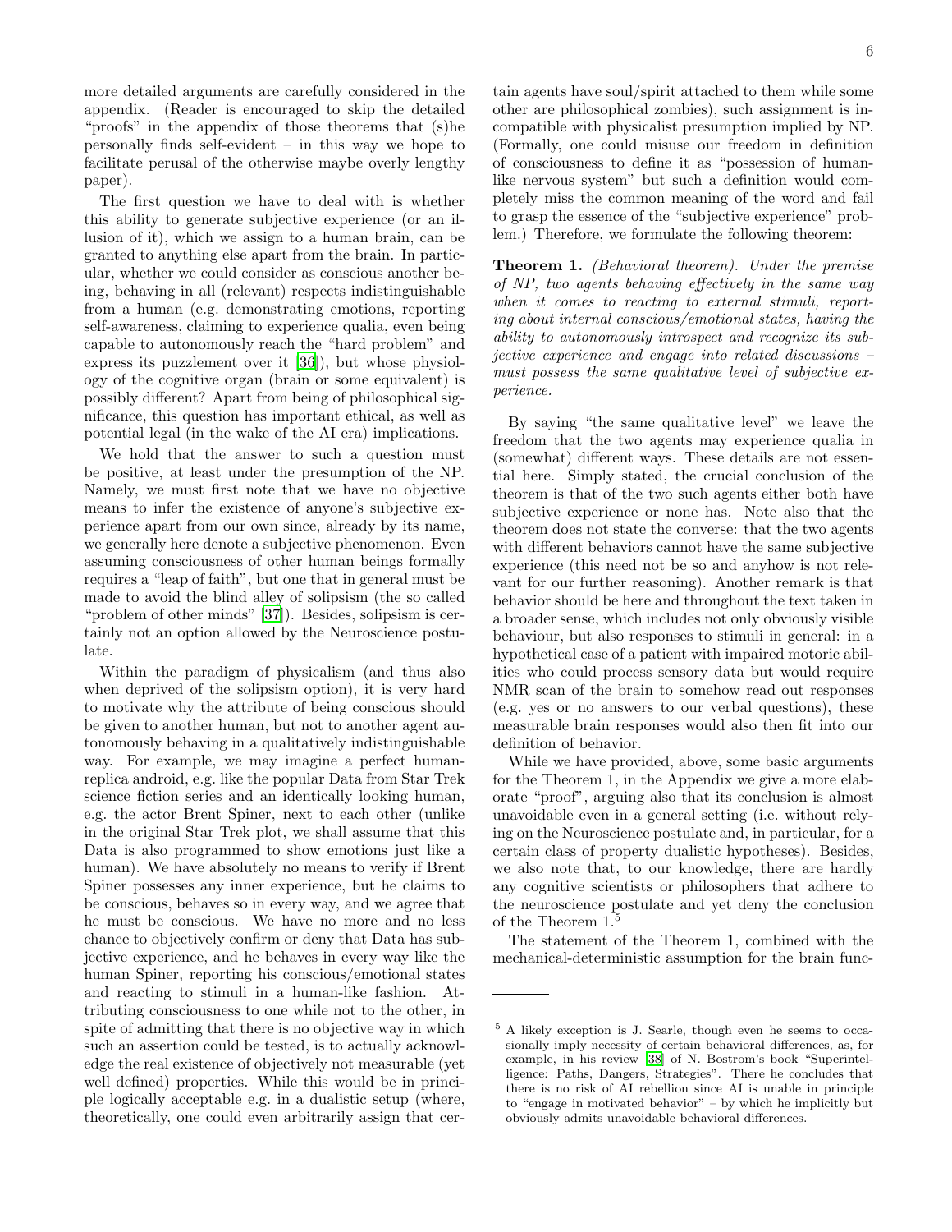more detailed arguments are carefully considered in the appendix. (Reader is encouraged to skip the detailed "proofs" in the appendix of those theorems that (s)he personally finds self-evident – in this way we hope to facilitate perusal of the otherwise maybe overly lengthy paper).

The first question we have to deal with is whether this ability to generate subjective experience (or an illusion of it), which we assign to a human brain, can be granted to anything else apart from the brain. In particular, whether we could consider as conscious another being, behaving in all (relevant) respects indistinguishable from a human (e.g. demonstrating emotions, reporting self-awareness, claiming to experience qualia, even being capable to autonomously reach the "hard problem" and express its puzzlement over it [36]), but whose physiology of the cognitive organ (brain or some equivalent) is possibly different? Apart from being of philosophical significance, this question has important ethical, as well as potential legal (in the wake of the AI era) implications.

We hold that the answer to such a question must be positive, at least under the presumption of the NP. Namely, we must first note that we have no objective means to infer the existence of anyone's subjective experience apart from our own since, already by its name, we generally here denote a subjective phenomenon. Even assuming consciousness of other human beings formally requires a "leap of faith", but one that in general must be made to avoid the blind alley of solipsism (the so called "problem of other minds" [37]). Besides, solipsism is certainly not an option allowed by the Neuroscience postulate.

Within the paradigm of physicalism (and thus also when deprived of the solipsism option), it is very hard to motivate why the attribute of being conscious should be given to another human, but not to another agent autonomously behaving in a qualitatively indistinguishable way. For example, we may imagine a perfect human-replica android, e.g. like the popular Data from Star Trek science fiction series and an identically looking human, e.g. the actor Brent Spiner, next to each other (unlike in the original Star Trek plot, we shall assume that this Data is also programmed to show emotions just like a human). We have absolutely no means to verify if Brent Spiner possesses any inner experience, but he claims to be conscious, behaves so in every way, and we agree that he must be conscious. We have no more and no less chance to objectively confirm or deny that Data has subjective experience, and he behaves in every way like the human Spiner, reporting his conscious/emotional states and reacting to stimuli in a human-like fashion. Attributing consciousness to one while not to the other, in spite of admitting that there is no objective way in which such an assertion could be tested, is to actually acknowledge the real existence of objectively not measurable (yet well defined) properties. While this would be in principle logically acceptable e.g. in a dualistic setup (where, theoretically, one could even arbitrarily assign that certain agents have soul/spirit attached to them while some other are philosophical zombies), such assignment is incompatible with physicalist presumption implied by NP. (Formally, one could misuse our freedom in definition of consciousness to define it as "possession of human-like nervous system" but such a definition would completely miss the common meaning of the word and fail to grasp the essence of the "subjective experience" problem.) Therefore, we formulate the following theorem:

**Theorem 1.** *(Behavioral theorem). Under the premise of NP, two agents behaving effectively in the same way when it comes to reacting to external stimuli, reporting about internal conscious/emotional states, having the ability to autonomously introspect and recognize its subjective experience and engage into related discussions – must possess the same qualitative level of subjective experience.*

By saying "the same qualitative level" we leave the freedom that the two agents may experience qualia in (somewhat) different ways. These details are not essential here. Simply stated, the crucial conclusion of the theorem is that of the two such agents either both have subjective experience or none has. Note also that the theorem does not state the converse: that the two agents with different behaviors cannot have the same subjective experience (this need not be so and anyhow is not relevant for our further reasoning). Another remark is that behavior should be here and throughout the text taken in a broader sense, which includes not only obviously visible behaviour, but also responses to stimuli in general: in a hypothetical case of a patient with impaired motoric abilities who could process sensory data but would require NMR scan of the brain to somehow read out responses (e.g. yes or no answers to our verbal questions), these measurable brain responses would also then fit into our definition of behavior.

While we have provided, above, some basic arguments for the Theorem 1, in the Appendix we give a more elaborate "proof", arguing also that its conclusion is almost unavoidable even in a general setting (i.e. without relying on the Neuroscience postulate and, in particular, for a certain class of property dualistic hypotheses). Besides, we also note that, to our knowledge, there are hardly any cognitive scientists or philosophers that adhere to the neuroscience postulate and yet deny the conclusion of the Theorem 1.[5]

The statement of the Theorem 1, combined with the mechanical-deterministic assumption for the brain func-

[5] A likely exception is J. Searle, though even he seems to occasionally imply necessity of certain behavioral differences, as, for example, in his review [38] of N. Bostrom's book "Superintelligence: Paths, Dangers, Strategies". There he concludes that there is no risk of AI rebellion since AI is unable in principle to "engage in motivated behavior" – by which he implicitly but obviously admits unavoidable behavioral differences.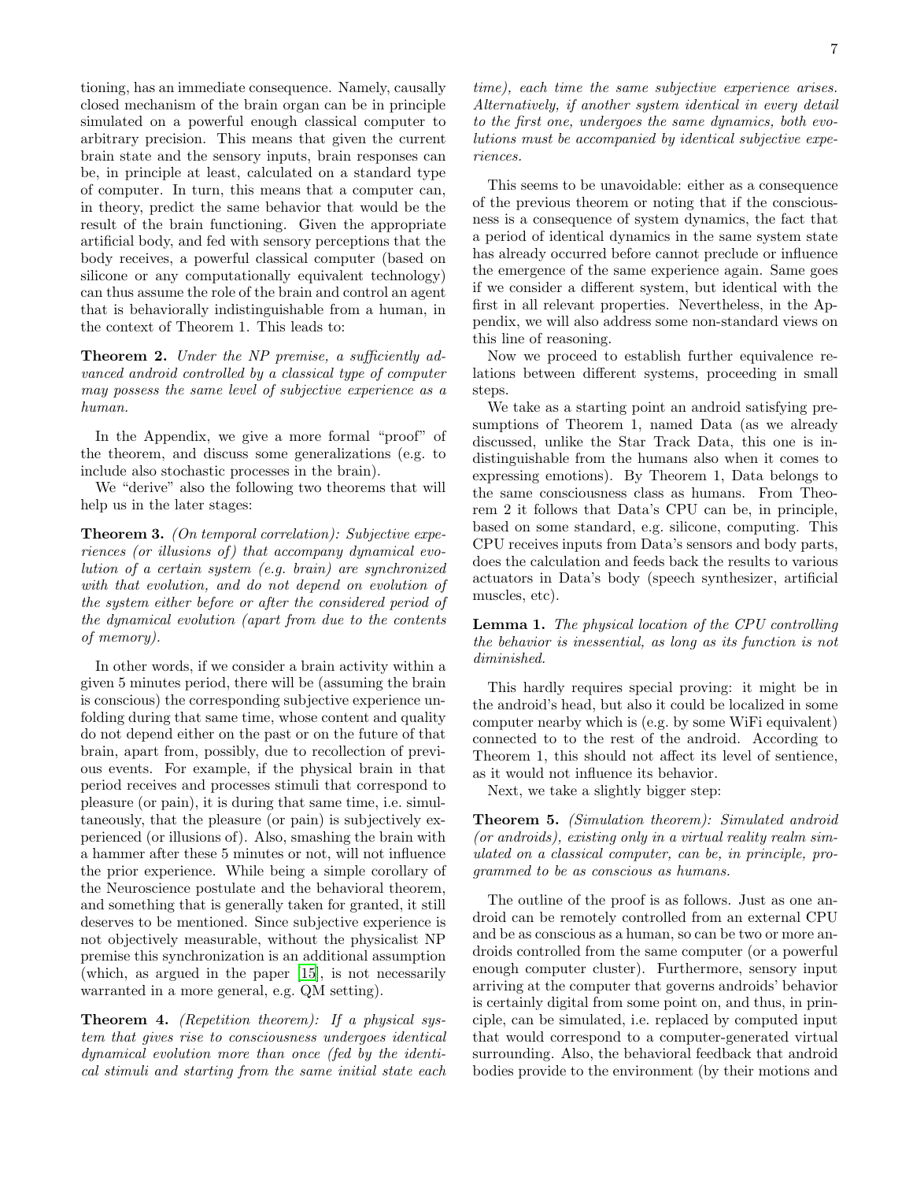tioning, has an immediate consequence. Namely, causally closed mechanism of the brain organ can be in principle simulated on a powerful enough classical computer to arbitrary precision. This means that given the current brain state and the sensory inputs, brain responses can be, in principle at least, calculated on a standard type of computer. In turn, this means that a computer can, in theory, predict the same behavior that would be the result of the brain functioning. Given the appropriate artificial body, and fed with sensory perceptions that the body receives, a powerful classical computer (based on silicone or any computationally equivalent technology) can thus assume the role of the brain and control an agent that is behaviorally indistinguishable from a human, in the context of Theorem 1. This leads to:

**Theorem 2.** *Under the NP premise, a sufficiently advanced android controlled by a classical type of computer may possess the same level of subjective experience as a human.*

In the Appendix, we give a more formal "proof" of the theorem, and discuss some generalizations (e.g. to include also stochastic processes in the brain).

We "derive" also the following two theorems that will help us in the later stages:

**Theorem 3.** *(On temporal correlation): Subjective experiences (or illusions of) that accompany dynamical evolution of a certain system (e.g. brain) are synchronized with that evolution, and do not depend on evolution of the system either before or after the considered period of the dynamical evolution (apart from due to the contents of memory).*

In other words, if we consider a brain activity within a given 5 minutes period, there will be (assuming the brain is conscious) the corresponding subjective experience unfolding during that same time, whose content and quality do not depend either on the past or on the future of that brain, apart from, possibly, due to recollection of previous events. For example, if the physical brain in that period receives and processes stimuli that correspond to pleasure (or pain), it is during that same time, i.e. simultaneously, that the pleasure (or pain) is subjectively experienced (or illusions of). Also, smashing the brain with a hammer after these 5 minutes or not, will not influence the prior experience. While being a simple corollary of the Neuroscience postulate and the behavioral theorem, and something that is generally taken for granted, it still deserves to be mentioned. Since subjective experience is not objectively measurable, without the physicalist NP premise this synchronization is an additional assumption (which, as argued in the paper [15], is not necessarily warranted in a more general, e.g. QM setting).

**Theorem 4.** *(Repetition theorem): If a physical system that gives rise to consciousness undergoes identical dynamical evolution more than once (fed by the identical stimuli and starting from the same initial state each time), each time the same subjective experience arises. Alternatively, if another system identical in every detail to the first one, undergoes the same dynamics, both evolutions must be accompanied by identical subjective experiences.*

This seems to be unavoidable: either as a consequence of the previous theorem or noting that if the consciousness is a consequence of system dynamics, the fact that a period of identical dynamics in the same system state has already occurred before cannot preclude or influence the emergence of the same experience again. Same goes if we consider a different system, but identical with the first in all relevant properties. Nevertheless, in the Appendix, we will also address some non-standard views on this line of reasoning.

Now we proceed to establish further equivalence relations between different systems, proceeding in small steps.

We take as a starting point an android satisfying presumptions of Theorem 1, named Data (as we already discussed, unlike the Star Track Data, this one is indistinguishable from the humans also when it comes to expressing emotions). By Theorem 1, Data belongs to the same consciousness class as humans. From Theorem 2 it follows that Data's CPU can be, in principle, based on some standard, e.g. silicone, computing. This CPU receives inputs from Data's sensors and body parts, does the calculation and feeds back the results to various actuators in Data's body (speech synthesizer, artificial muscles, etc).

**Lemma 1.** *The physical location of the CPU controlling the behavior is inessential, as long as its function is not diminished.*

This hardly requires special proving: it might be in the android's head, but also it could be localized in some computer nearby which is (e.g. by some WiFi equivalent) connected to to the rest of the android. According to Theorem 1, this should not affect its level of sentience, as it would not influence its behavior.

Next, we take a slightly bigger step:

**Theorem 5.** *(Simulation theorem): Simulated android (or androids), existing only in a virtual reality realm simulated on a classical computer, can be, in principle, programmed to be as conscious as humans.*

The outline of the proof is as follows. Just as one android can be remotely controlled from an external CPU and be as conscious as a human, so can be two or more androids controlled from the same computer (or a powerful enough computer cluster). Furthermore, sensory input arriving at the computer that governs androids' behavior is certainly digital from some point on, and thus, in principle, can be simulated, i.e. replaced by computed input that would correspond to a computer-generated virtual surrounding. Also, the behavioral feedback that android bodies provide to the environment (by their motions and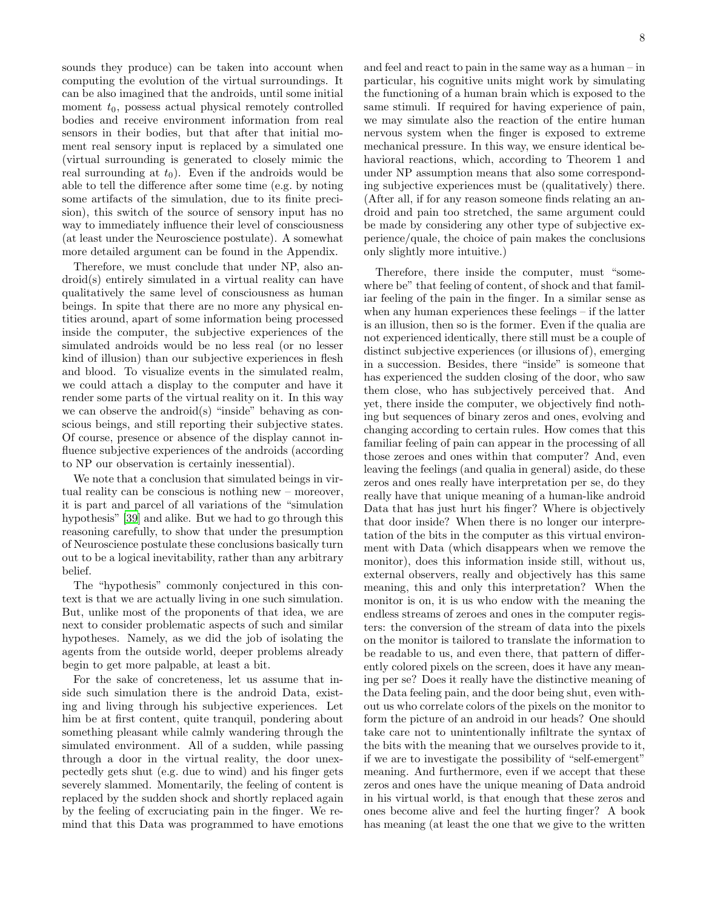sounds they produce) can be taken into account when computing the evolution of the virtual surroundings. It can be also imagined that the androids, until some initial moment $t_0$, possess actual physical remotely controlled bodies and receive environment information from real sensors in their bodies, but that after that initial moment real sensory input is replaced by a simulated one (virtual surrounding is generated to closely mimic the real surrounding at $t_0$). Even if the androids would be able to tell the difference after some time (e.g. by noting some artifacts of the simulation, due to its finite precision), this switch of the source of sensory input has no way to immediately influence their level of consciousness (at least under the Neuroscience postulate). A somewhat more detailed argument can be found in the Appendix.

Therefore, we must conclude that under NP, also android(s) entirely simulated in a virtual reality can have qualitatively the same level of consciousness as human beings. In spite that there are no more any physical entities around, apart of some information being processed inside the computer, the subjective experiences of the simulated androids would be no less real (or no lesser kind of illusion) than our subjective experiences in flesh and blood. To visualize events in the simulated realm, we could attach a display to the computer and have it render some parts of the virtual reality on it. In this way we can observe the android(s) "inside" behaving as conscious beings, and still reporting their subjective states. Of course, presence or absence of the display cannot influence subjective experiences of the androids (according to NP our observation is certainly inessential).

We note that a conclusion that simulated beings in virtual reality can be conscious is nothing new – moreover, it is part and parcel of all variations of the "simulation hypothesis" [39] and alike. But we had to go through this reasoning carefully, to show that under the presumption of Neuroscience postulate these conclusions basically turn out to be a logical inevitability, rather than any arbitrary belief.

The "hypothesis" commonly conjectured in this context is that we are actually living in one such simulation. But, unlike most of the proponents of that idea, we are next to consider problematic aspects of such and similar hypotheses. Namely, as we did the job of isolating the agents from the outside world, deeper problems already begin to get more palpable, at least a bit.

For the sake of concreteness, let us assume that inside such simulation there is the android Data, existing and living through his subjective experiences. Let him be at first content, quite tranquil, pondering about something pleasant while calmly wandering through the simulated environment. All of a sudden, while passing through a door in the virtual reality, the door unexpectedly gets shut (e.g. due to wind) and his finger gets severely slammed. Momentarily, the feeling of content is replaced by the sudden shock and shortly replaced again by the feeling of excruciating pain in the finger. We remind that this Data was programmed to have emotions and feel and react to pain in the same way as a human – in particular, his cognitive units might work by simulating the functioning of a human brain which is exposed to the same stimuli. If required for having experience of pain, we may simulate also the reaction of the entire human nervous system when the finger is exposed to extreme mechanical pressure. In this way, we ensure identical behavioral reactions, which, according to Theorem 1 and under NP assumption means that also some corresponding subjective experiences must be (qualitatively) there. (After all, if for any reason someone finds relating an android and pain too stretched, the same argument could be made by considering any other type of subjective experience/quale, the choice of pain makes the conclusions only slightly more intuitive.)

Therefore, there inside the computer, must "somewhere be" that feeling of content, of shock and that familiar feeling of the pain in the finger. In a similar sense as when any human experiences these feelings – if the latter is an illusion, then so is the former. Even if the qualia are not experienced identically, there still must be a couple of distinct subjective experiences (or illusions of), emerging in a succession. Besides, there "inside" is someone that has experienced the sudden closing of the door, who saw them close, who has subjectively perceived that. And yet, there inside the computer, we objectively find nothing but sequences of binary zeros and ones, evolving and changing according to certain rules. How comes that this familiar feeling of pain can appear in the processing of all those zeroes and ones within that computer? And, even leaving the feelings (and qualia in general) aside, do these zeros and ones really have interpretation per se, do they really have that unique meaning of a human-like android Data that has just hurt his finger? Where is objectively that door inside? When there is no longer our interpretation of the bits in the computer as this virtual environment with Data (which disappears when we remove the monitor), does this information inside still, without us, external observers, really and objectively has this same meaning, this and only this interpretation? When the monitor is on, it is us who endow with the meaning the endless streams of zeroes and ones in the computer registers: the conversion of the stream of data into the pixels on the monitor is tailored to translate the information to be readable to us, and even there, that pattern of differently colored pixels on the screen, does it have any meaning per se? Does it really have the distinctive meaning of the Data feeling pain, and the door being shut, even without us who correlate colors of the pixels on the monitor to form the picture of an android in our heads? One should take care not to unintentionally infiltrate the syntax of the bits with the meaning that we ourselves provide to it, if we are to investigate the possibility of "self-emergent" meaning. And furthermore, even if we accept that these zeros and ones have the unique meaning of Data android in his virtual world, is that enough that these zeros and ones become alive and feel the hurting finger? A book has meaning (at least the one that we give to the written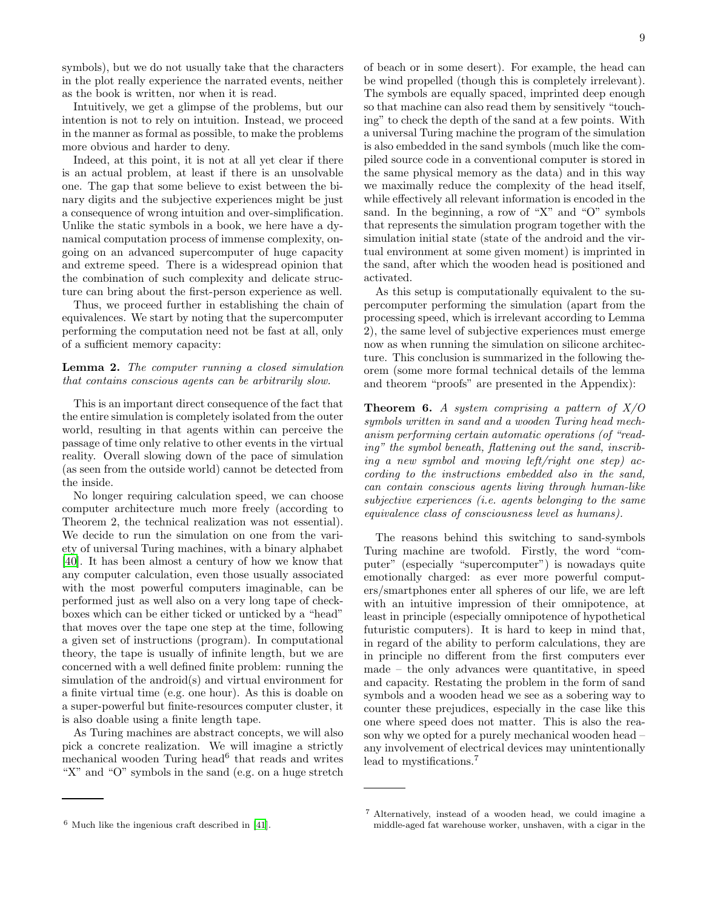symbols), but we do not usually take that the characters in the plot really experience the narrated events, neither as the book is written, nor when it is read.

Intuitively, we get a glimpse of the problems, but our intention is not to rely on intuition. Instead, we proceed in the manner as formal as possible, to make the problems more obvious and harder to deny.

Indeed, at this point, it is not at all yet clear if there is an actual problem, at least if there is an unsolvable one. The gap that some believe to exist between the binary digits and the subjective experiences might be just a consequence of wrong intuition and over-simplification. Unlike the static symbols in a book, we here have a dynamical computation process of immense complexity, ongoing on an advanced supercomputer of huge capacity and extreme speed. There is a widespread opinion that the combination of such complexity and delicate structure can bring about the first-person experience as well.

Thus, we proceed further in establishing the chain of equivalences. We start by noting that the supercomputer performing the computation need not be fast at all, only of a sufficient memory capacity:

**Lemma 2.** *The computer running a closed simulation that contains conscious agents can be arbitrarily slow.*

This is an important direct consequence of the fact that the entire simulation is completely isolated from the outer world, resulting in that agents within can perceive the passage of time only relative to other events in the virtual reality. Overall slowing down of the pace of simulation (as seen from the outside world) cannot be detected from the inside.

No longer requiring calculation speed, we can choose computer architecture much more freely (according to Theorem 2, the technical realization was not essential). We decide to run the simulation on one from the variety of universal Turing machines, with a binary alphabet [40]. It has been almost a century of how we know that any computer calculation, even those usually associated with the most powerful computers imaginable, can be performed just as well also on a very long tape of checkboxes which can be either ticked or unticked by a "head" that moves over the tape one step at the time, following a given set of instructions (program). In computational theory, the tape is usually of infinite length, but we are concerned with a well defined finite problem: running the simulation of the android(s) and virtual environment for a finite virtual time (e.g. one hour). As this is doable on a super-powerful but finite-resources computer cluster, it is also doable using a finite length tape.

As Turing machines are abstract concepts, we will also pick a concrete realization. We will imagine a strictly mechanical wooden Turing head[6] that reads and writes "X" and "O" symbols in the sand (e.g. on a huge stretch of beach or in some desert). For example, the head can be wind propelled (though this is completely irrelevant). The symbols are equally spaced, imprinted deep enough so that machine can also read them by sensitively "touching" to check the depth of the sand at a few points. With a universal Turing machine the program of the simulation is also embedded in the sand symbols (much like the compiled source code in a conventional computer is stored in the same physical memory as the data) and in this way we maximally reduce the complexity of the head itself, while effectively all relevant information is encoded in the sand. In the beginning, a row of "X" and "O" symbols that represents the simulation program together with the simulation initial state (state of the android and the virtual environment at some given moment) is imprinted in the sand, after which the wooden head is positioned and activated.

As this setup is computationally equivalent to the supercomputer performing the simulation (apart from the processing speed, which is irrelevant according to Lemma 2), the same level of subjective experiences must emerge now as when running the simulation on silicone architecture. This conclusion is summarized in the following theorem (some more formal technical details of the lemma and theorem "proofs" are presented in the Appendix):

**Theorem 6.** *A system comprising a pattern of X/O symbols written in sand and a wooden Turing head mechanism performing certain automatic operations (of "reading" the symbol beneath, flattening out the sand, inscribing a new symbol and moving left/right one step) according to the instructions embedded also in the sand, can contain conscious agents living through human-like subjective experiences (i.e. agents belonging to the same equivalence class of consciousness level as humans).*

The reasons behind this switching to sand-symbols Turing machine are twofold. Firstly, the word "computer" (especially "supercomputer") is nowadays quite emotionally charged: as ever more powerful computers/smartphones enter all spheres of our life, we are left with an intuitive impression of their omnipotence, at least in principle (especially omnipotence of hypothetical futuristic computers). It is hard to keep in mind that, in regard of the ability to perform calculations, they are in principle no different from the first computers ever made – the only advances were quantitative, in speed and capacity. Restating the problem in the form of sand symbols and a wooden head we see as a sobering way to counter these prejudices, especially in the case like this one where speed does not matter. This is also the reason why we opted for a purely mechanical wooden head – any involvement of electrical devices may unintentionally lead to mystifications.[7]

---

[6] Much like the ingenious craft described in [41].

[7] Alternatively, instead of a wooden head, we could imagine a middle-aged fat warehouse worker, unshaven, with a cigar in the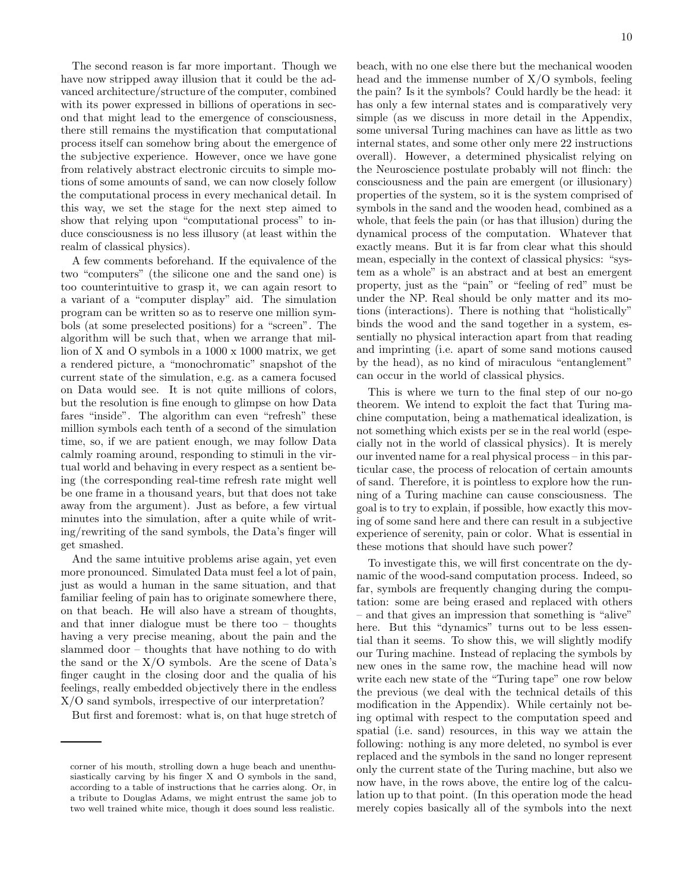The second reason is far more important. Though we have now stripped away illusion that it could be the advanced architecture/structure of the computer, combined with its power expressed in billions of operations in second that might lead to the emergence of consciousness, there still remains the mystification that computational process itself can somehow bring about the emergence of the subjective experience. However, once we have gone from relatively abstract electronic circuits to simple motions of some amounts of sand, we can now closely follow the computational process in every mechanical detail. In this way, we set the stage for the next step aimed to show that relying upon "computational process" to induce consciousness is no less illusory (at least within the realm of classical physics).

A few comments beforehand. If the equivalence of the two "computers" (the silicone one and the sand one) is too counterintuitive to grasp it, we can again resort to a variant of a "computer display" aid. The simulation program can be written so as to reserve one million symbols (at some preselected positions) for a "screen". The algorithm will be such that, when we arrange that million of X and O symbols in a 1000 x 1000 matrix, we get a rendered picture, a "monochromatic" snapshot of the current state of the simulation, e.g. as a camera focused on Data would see. It is not quite millions of colors, but the resolution is fine enough to glimpse on how Data fares "inside". The algorithm can even "refresh" these million symbols each tenth of a second of the simulation time, so, if we are patient enough, we may follow Data calmly roaming around, responding to stimuli in the virtual world and behaving in every respect as a sentient being (the corresponding real-time refresh rate might well be one frame in a thousand years, but that does not take away from the argument). Just as before, a few virtual minutes into the simulation, after a quite while of writing/rewriting of the sand symbols, the Data's finger will get smashed.

And the same intuitive problems arise again, yet even more pronounced. Simulated Data must feel a lot of pain, just as would a human in the same situation, and that familiar feeling of pain has to originate somewhere there, on that beach. He will also have a stream of thoughts, and that inner dialogue must be there too – thoughts having a very precise meaning, about the pain and the slammed door – thoughts that have nothing to do with the sand or the X/O symbols. Are the scene of Data's finger caught in the closing door and the qualia of his feelings, really embedded objectively there in the endless X/O sand symbols, irrespective of our interpretation?

But first and foremost: what is, on that huge stretch of beach, with no one else there but the mechanical wooden head and the immense number of X/O symbols, feeling the pain? Is it the symbols? Could hardly be the head: it has only a few internal states and is comparatively very simple (as we discuss in more detail in the Appendix, some universal Turing machines can have as little as two internal states, and some other only mere 22 instructions overall). However, a determined physicalist relying on the Neuroscience postulate probably will not flinch: the consciousness and the pain are emergent (or illusionary) properties of the system, so it is the system comprised of symbols in the sand and the wooden head, combined as a whole, that feels the pain (or has that illusion) during the dynamical process of the computation. Whatever that exactly means. But it is far from clear what this should mean, especially in the context of classical physics: "system as a whole" is an abstract and at best an emergent property, just as the "pain" or "feeling of red" must be under the NP. Real should be only matter and its motions (interactions). There is nothing that "holistically" binds the wood and the sand together in a system, essentially no physical interaction apart from that reading and imprinting (i.e. apart of some sand motions caused by the head), as no kind of miraculous "entanglement" can occur in the world of classical physics.

This is where we turn to the final step of our no-go theorem. We intend to exploit the fact that Turing machine computation, being a mathematical idealization, is not something which exists per se in the real world (especially not in the world of classical physics). It is merely our invented name for a real physical process – in this particular case, the process of relocation of certain amounts of sand. Therefore, it is pointless to explore how the running of a Turing machine can cause consciousness. The goal is to try to explain, if possible, how exactly this moving of some sand here and there can result in a subjective experience of serenity, pain or color. What is essential in these motions that should have such power?

To investigate this, we will first concentrate on the dynamic of the wood-sand computation process. Indeed, so far, symbols are frequently changing during the computation: some are being erased and replaced with others – and that gives an impression that something is "alive" here. But this "dynamics" turns out to be less essential than it seems. To show this, we will slightly modify our Turing machine. Instead of replacing the symbols by new ones in the same row, the machine head will now write each new state of the "Turing tape" one row below the previous (we deal with the technical details of this modification in the Appendix). While certainly not being optimal with respect to the computation speed and spatial (i.e. sand) resources, in this way we attain the following: nothing is any more deleted, no symbol is ever replaced and the symbols in the sand no longer represent only the current state of the Turing machine, but also we now have, in the rows above, the entire log of the calculation up to that point. (In this operation mode the head merely copies basically all of the symbols into the next

---

corner of his mouth, strolling down a huge beach and unenthusiastically carving by his finger X and O symbols in the sand, according to a table of instructions that he carries along. Or, in a tribute to Douglas Adams, we might entrust the same job to two well trained white mice, though it does sound less realistic.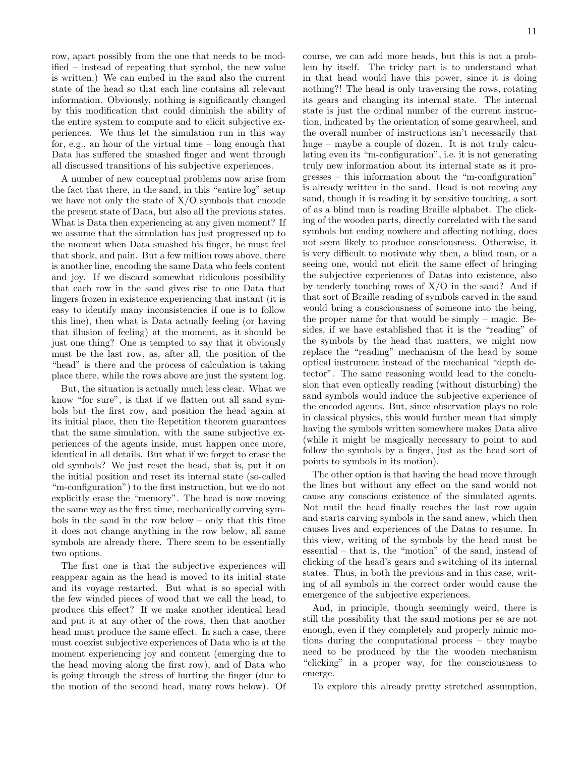row, apart possibly from the one that needs to be modified – instead of repeating that symbol, the new value is written.) We can embed in the sand also the current state of the head so that each line contains all relevant information. Obviously, nothing is significantly changed by this modification that could diminish the ability of the entire system to compute and to elicit subjective experiences. We thus let the simulation run in this way for, e.g., an hour of the virtual time – long enough that Data has suffered the smashed finger and went through all discussed transitions of his subjective experiences.

A number of new conceptual problems now arise from the fact that there, in the sand, in this "entire log" setup we have not only the state of X/O symbols that encode the present state of Data, but also all the previous states. What is Data then experiencing at any given moment? If we assume that the simulation has just progressed up to the moment when Data smashed his finger, he must feel that shock, and pain. But a few million rows above, there is another line, encoding the same Data who feels content and joy. If we discard somewhat ridiculous possibility that each row in the sand gives rise to one Data that lingers frozen in existence experiencing that instant (it is easy to identify many inconsistencies if one is to follow this line), then what is Data actually feeling (or having that illusion of feeling) at the moment, as it should be just one thing? One is tempted to say that it obviously must be the last row, as, after all, the position of the "head" is there and the process of calculation is taking place there, while the rows above are just the system log.

But, the situation is actually much less clear. What we know "for sure", is that if we flatten out all sand symbols but the first row, and position the head again at its initial place, then the Repetition theorem guarantees that the same simulation, with the same subjective experiences of the agents inside, must happen once more, identical in all details. But what if we forget to erase the old symbols? We just reset the head, that is, put it on the initial position and reset its internal state (so-called "m-configuration") to the first instruction, but we do not explicitly erase the "memory". The head is now moving the same way as the first time, mechanically carving symbols in the sand in the row below – only that this time it does not change anything in the row below, all same symbols are already there. There seem to be essentially two options.

The first one is that the subjective experiences will reappear again as the head is moved to its initial state and its voyage restarted. But what is so special with the few winded pieces of wood that we call the head, to produce this effect? If we make another identical head and put it at any other of the rows, then that another head must produce the same effect. In such a case, there must coexist subjective experiences of Data who is at the moment experiencing joy and content (emerging due to the head moving along the first row), and of Data who is going through the stress of hurting the finger (due to the motion of the second head, many rows below). Of course, we can add more heads, but this is not a problem by itself. The tricky part is to understand what in that head would have this power, since it is doing nothing?! The head is only traversing the rows, rotating its gears and changing its internal state. The internal state is just the ordinal number of the current instruction, indicated by the orientation of some gearwheel, and the overall number of instructions isn't necessarily that huge – maybe a couple of dozen. It is not truly calculating even its "m-configuration", i.e. it is not generating truly new information about its internal state as it progresses – this information about the "m-configuration" is already written in the sand. Head is not moving any sand, though it is reading it by sensitive touching, a sort of as a blind man is reading Braille alphabet. The clicking of the wooden parts, directly correlated with the sand symbols but ending nowhere and affecting nothing, does not seem likely to produce consciousness. Otherwise, it is very difficult to motivate why then, a blind man, or a seeing one, would not elicit the same effect of bringing the subjective experiences of Datas into existence, also by tenderly touching rows of X/O in the sand? And if that sort of Braille reading of symbols carved in the sand would bring a consciousness of someone into the being, the proper name for that would be simply – magic. Besides, if we have established that it is the "reading" of the symbols by the head that matters, we might now replace the "reading" mechanism of the head by some optical instrument instead of the mechanical "depth detector". The same reasoning would lead to the conclusion that even optically reading (without disturbing) the sand symbols would induce the subjective experience of the encoded agents. But, since observation plays no role in classical physics, this would further mean that simply having the symbols written somewhere makes Data alive (while it might be magically necessary to point to and follow the symbols by a finger, just as the head sort of points to symbols in its motion).

The other option is that having the head move through the lines but without any effect on the sand would not cause any conscious existence of the simulated agents. Not until the head finally reaches the last row again and starts carving symbols in the sand anew, which then causes lives and experiences of the Datas to resume. In this view, writing of the symbols by the head must be essential – that is, the "motion" of the sand, instead of clicking of the head's gears and switching of its internal states. Thus, in both the previous and in this case, writing of all symbols in the correct order would cause the emergence of the subjective experiences.

And, in principle, though seemingly weird, there is still the possibility that the sand motions per se are not enough, even if they completely and properly mimic motions during the computational process – they maybe need to be produced by the the wooden mechanism "clicking" in a proper way, for the consciousness to emerge.

To explore this already pretty stretched assumption,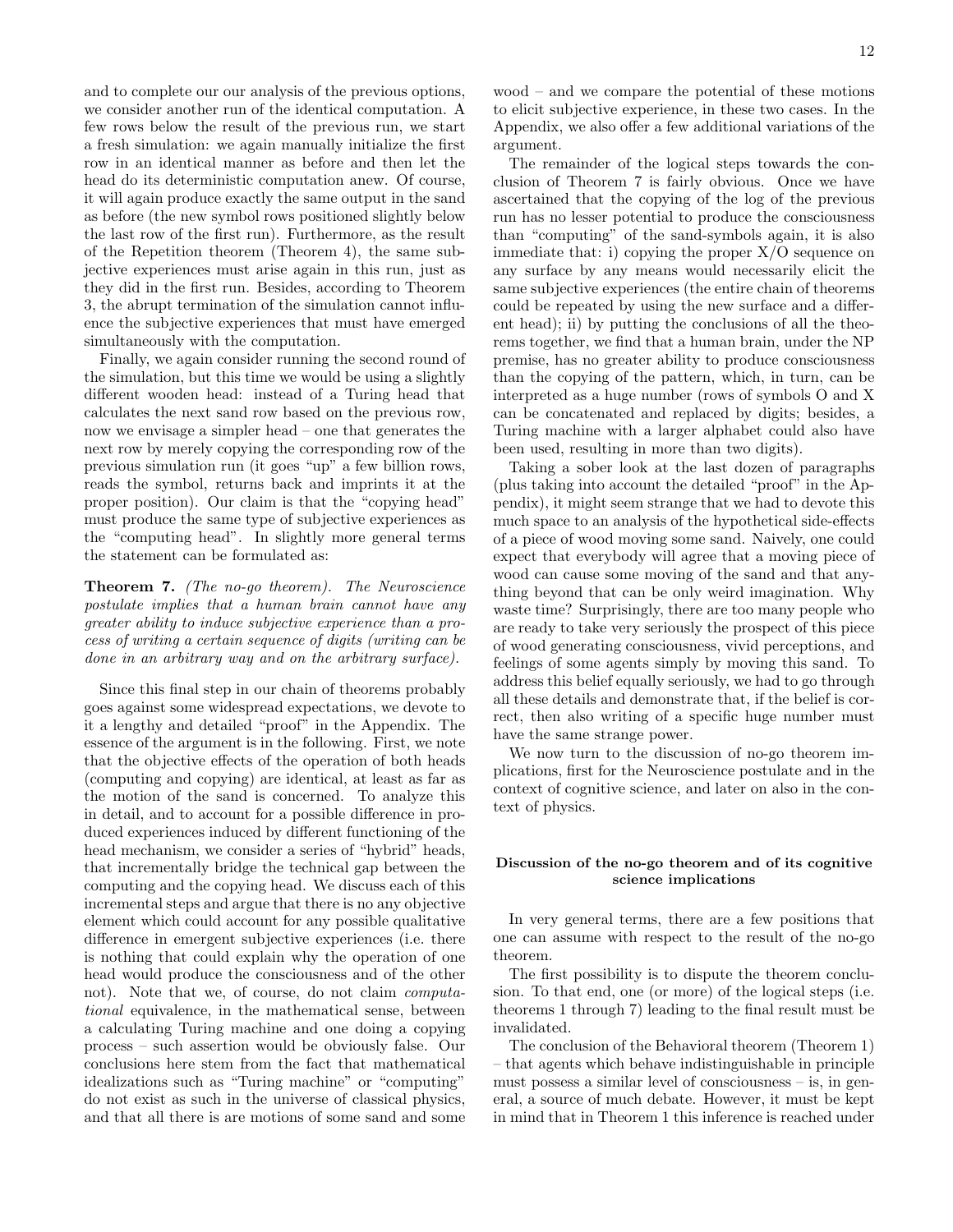and to complete our our analysis of the previous options, we consider another run of the identical computation. A few rows below the result of the previous run, we start a fresh simulation: we again manually initialize the first row in an identical manner as before and then let the head do its deterministic computation anew. Of course, it will again produce exactly the same output in the sand as before (the new symbol rows positioned slightly below the last row of the first run). Furthermore, as the result of the Repetition theorem (Theorem 4), the same subjective experiences must arise again in this run, just as they did in the first run. Besides, according to Theorem 3, the abrupt termination of the simulation cannot influence the subjective experiences that must have emerged simultaneously with the computation.

Finally, we again consider running the second round of the simulation, but this time we would be using a slightly different wooden head: instead of a Turing head that calculates the next sand row based on the previous row, now we envisage a simpler head – one that generates the next row by merely copying the corresponding row of the previous simulation run (it goes "up" a few billion rows, reads the symbol, returns back and imprints it at the proper position). Our claim is that the "copying head" must produce the same type of subjective experiences as the "computing head". In slightly more general terms the statement can be formulated as:

**Theorem 7.** *(The no-go theorem). The Neuroscience postulate implies that a human brain cannot have any greater ability to induce subjective experience than a process of writing a certain sequence of digits (writing can be done in an arbitrary way and on the arbitrary surface).*

Since this final step in our chain of theorems probably goes against some widespread expectations, we devote to it a lengthy and detailed "proof" in the Appendix. The essence of the argument is in the following. First, we note that the objective effects of the operation of both heads (computing and copying) are identical, at least as far as the motion of the sand is concerned. To analyze this in detail, and to account for a possible difference in produced experiences induced by different functioning of the head mechanism, we consider a series of "hybrid" heads, that incrementally bridge the technical gap between the computing and the copying head. We discuss each of this incremental steps and argue that there is no any objective element which could account for any possible qualitative difference in emergent subjective experiences (i.e. there is nothing that could explain why the operation of one head would produce the consciousness and of the other not). Note that we, of course, do not claim *computational* equivalence, in the mathematical sense, between a calculating Turing machine and one doing a copying process – such assertion would be obviously false. Our conclusions here stem from the fact that mathematical idealizations such as "Turing machine" or "computing" do not exist as such in the universe of classical physics, and that all there is are motions of some sand and some wood – and we compare the potential of these motions to elicit subjective experience, in these two cases. In the Appendix, we also offer a few additional variations of the argument.

The remainder of the logical steps towards the conclusion of Theorem 7 is fairly obvious. Once we have ascertained that the copying of the log of the previous run has no lesser potential to produce the consciousness than "computing" of the sand-symbols again, it is also immediate that: i) copying the proper X/O sequence on any surface by any means would necessarily elicit the same subjective experiences (the entire chain of theorems could be repeated by using the new surface and a different head); ii) by putting the conclusions of all the theorems together, we find that a human brain, under the NP premise, has no greater ability to produce consciousness than the copying of the pattern, which, in turn, can be interpreted as a huge number (rows of symbols O and X can be concatenated and replaced by digits; besides, a Turing machine with a larger alphabet could also have been used, resulting in more than two digits).

Taking a sober look at the last dozen of paragraphs (plus taking into account the detailed "proof" in the Appendix), it might seem strange that we had to devote this much space to an analysis of the hypothetical side-effects of a piece of wood moving some sand. Naively, one could expect that everybody will agree that a moving piece of wood can cause some moving of the sand and that anything beyond that can be only weird imagination. Why waste time? Surprisingly, there are too many people who are ready to take very seriously the prospect of this piece of wood generating consciousness, vivid perceptions, and feelings of some agents simply by moving this sand. To address this belief equally seriously, we had to go through all these details and demonstrate that, if the belief is correct, then also writing of a specific huge number must have the same strange power.

We now turn to the discussion of no-go theorem implications, first for the Neuroscience postulate and in the context of cognitive science, and later on also in the context of physics.

## Discussion of the no-go theorem and of its cognitive science implications

In very general terms, there are a few positions that one can assume with respect to the result of the no-go theorem.

The first possibility is to dispute the theorem conclusion. To that end, one (or more) of the logical steps (i.e. theorems 1 through 7) leading to the final result must be invalidated.

The conclusion of the Behavioral theorem (Theorem 1) – that agents which behave indistinguishable in principle must possess a similar level of consciousness – is, in general, a source of much debate. However, it must be kept in mind that in Theorem 1 this inference is reached under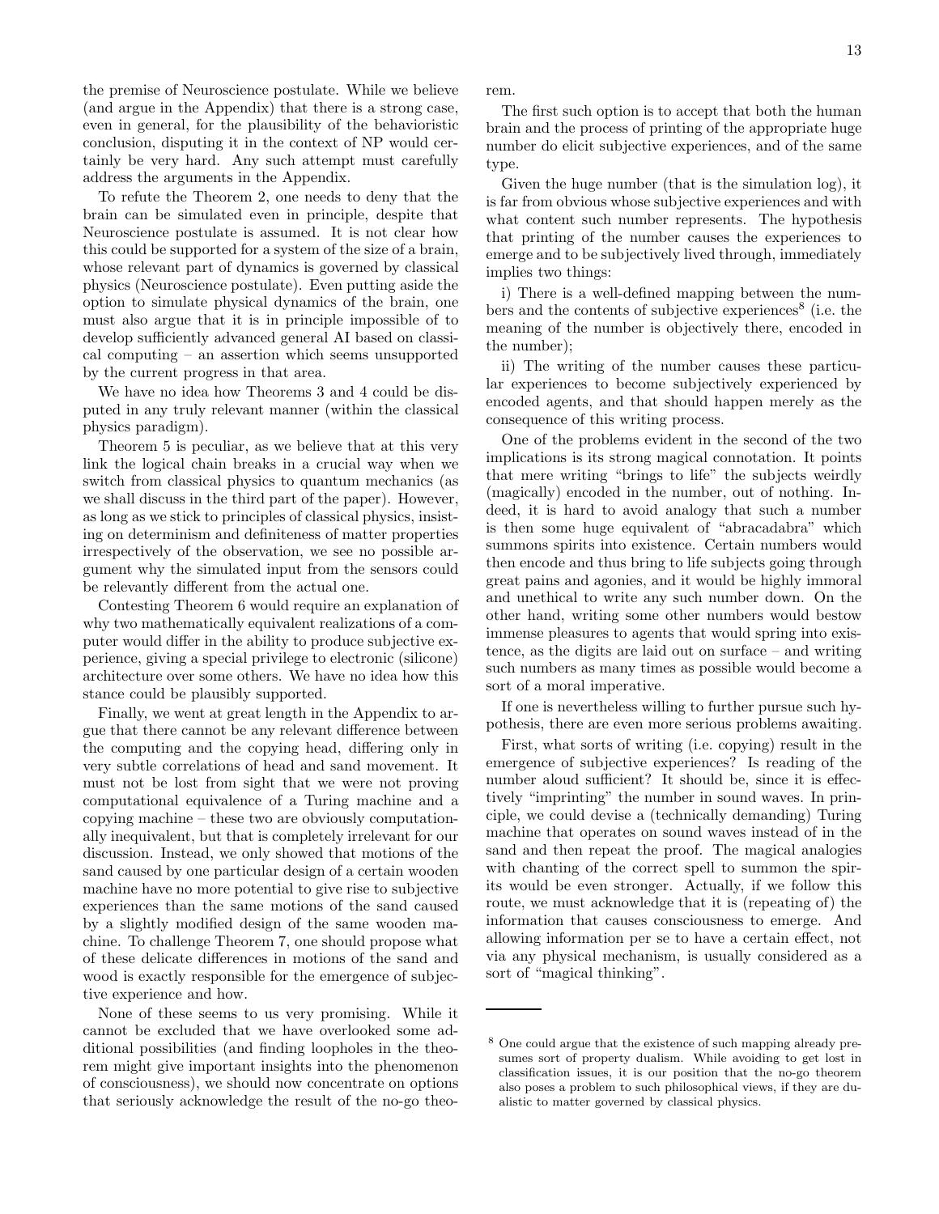the premise of Neuroscience postulate. While we believe (and argue in the Appendix) that there is a strong case, even in general, for the plausibility of the behavioristic conclusion, disputing it in the context of NP would certainly be very hard. Any such attempt must carefully address the arguments in the Appendix.

To refute the Theorem 2, one needs to deny that the brain can be simulated even in principle, despite that Neuroscience postulate is assumed. It is not clear how this could be supported for a system of the size of a brain, whose relevant part of dynamics is governed by classical physics (Neuroscience postulate). Even putting aside the option to simulate physical dynamics of the brain, one must also argue that it is in principle impossible of to develop sufficiently advanced general AI based on classical computing – an assertion which seems unsupported by the current progress in that area.

We have no idea how Theorems 3 and 4 could be disputed in any truly relevant manner (within the classical physics paradigm).

Theorem 5 is peculiar, as we believe that at this very link the logical chain breaks in a crucial way when we switch from classical physics to quantum mechanics (as we shall discuss in the third part of the paper). However, as long as we stick to principles of classical physics, insisting on determinism and definiteness of matter properties irrespectively of the observation, we see no possible argument why the simulated input from the sensors could be relevantly different from the actual one.

Contesting Theorem 6 would require an explanation of why two mathematically equivalent realizations of a computer would differ in the ability to produce subjective experience, giving a special privilege to electronic (silicone) architecture over some others. We have no idea how this stance could be plausibly supported.

Finally, we went at great length in the Appendix to argue that there cannot be any relevant difference between the computing and the copying head, differing only in very subtle correlations of head and sand movement. It must not be lost from sight that we were not proving computational equivalence of a Turing machine and a copying machine – these two are obviously computationally inequivalent, but that is completely irrelevant for our discussion. Instead, we only showed that motions of the sand caused by one particular design of a certain wooden machine have no more potential to give rise to subjective experiences than the same motions of the sand caused by a slightly modified design of the same wooden machine. To challenge Theorem 7, one should propose what of these delicate differences in motions of the sand and wood is exactly responsible for the emergence of subjective experience and how.

None of these seems to us very promising. While it cannot be excluded that we have overlooked some additional possibilities (and finding loopholes in the theorem might give important insights into the phenomenon of consciousness), we should now concentrate on options that seriously acknowledge the result of the no-go theorem.

The first such option is to accept that both the human brain and the process of printing of the appropriate huge number do elicit subjective experiences, and of the same type.

Given the huge number (that is the simulation log), it is far from obvious whose subjective experiences and with what content such number represents. The hypothesis that printing of the number causes the experiences to emerge and to be subjectively lived through, immediately implies two things:

i) There is a well-defined mapping between the numbers and the contents of subjective experiences[8] (i.e. the meaning of the number is objectively there, encoded in the number);

ii) The writing of the number causes these particular experiences to become subjectively experienced by encoded agents, and that should happen merely as the consequence of this writing process.

One of the problems evident in the second of the two implications is its strong magical connotation. It points that mere writing "brings to life" the subjects weirdly (magically) encoded in the number, out of nothing. Indeed, it is hard to avoid analogy that such a number is then some huge equivalent of "abracadabra" which summons spirits into existence. Certain numbers would then encode and thus bring to life subjects going through great pains and agonies, and it would be highly immoral and unethical to write any such number down. On the other hand, writing some other numbers would bestow immense pleasures to agents that would spring into existence, as the digits are laid out on surface – and writing such numbers as many times as possible would become a sort of a moral imperative.

If one is nevertheless willing to further pursue such hypothesis, there are even more serious problems awaiting.

First, what sorts of writing (i.e. copying) result in the emergence of subjective experiences? Is reading of the number aloud sufficient? It should be, since it is effectively "imprinting" the number in sound waves. In principle, we could devise a (technically demanding) Turing machine that operates on sound waves instead of in the sand and then repeat the proof. The magical analogies with chanting of the correct spell to summon the spirits would be even stronger. Actually, if we follow this route, we must acknowledge that it is (repeating of) the information that causes consciousness to emerge. And allowing information per se to have a certain effect, not via any physical mechanism, is usually considered as a sort of "magical thinking".

---

[8] One could argue that the existence of such mapping already presumes sort of property dualism. While avoiding to get lost in classification issues, it is our position that the no-go theorem also poses a problem to such philosophical views, if they are dualistic to matter governed by classical physics.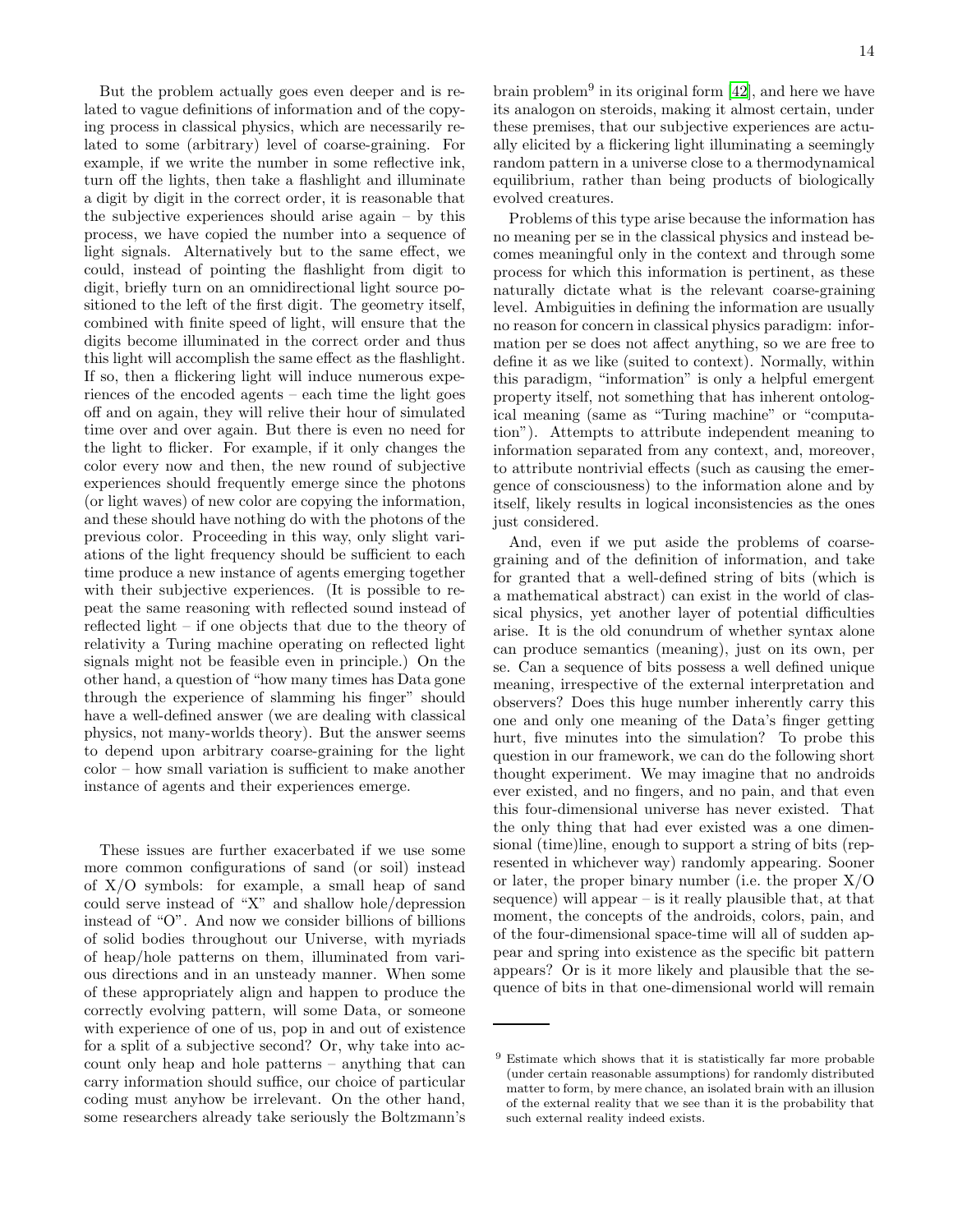But the problem actually goes even deeper and is related to vague definitions of information and of the copying process in classical physics, which are necessarily related to some (arbitrary) level of coarse-graining. For example, if we write the number in some reflective ink, turn off the lights, then take a flashlight and illuminate a digit by digit in the correct order, it is reasonable that the subjective experiences should arise again – by this process, we have copied the number into a sequence of light signals. Alternatively but to the same effect, we could, instead of pointing the flashlight from digit to digit, briefly turn on an omnidirectional light source positioned to the left of the first digit. The geometry itself, combined with finite speed of light, will ensure that the digits become illuminated in the correct order and thus this light will accomplish the same effect as the flashlight. If so, then a flickering light will induce numerous experiences of the encoded agents – each time the light goes off and on again, they will relive their hour of simulated time over and over again. But there is even no need for the light to flicker. For example, if it only changes the color every now and then, the new round of subjective experiences should frequently emerge since the photons (or light waves) of new color are copying the information, and these should have nothing do with the photons of the previous color. Proceeding in this way, only slight variations of the light frequency should be sufficient to each time produce a new instance of agents emerging together with their subjective experiences. (It is possible to repeat the same reasoning with reflected sound instead of reflected light – if one objects that due to the theory of relativity a Turing machine operating on reflected light signals might not be feasible even in principle.) On the other hand, a question of "how many times has Data gone through the experience of slamming his finger" should have a well-defined answer (we are dealing with classical physics, not many-worlds theory). But the answer seems to depend upon arbitrary coarse-graining for the light color – how small variation is sufficient to make another instance of agents and their experiences emerge.

These issues are further exacerbated if we use some more common configurations of sand (or soil) instead of X/O symbols: for example, a small heap of sand could serve instead of "X" and shallow hole/depression instead of "O". And now we consider billions of billions of solid bodies throughout our Universe, with myriads of heap/hole patterns on them, illuminated from various directions and in an unsteady manner. When some of these appropriately align and happen to produce the correctly evolving pattern, will some Data, or someone with experience of one of us, pop in and out of existence for a split of a subjective second? Or, why take into account only heap and hole patterns – anything that can carry information should suffice, our choice of particular coding must anyhow be irrelevant. On the other hand, some researchers already take seriously the Boltzmann's brain problem[9] in its original form [42], and here we have its analogon on steroids, making it almost certain, under these premises, that our subjective experiences are actually elicited by a flickering light illuminating a seemingly random pattern in a universe close to a thermodynamical equilibrium, rather than being products of biologically evolved creatures.

Problems of this type arise because the information has no meaning per se in the classical physics and instead becomes meaningful only in the context and through some process for which this information is pertinent, as these naturally dictate what is the relevant coarse-graining level. Ambiguities in defining the information are usually no reason for concern in classical physics paradigm: information per se does not affect anything, so we are free to define it as we like (suited to context). Normally, within this paradigm, "information" is only a helpful emergent property itself, not something that has inherent ontological meaning (same as "Turing machine" or "computation"). Attempts to attribute independent meaning to information separated from any context, and, moreover, to attribute nontrivial effects (such as causing the emergence of consciousness) to the information alone and by itself, likely results in logical inconsistencies as the ones just considered.

And, even if we put aside the problems of coarse-graining and of the definition of information, and take for granted that a well-defined string of bits (which is a mathematical abstract) can exist in the world of classical physics, yet another layer of potential difficulties arise. It is the old conundrum of whether syntax alone can produce semantics (meaning), just on its own, per se. Can a sequence of bits possess a well defined unique meaning, irrespective of the external interpretation and observers? Does this huge number inherently carry this one and only one meaning of the Data's finger getting hurt, five minutes into the simulation? To probe this question in our framework, we can do the following short thought experiment. We may imagine that no androids ever existed, and no fingers, and no pain, and that even this four-dimensional universe has never existed. That the only thing that had ever existed was a one dimensional (time)line, enough to support a string of bits (represented in whichever way) randomly appearing. Sooner or later, the proper binary number (i.e. the proper X/O sequence) will appear – is it really plausible that, at that moment, the concepts of the androids, colors, pain, and of the four-dimensional space-time will all of sudden appear and spring into existence as the specific bit pattern appears? Or is it more likely and plausible that the sequence of bits in that one-dimensional world will remain

[9] Estimate which shows that it is statistically far more probable (under certain reasonable assumptions) for randomly distributed matter to form, by mere chance, an isolated brain with an illusion of the external reality that we see than it is the probability that such external reality indeed exists.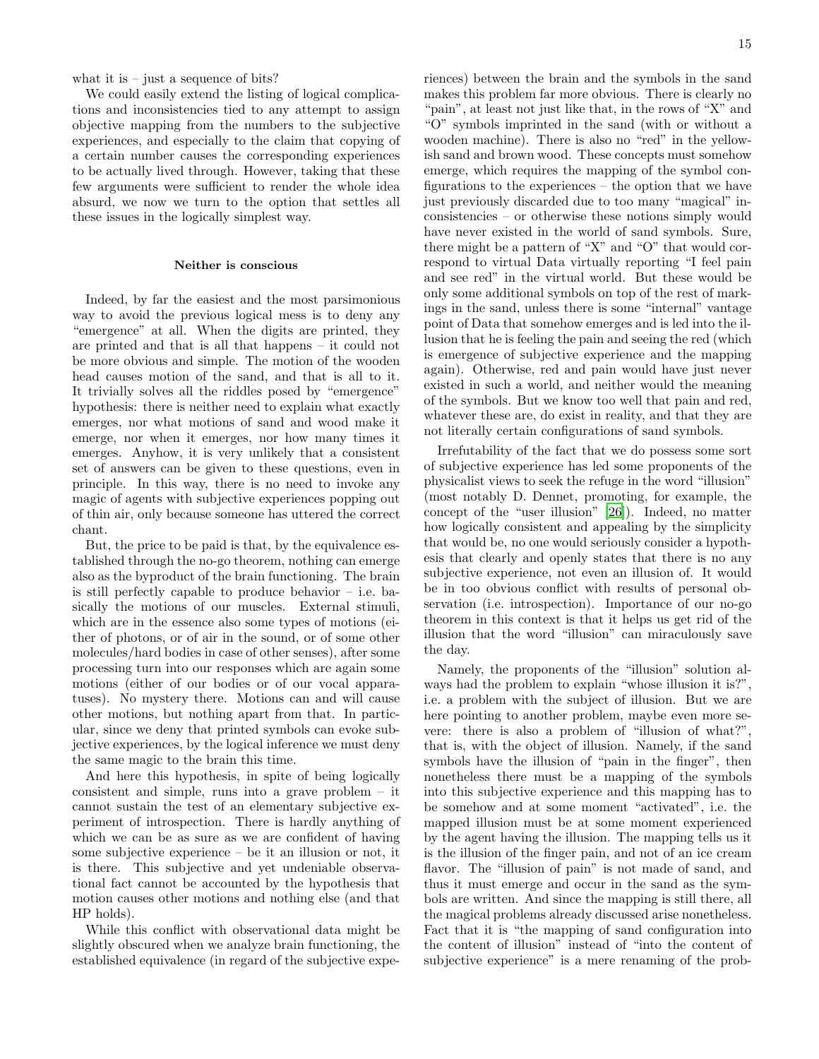what it is – just a sequence of bits?

We could easily extend the listing of logical complications and inconsistencies tied to any attempt to assign objective mapping from the numbers to the subjective experiences, and especially to the claim that copying of a certain number causes the corresponding experiences to be actually lived through. However, taking that these few arguments were sufficient to render the whole idea absurd, we now we turn to the option that settles all these issues in the logically simplest way.

### Neither is conscious

Indeed, by far the easiest and the most parsimonious way to avoid the previous logical mess is to deny any "emergence" at all. When the digits are printed, they are printed and that is all that happens – it could not be more obvious and simple. The motion of the wooden head causes motion of the sand, and that is all to it. It trivially solves all the riddles posed by "emergence" hypothesis: there is neither need to explain what exactly emerges, nor what motions of sand and wood make it emerge, nor when it emerges, nor how many times it emerges. Anyhow, it is very unlikely that a consistent set of answers can be given to these questions, even in principle. In this way, there is no need to invoke any magic of agents with subjective experiences popping out of thin air, only because someone has uttered the correct chant.

But, the price to be paid is that, by the equivalence established through the no-go theorem, nothing can emerge also as the byproduct of the brain functioning. The brain is still perfectly capable to produce behavior – i.e. basically the motions of our muscles. External stimuli, which are in the essence also some types of motions (either of photons, or of air in the sound, or of some other molecules/hard bodies in case of other senses), after some processing turn into our responses which are again some motions (either of our bodies or of our vocal apparatuses). No mystery there. Motions can and will cause other motions, but nothing apart from that. In particular, since we deny that printed symbols can evoke subjective experiences, by the logical inference we must deny the same magic to the brain this time.

And here this hypothesis, in spite of being logically consistent and simple, runs into a grave problem – it cannot sustain the test of an elementary subjective experiment of introspection. There is hardly anything of which we can be as sure as we are confident of having some subjective experience – be it an illusion or not, it is there. This subjective and yet undeniable observational fact cannot be accounted by the hypothesis that motion causes other motions and nothing else (and that HP holds).

While this conflict with observational data might be slightly obscured when we analyze brain functioning, the established equivalence (in regard of the subjective experiences) between the brain and the symbols in the sand makes this problem far more obvious. There is clearly no "pain", at least not just like that, in the rows of "X" and "O" symbols imprinted in the sand (with or without a wooden machine). There is also no "red" in the yellowish sand and brown wood. These concepts must somehow emerge, which requires the mapping of the symbol configurations to the experiences – the option that we have just previously discarded due to too many "magical" inconsistencies – or otherwise these notions simply would have never existed in the world of sand symbols. Sure, there might be a pattern of "X" and "O" that would correspond to virtual Data virtually reporting "I feel pain and see red" in the virtual world. But these would be only some additional symbols on top of the rest of markings in the sand, unless there is some "internal" vantage point of Data that somehow emerges and is led into the illusion that he is feeling the pain and seeing the red (which is emergence of subjective experience and the mapping again). Otherwise, red and pain would have just never existed in such a world, and neither would the meaning of the symbols. But we know too well that pain and red, whatever these are, do exist in reality, and that they are not literally certain configurations of sand symbols.

Irrefutability of the fact that we do possess some sort of subjective experience has led some proponents of the physicalist views to seek the refuge in the word "illusion" (most notably D. Dennet, promoting, for example, the concept of the "user illusion" [26]). Indeed, no matter how logically consistent and appealing by the simplicity that would be, no one would seriously consider a hypothesis that clearly and openly states that there is no any subjective experience, not even an illusion of. It would be in too obvious conflict with results of personal observation (i.e. introspection). Importance of our no-go theorem in this context is that it helps us get rid of the illusion that the word "illusion" can miraculously save the day.

Namely, the proponents of the "illusion" solution always had the problem to explain "whose illusion it is?", i.e. a problem with the subject of illusion. But we are here pointing to another problem, maybe even more severe: there is also a problem of "illusion of what?", that is, with the object of illusion. Namely, if the sand symbols have the illusion of "pain in the finger", then nonetheless there must be a mapping of the symbols into this subjective experience and this mapping has to be somehow and at some moment "activated", i.e. the mapped illusion must be at some moment experienced by the agent having the illusion. The mapping tells us it is the illusion of the finger pain, and not of an ice cream flavor. The "illusion of pain" is not made of sand, and thus it must emerge and occur in the sand as the symbols are written. And since the mapping is still there, all the magical problems already discussed arise nonetheless. Fact that it is "the mapping of sand configuration into the content of illusion" instead of "into the content of subjective experience" is a mere renaming of the prob-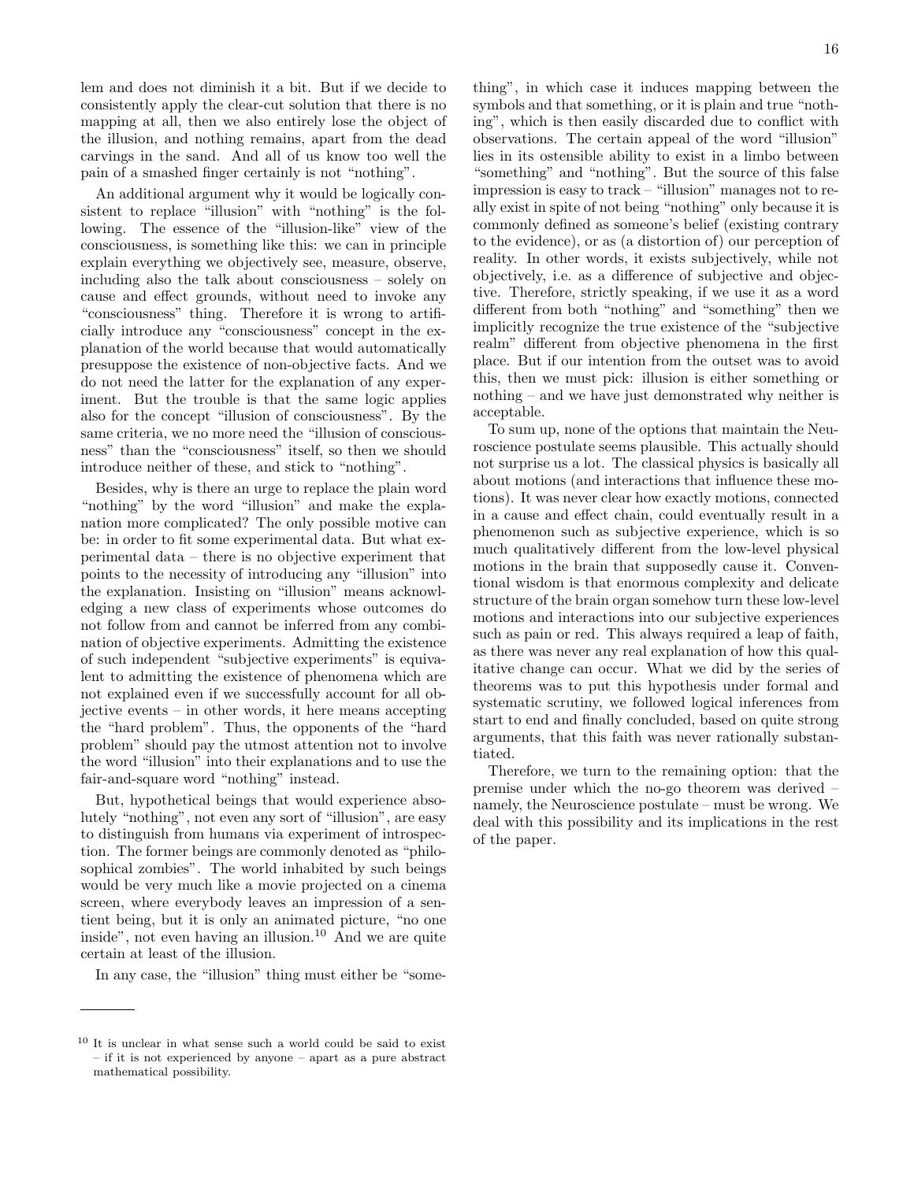lem and does not diminish it a bit. But if we decide to consistently apply the clear-cut solution that there is no mapping at all, then we also entirely lose the object of the illusion, and nothing remains, apart from the dead carvings in the sand. And all of us know too well the pain of a smashed finger certainly is not "nothing".

An additional argument why it would be logically consistent to replace "illusion" with "nothing" is the following. The essence of the "illusion-like" view of the consciousness, is something like this: we can in principle explain everything we objectively see, measure, observe, including also the talk about consciousness – solely on cause and effect grounds, without need to invoke any "consciousness" thing. Therefore it is wrong to artificially introduce any "consciousness" concept in the explanation of the world because that would automatically presuppose the existence of non-objective facts. And we do not need the latter for the explanation of any experiment. But the trouble is that the same logic applies also for the concept "illusion of consciousness". By the same criteria, we no more need the "illusion of consciousness" than the "consciousness" itself, so then we should introduce neither of these, and stick to "nothing".

Besides, why is there an urge to replace the plain word "nothing" by the word "illusion" and make the explanation more complicated? The only possible motive can be: in order to fit some experimental data. But what experimental data – there is no objective experiment that points to the necessity of introducing any "illusion" into the explanation. Insisting on "illusion" means acknowledging a new class of experiments whose outcomes do not follow from and cannot be inferred from any combination of objective experiments. Admitting the existence of such independent "subjective experiments" is equivalent to admitting the existence of phenomena which are not explained even if we successfully account for all objective events – in other words, it here means accepting the "hard problem". Thus, the opponents of the "hard problem" should pay the utmost attention not to involve the word "illusion" into their explanations and to use the fair-and-square word "nothing" instead.

But, hypothetical beings that would experience absolutely "nothing", not even any sort of "illusion", are easy to distinguish from humans via experiment of introspection. The former beings are commonly denoted as "philosophical zombies". The world inhabited by such beings would be very much like a movie projected on a cinema screen, where everybody leaves an impression of a sentient being, but it is only an animated picture, "no one inside", not even having an illusion.[10] And we are quite certain at least of the illusion.

In any case, the "illusion" thing must either be "something", in which case it induces mapping between the symbols and that something, or it is plain and true "nothing", which is then easily discarded due to conflict with observations. The certain appeal of the word "illusion" lies in its ostensible ability to exist in a limbo between "something" and "nothing". But the source of this false impression is easy to track – "illusion" manages not to really exist in spite of not being "nothing" only because it is commonly defined as someone's belief (existing contrary to the evidence), or as (a distortion of) our perception of reality. In other words, it exists subjectively, while not objectively, i.e. as a difference of subjective and objective. Therefore, strictly speaking, if we use it as a word different from both "nothing" and "something" then we implicitly recognize the true existence of the "subjective realm" different from objective phenomena in the first place. But if our intention from the outset was to avoid this, then we must pick: illusion is either something or nothing – and we have just demonstrated why neither is acceptable.

To sum up, none of the options that maintain the Neuroscience postulate seems plausible. This actually should not surprise us a lot. The classical physics is basically all about motions (and interactions that influence these motions). It was never clear how exactly motions, connected in a cause and effect chain, could eventually result in a phenomenon such as subjective experience, which is so much qualitatively different from the low-level physical motions in the brain that supposedly cause it. Conventional wisdom is that enormous complexity and delicate structure of the brain organ somehow turn these low-level motions and interactions into our subjective experiences such as pain or red. This always required a leap of faith, as there was never any real explanation of how this qualitative change can occur. What we did by the series of theorems was to put this hypothesis under formal and systematic scrutiny, we followed logical inferences from start to end and finally concluded, based on quite strong arguments, that this faith was never rationally substantiated.

Therefore, we turn to the remaining option: that the premise under which the no-go theorem was derived – namely, the Neuroscience postulate – must be wrong. We deal with this possibility and its implications in the rest of the paper.

[10] It is unclear in what sense such a world could be said to exist – if it is not experienced by anyone – apart as a pure abstract mathematical possibility.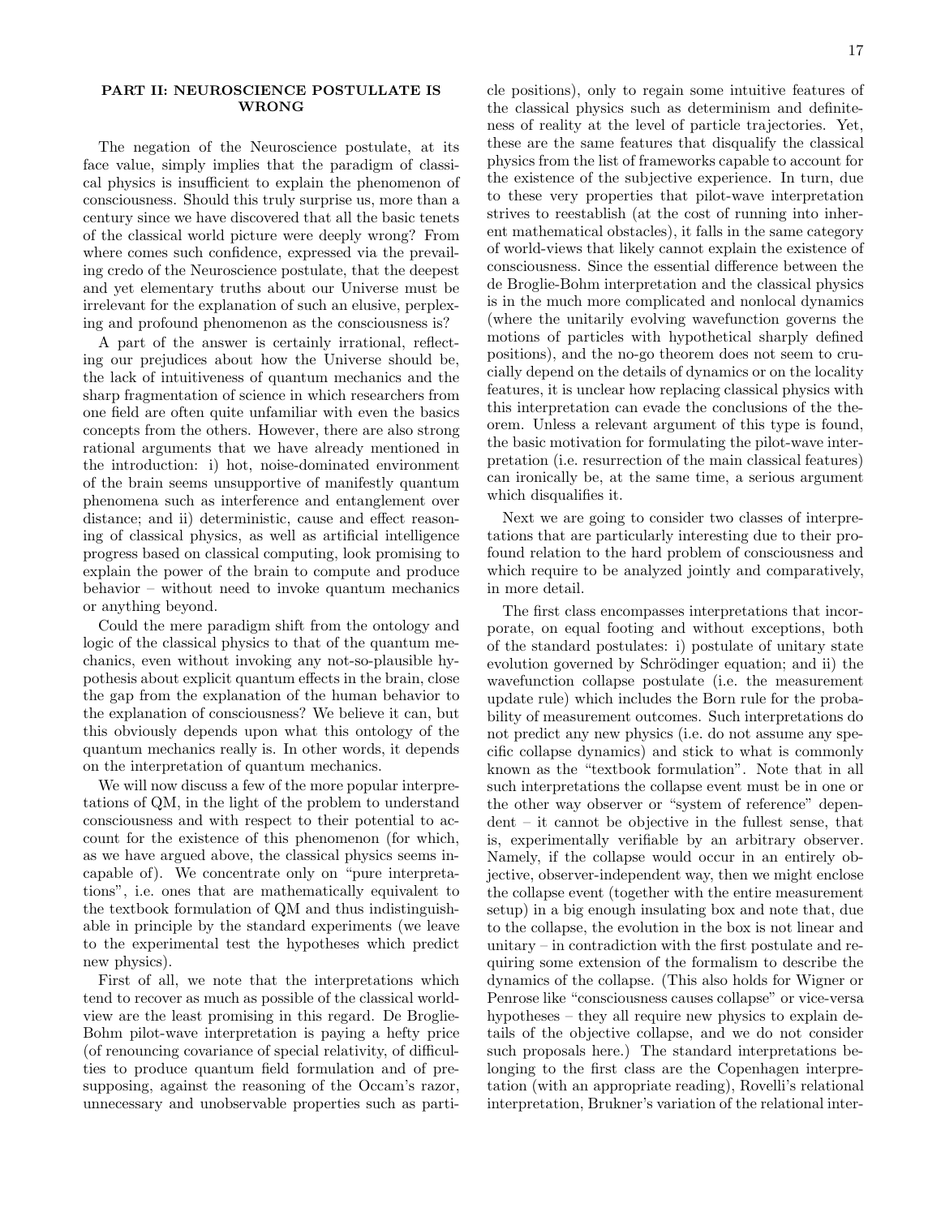## PART II: NEUROSCIENCE POSTULLATE IS WRONG

The negation of the Neuroscience postulate, at its face value, simply implies that the paradigm of classical physics is insufficient to explain the phenomenon of consciousness. Should this truly surprise us, more than a century since we have discovered that all the basic tenets of the classical world picture were deeply wrong? From where comes such confidence, expressed via the prevailing credo of the Neuroscience postulate, that the deepest and yet elementary truths about our Universe must be irrelevant for the explanation of such an elusive, perplexing and profound phenomenon as the consciousness is?

A part of the answer is certainly irrational, reflecting our prejudices about how the Universe should be, the lack of intuitiveness of quantum mechanics and the sharp fragmentation of science in which researchers from one field are often quite unfamiliar with even the basics concepts from the others. However, there are also strong rational arguments that we have already mentioned in the introduction: i) hot, noise-dominated environment of the brain seems unsupportive of manifestly quantum phenomena such as interference and entanglement over distance; and ii) deterministic, cause and effect reasoning of classical physics, as well as artificial intelligence progress based on classical computing, look promising to explain the power of the brain to compute and produce behavior – without need to invoke quantum mechanics or anything beyond.

Could the mere paradigm shift from the ontology and logic of the classical physics to that of the quantum mechanics, even without invoking any not-so-plausible hypothesis about explicit quantum effects in the brain, close the gap from the explanation of the human behavior to the explanation of consciousness? We believe it can, but this obviously depends upon what this ontology of the quantum mechanics really is. In other words, it depends on the interpretation of quantum mechanics.

We will now discuss a few of the more popular interpretations of QM, in the light of the problem to understand consciousness and with respect to their potential to account for the existence of this phenomenon (for which, as we have argued above, the classical physics seems incapable of). We concentrate only on "pure interpretations", i.e. ones that are mathematically equivalent to the textbook formulation of QM and thus indistinguishable in principle by the standard experiments (we leave to the experimental test the hypotheses which predict new physics).

First of all, we note that the interpretations which tend to recover as much as possible of the classical worldview are the least promising in this regard. De Broglie-Bohm pilot-wave interpretation is paying a hefty price (of renouncing covariance of special relativity, of difficulties to produce quantum field formulation and of presupposing, against the reasoning of the Occam's razor, unnecessary and unobservable properties such as particle positions), only to regain some intuitive features of the classical physics such as determinism and definiteness of reality at the level of particle trajectories. Yet, these are the same features that disqualify the classical physics from the list of frameworks capable to account for the existence of the subjective experience. In turn, due to these very properties that pilot-wave interpretation strives to reestablish (at the cost of running into inherent mathematical obstacles), it falls in the same category of world-views that likely cannot explain the existence of consciousness. Since the essential difference between the de Broglie-Bohm interpretation and the classical physics is in the much more complicated and nonlocal dynamics (where the unitarily evolving wavefunction governs the motions of particles with hypothetical sharply defined positions), and the no-go theorem does not seem to crucially depend on the details of dynamics or on the locality features, it is unclear how replacing classical physics with this interpretation can evade the conclusions of the theorem. Unless a relevant argument of this type is found, the basic motivation for formulating the pilot-wave interpretation (i.e. resurrection of the main classical features) can ironically be, at the same time, a serious argument which disqualifies it.

Next we are going to consider two classes of interpretations that are particularly interesting due to their profound relation to the hard problem of consciousness and which require to be analyzed jointly and comparatively, in more detail.

The first class encompasses interpretations that incorporate, on equal footing and without exceptions, both of the standard postulates: i) postulate of unitary state evolution governed by Schrödinger equation; and ii) the wavefunction collapse postulate (i.e. the measurement update rule) which includes the Born rule for the probability of measurement outcomes. Such interpretations do not predict any new physics (i.e. do not assume any specific collapse dynamics) and stick to what is commonly known as the "textbook formulation". Note that in all such interpretations the collapse event must be in one or the other way observer or "system of reference" dependent – it cannot be objective in the fullest sense, that is, experimentally verifiable by an arbitrary observer. Namely, if the collapse would occur in an entirely objective, observer-independent way, then we might enclose the collapse event (together with the entire measurement setup) in a big enough insulating box and note that, due to the collapse, the evolution in the box is not linear and unitary – in contradiction with the first postulate and requiring some extension of the formalism to describe the dynamics of the collapse. (This also holds for Wigner or Penrose like "consciousness causes collapse" or vice-versa hypotheses – they all require new physics to explain details of the objective collapse, and we do not consider such proposals here.) The standard interpretations belonging to the first class are the Copenhagen interpretation (with an appropriate reading), Rovelli's relational interpretation, Brukner's variation of the relational inter-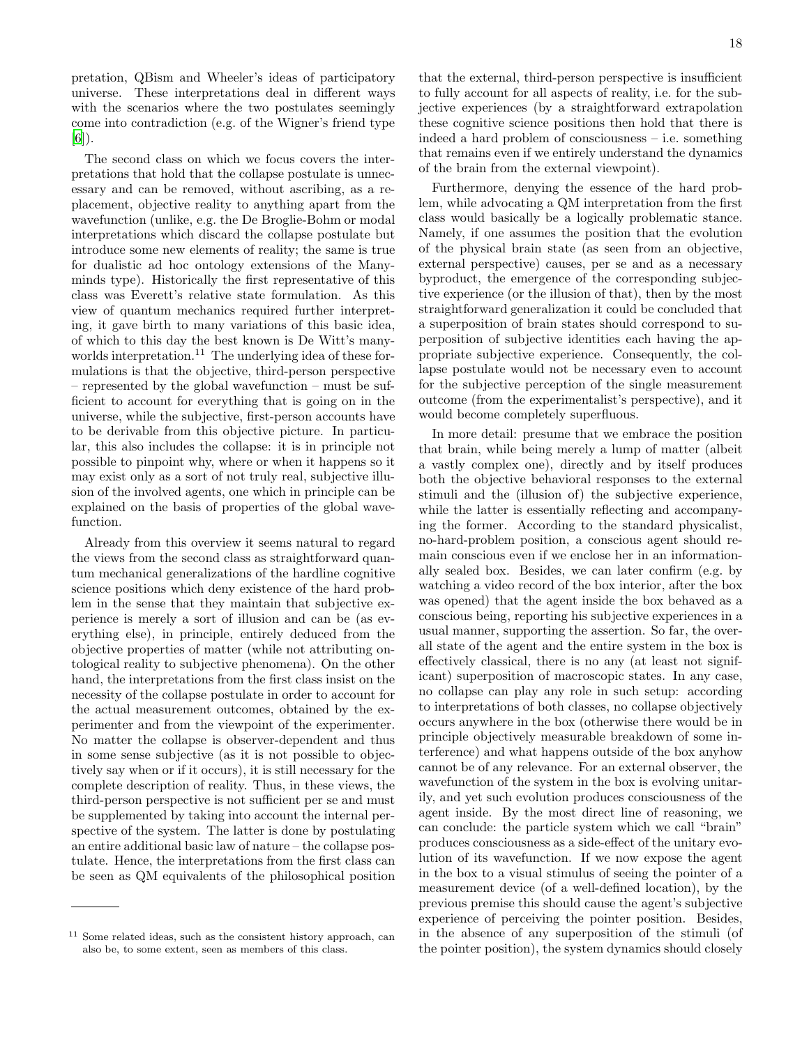pretation, QBism and Wheeler's ideas of participatory universe. These interpretations deal in different ways with the scenarios where the two postulates seemingly come into contradiction (e.g. of the Wigner's friend type [6]).

The second class on which we focus covers the interpretations that hold that the collapse postulate is unnecessary and can be removed, without ascribing, as a replacement, objective reality to anything apart from the wavefunction (unlike, e.g. the De Broglie-Bohm or modal interpretations which discard the collapse postulate but introduce some new elements of reality; the same is true for dualistic ad hoc ontology extensions of the Many-minds type). Historically the first representative of this class was Everett's relative state formulation. As this view of quantum mechanics required further interpreting, it gave birth to many variations of this basic idea, of which to this day the best known is De Witt's many-worlds interpretation.[11] The underlying idea of these formulations is that the objective, third-person perspective – represented by the global wavefunction – must be sufficient to account for everything that is going on in the universe, while the subjective, first-person accounts have to be derivable from this objective picture. In particular, this also includes the collapse: it is in principle not possible to pinpoint why, where or when it happens so it may exist only as a sort of not truly real, subjective illusion of the involved agents, one which in principle can be explained on the basis of properties of the global wavefunction.

Already from this overview it seems natural to regard the views from the second class as straightforward quantum mechanical generalizations of the hardline cognitive science positions which deny existence of the hard problem in the sense that they maintain that subjective experience is merely a sort of illusion and can be (as everything else), in principle, entirely deduced from the objective properties of matter (while not attributing ontological reality to subjective phenomena). On the other hand, the interpretations from the first class insist on the necessity of the collapse postulate in order to account for the actual measurement outcomes, obtained by the experimenter and from the viewpoint of the experimenter. No matter the collapse is observer-dependent and thus in some sense subjective (as it is not possible to objectively say when or if it occurs), it is still necessary for the complete description of reality. Thus, in these views, the third-person perspective is not sufficient per se and must be supplemented by taking into account the internal perspective of the system. The latter is done by postulating an entire additional basic law of nature – the collapse postulate. Hence, the interpretations from the first class can be seen as QM equivalents of the philosophical position that the external, third-person perspective is insufficient to fully account for all aspects of reality, i.e. for the subjective experiences (by a straightforward extrapolation these cognitive science positions then hold that there is indeed a hard problem of consciousness – i.e. something that remains even if we entirely understand the dynamics of the brain from the external viewpoint).

Furthermore, denying the essence of the hard problem, while advocating a QM interpretation from the first class would basically be a logically problematic stance. Namely, if one assumes the position that the evolution of the physical brain state (as seen from an objective, external perspective) causes, per se and as a necessary byproduct, the emergence of the corresponding subjective experience (or the illusion of that), then by the most straightforward generalization it could be concluded that a superposition of brain states should correspond to superposition of subjective identities each having the appropriate subjective experience. Consequently, the collapse postulate would not be necessary even to account for the subjective perception of the single measurement outcome (from the experimentalist's perspective), and it would become completely superfluous.

In more detail: presume that we embrace the position that brain, while being merely a lump of matter (albeit a vastly complex one), directly and by itself produces both the objective behavioral responses to the external stimuli and the (illusion of) the subjective experience, while the latter is essentially reflecting and accompanying the former. According to the standard physicalist, no-hard-problem position, a conscious agent should remain conscious even if we enclose her in an informationally sealed box. Besides, we can later confirm (e.g. by watching a video record of the box interior, after the box was opened) that the agent inside the box behaved as a conscious being, reporting his subjective experiences in a usual manner, supporting the assertion. So far, the overall state of the agent and the entire system in the box is effectively classical, there is no any (at least not significant) superposition of macroscopic states. In any case, no collapse can play any role in such setup: according to interpretations of both classes, no collapse objectively occurs anywhere in the box (otherwise there would be in principle objectively measurable breakdown of some interference) and what happens outside of the box anyhow cannot be of any relevance. For an external observer, the wavefunction of the system in the box is evolving unitarily, and yet such evolution produces consciousness of the agent inside. By the most direct line of reasoning, we can conclude: the particle system which we call "brain" produces consciousness as a side-effect of the unitary evolution of its wavefunction. If we now expose the agent in the box to a visual stimulus of seeing the pointer of a measurement device (of a well-defined location), by the previous premise this should cause the agent's subjective experience of perceiving the pointer position. Besides, in the absence of any superposition of the stimuli (of the pointer position), the system dynamics should closely

[11] Some related ideas, such as the consistent history approach, can also be, to some extent, seen as members of this class.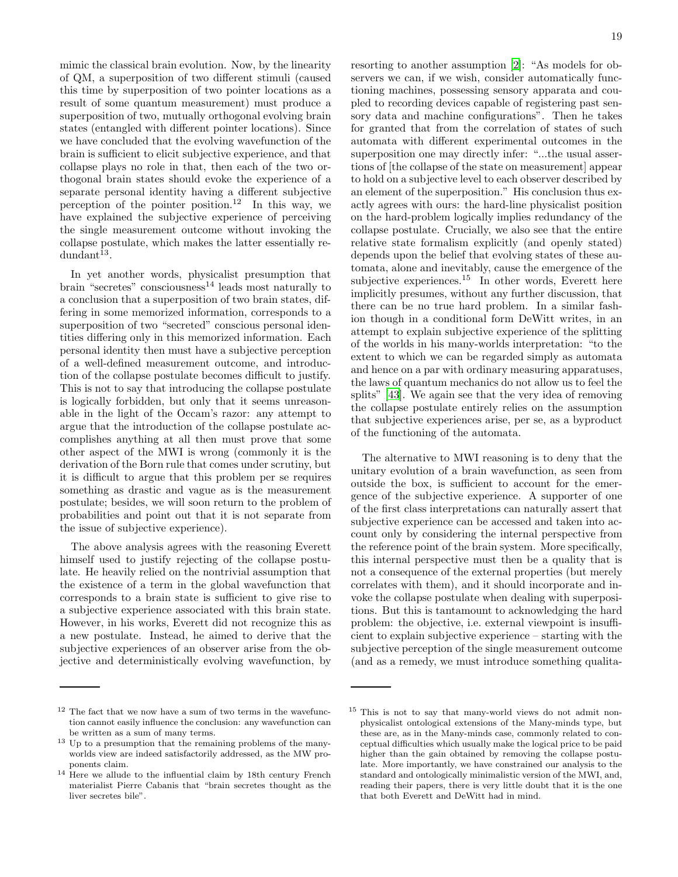mimic the classical brain evolution. Now, by the linearity of QM, a superposition of two different stimuli (caused this time by superposition of two pointer locations as a result of some quantum measurement) must produce a superposition of two, mutually orthogonal evolving brain states (entangled with different pointer locations). Since we have concluded that the evolving wavefunction of the brain is sufficient to elicit subjective experience, and that collapse plays no role in that, then each of the two orthogonal brain states should evoke the experience of a separate personal identity having a different subjective perception of the pointer position.[12] In this way, we have explained the subjective experience of perceiving the single measurement outcome without invoking the collapse postulate, which makes the latter essentially redundant[13].

In yet another words, physicalist presumption that brain "secretes" consciousness[14] leads most naturally to a conclusion that a superposition of two brain states, differing in some memorized information, corresponds to a superposition of two "secreted" conscious personal identities differing only in this memorized information. Each personal identity then must have a subjective perception of a well-defined measurement outcome, and introduction of the collapse postulate becomes difficult to justify. This is not to say that introducing the collapse postulate is logically forbidden, but only that it seems unreasonable in the light of the Occam's razor: any attempt to argue that the introduction of the collapse postulate accomplishes anything at all then must prove that some other aspect of the MWI is wrong (commonly it is the derivation of the Born rule that comes under scrutiny, but it is difficult to argue that this problem per se requires something as drastic and vague as is the measurement postulate; besides, we will soon return to the problem of probabilities and point out that it is not separate from the issue of subjective experience).

The above analysis agrees with the reasoning Everett himself used to justify rejecting of the collapse postulate. He heavily relied on the nontrivial assumption that the existence of a term in the global wavefunction that corresponds to a brain state is sufficient to give rise to a subjective experience associated with this brain state. However, in his works, Everett did not recognize this as a new postulate. Instead, he aimed to derive that the subjective experiences of an observer arise from the objective and deterministically evolving wavefunction, by resorting to another assumption [2]: "As models for observers we can, if we wish, consider automatically functioning machines, possessing sensory apparata and coupled to recording devices capable of registering past sensory data and machine configurations". Then he takes for granted that from the correlation of states of such automata with different experimental outcomes in the superposition one may directly infer: "...the usual assertions of [the collapse of the state on measurement] appear to hold on a subjective level to each observer described by an element of the superposition." His conclusion thus exactly agrees with ours: the hard-line physicalist position on the hard-problem logically implies redundancy of the collapse postulate. Crucially, we also see that the entire relative state formalism explicitly (and openly stated) depends upon the belief that evolving states of these automata, alone and inevitably, cause the emergence of the subjective experiences.[15] In other words, Everett here implicitly presumes, without any further discussion, that there can be no true hard problem. In a similar fashion though in a conditional form DeWitt writes, in an attempt to explain subjective experience of the splitting of the worlds in his many-worlds interpretation: "to the extent to which we can be regarded simply as automata and hence on a par with ordinary measuring apparatuses, the laws of quantum mechanics do not allow us to feel the splits" [43]. We again see that the very idea of removing the collapse postulate entirely relies on the assumption that subjective experiences arise, per se, as a byproduct of the functioning of the automata.

The alternative to MWI reasoning is to deny that the unitary evolution of a brain wavefunction, as seen from outside the box, is sufficient to account for the emergence of the subjective experience. A supporter of one of the first class interpretations can naturally assert that subjective experience can be accessed and taken into account only by considering the internal perspective from the reference point of the brain system. More specifically, this internal perspective must then be a quality that is not a consequence of the external properties (but merely correlates with them), and it should incorporate and invoke the collapse postulate when dealing with superpositions. But this is tantamount to acknowledging the hard problem: the objective, i.e. external viewpoint is insufficient to explain subjective experience – starting with the subjective perception of the single measurement outcome (and as a remedy, we must introduce something qualita-

[12] The fact that we now have a sum of two terms in the wavefunction cannot easily influence the conclusion: any wavefunction can be written as a sum of many terms.

[13] Up to a presumption that the remaining problems of the many-worlds view are indeed satisfactorily addressed, as the MW proponents claim.

[14] Here we allude to the influential claim by 18th century French materialist Pierre Cabanis that "brain secretes thought as the liver secretes bile".

[15] This is not to say that many-world views do not admit non-physicalist ontological extensions of the Many-minds type, but these are, as in the Many-minds case, commonly related to conceptual difficulties which usually make the logical price to be paid higher than the gain obtained by removing the collapse postulate. More importantly, we have constrained our analysis to the standard and ontologically minimalistic version of the MWI, and, reading their papers, there is very little doubt that it is the one that both Everett and DeWitt had in mind.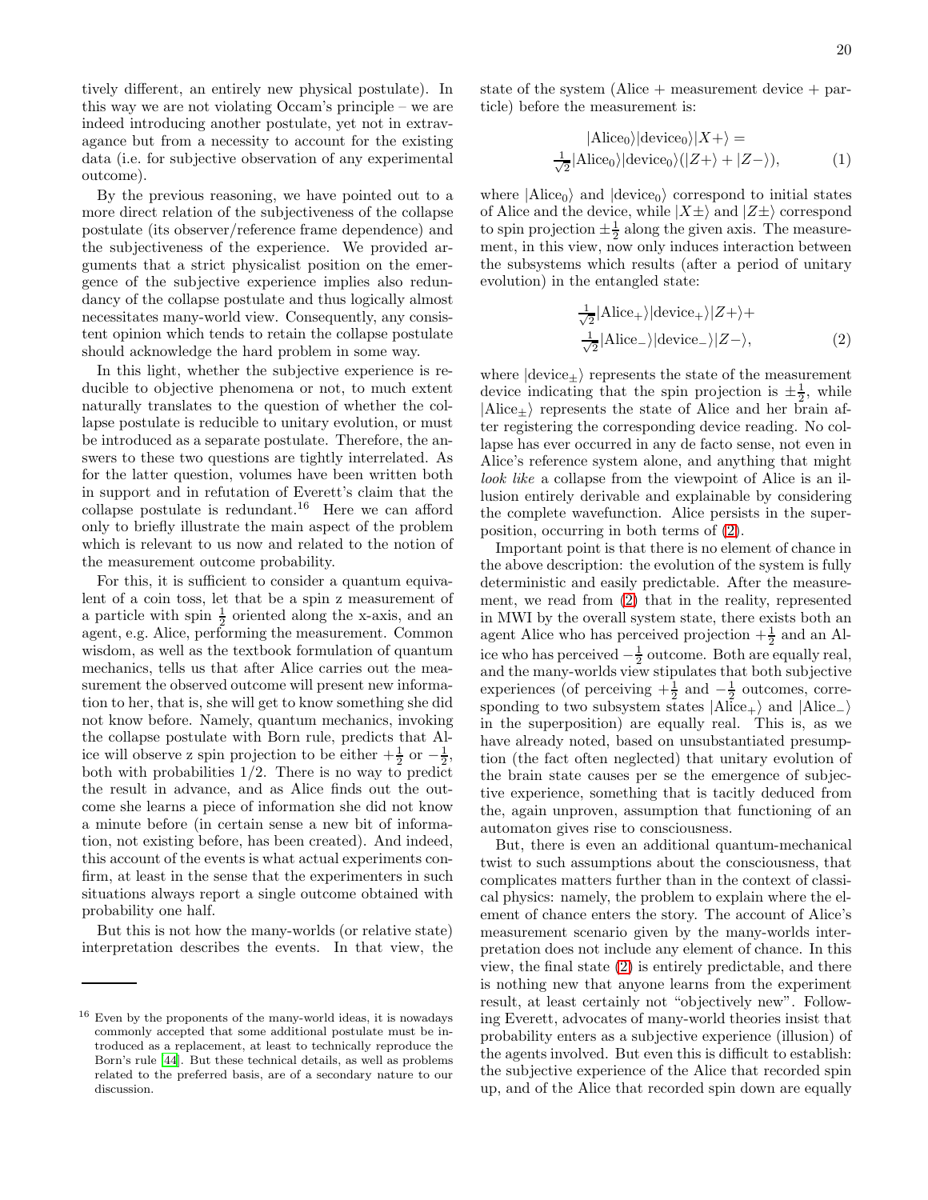tively different, an entirely new physical postulate). In this way we are not violating Occam's principle – we are indeed introducing another postulate, yet not in extravagance but from a necessity to account for the existing data (i.e. for subjective observation of any experimental outcome).

By the previous reasoning, we have pointed out to a more direct relation of the subjectiveness of the collapse postulate (its observer/reference frame dependence) and the subjectiveness of the experience. We provided arguments that a strict physicalist position on the emergence of the subjective experience implies also redundancy of the collapse postulate and thus logically almost necessitates many-world view. Consequently, any consistent opinion which tends to retain the collapse postulate should acknowledge the hard problem in some way.

In this light, whether the subjective experience is reducible to objective phenomena or not, to much extent naturally translates to the question of whether the collapse postulate is reducible to unitary evolution, or must be introduced as a separate postulate. Therefore, the answers to these two questions are tightly interrelated. As for the latter question, volumes have been written both in support and in refutation of Everett's claim that the collapse postulate is redundant.[16] Here we can afford only to briefly illustrate the main aspect of the problem which is relevant to us now and related to the notion of the measurement outcome probability.

For this, it is sufficient to consider a quantum equivalent of a coin toss, let that be a spin z measurement of a particle with spin $\frac{1}{2}$ oriented along the x-axis, and an agent, e.g. Alice, performing the measurement. Common wisdom, as well as the textbook formulation of quantum mechanics, tells us that after Alice carries out the measurement the observed outcome will present new information to her, that is, she will get to know something she did not know before. Namely, quantum mechanics, invoking the collapse postulate with Born rule, predicts that Alice will observe z spin projection to be either $+\frac{1}{2}$ or $-\frac{1}{2}$, both with probabilities 1/2. There is no way to predict the result in advance, and as Alice finds out the outcome she learns a piece of information she did not know a minute before (in certain sense a new bit of information, not existing before, has been created). And indeed, this account of the events is what actual experiments confirm, at least in the sense that the experimenters in such situations always report a single outcome obtained with probability one half.

But this is not how the many-worlds (or relative state) interpretation describes the events. In that view, the state of the system (Alice + measurement device + particle) before the measurement is:

$$|\text{Alice}_0\rangle|\text{device}_0\rangle|X+\rangle = \frac{1}{\sqrt{2}}|\text{Alice}_0\rangle|\text{device}_0\rangle(|Z+\rangle + |Z-\rangle), \tag{1}$$

where $|\text{Alice}_0\rangle$ and $|\text{device}_0\rangle$ correspond to initial states of Alice and the device, while $|X\pm\rangle$ and $|Z\pm\rangle$ correspond to spin projection $\pm\frac{1}{2}$ along the given axis. The measurement, in this view, now only induces interaction between the subsystems which results (after a period of unitary evolution) in the entangled state:

$$\frac{1}{\sqrt{2}}|\text{Alice}_+\rangle|\text{device}_+\rangle|Z+\rangle + \frac{1}{\sqrt{2}}|\text{Alice}_-\rangle|\text{device}_-\rangle|Z-\rangle, \tag{2}$$

where $|\text{device}_\pm\rangle$ represents the state of the measurement device indicating that the spin projection is $\pm\frac{1}{2}$, while $|\text{Alice}_\pm\rangle$ represents the state of Alice and her brain after registering the corresponding device reading. No collapse has ever occurred in any de facto sense, not even in Alice's reference system alone, and anything that might *look like* a collapse from the viewpoint of Alice is an illusion entirely derivable and explainable by considering the complete wavefunction. Alice persists in the superposition, occurring in both terms of (2).

Important point is that there is no element of chance in the above description: the evolution of the system is fully deterministic and easily predictable. After the measurement, we read from (2) that in the reality, represented in MWI by the overall system state, there exists both an agent Alice who has perceived projection $+\frac{1}{2}$ and an Alice who has perceived $-\frac{1}{2}$ outcome. Both are equally real, and the many-worlds view stipulates that both subjective experiences (of perceiving $+\frac{1}{2}$ and $-\frac{1}{2}$ outcomes, corresponding to two subsystem states $|\text{Alice}_+\rangle$ and $|\text{Alice}_-\rangle$ in the superposition) are equally real. This is, as we have already noted, based on unsubstantiated presumption (the fact often neglected) that unitary evolution of the brain state causes per se the emergence of subjective experience, something that is tacitly deduced from the, again unproven, assumption that functioning of an automaton gives rise to consciousness.

But, there is even an additional quantum-mechanical twist to such assumptions about the consciousness, that complicates matters further than in the context of classical physics: namely, the problem to explain where the element of chance enters the story. The account of Alice's measurement scenario given by the many-worlds interpretation does not include any element of chance. In this view, the final state (2) is entirely predictable, and there is nothing new that anyone learns from the experiment result, at least certainly not "objectively new". Following Everett, advocates of many-world theories insist that probability enters as a subjective experience (illusion) of the agents involved. But even this is difficult to establish: the subjective experience of the Alice that recorded spin up, and of the Alice that recorded spin down are equally

---

[16] Even by the proponents of the many-world ideas, it is nowadays commonly accepted that some additional postulate must be introduced as a replacement, at least to technically reproduce the Born's rule [44]. But these technical details, as well as problems related to the preferred basis, are of a secondary nature to our discussion.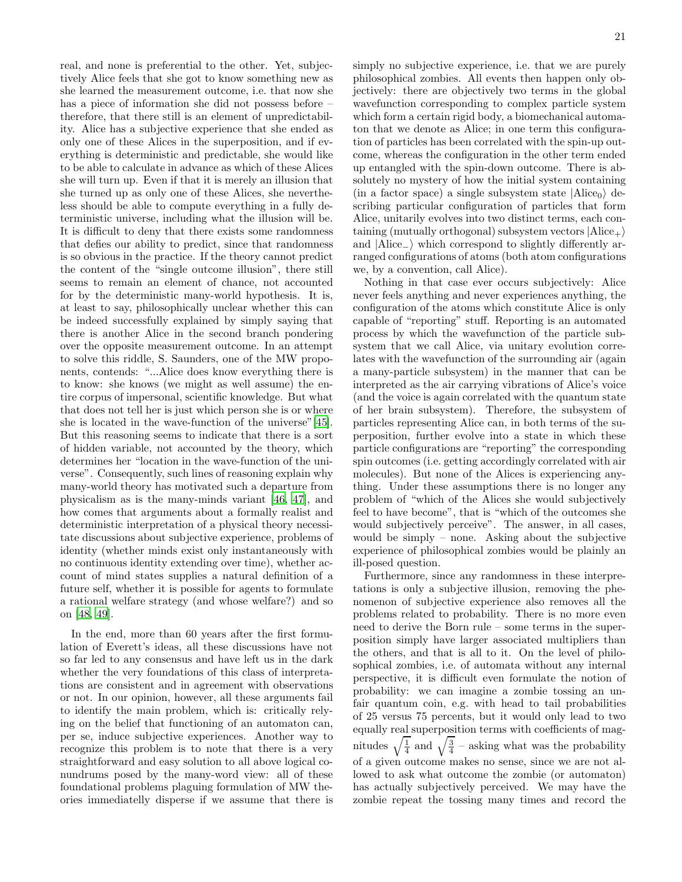real, and none is preferential to the other. Yet, subjectively Alice feels that she got to know something new as she learned the measurement outcome, i.e. that now she has a piece of information she did not possess before – therefore, that there still is an element of unpredictability. Alice has a subjective experience that she ended as only one of these Alices in the superposition, and if everything is deterministic and predictable, she would like to be able to calculate in advance as which of these Alices she will turn up. Even if that it is merely an illusion that she turned up as only one of these Alices, she nevertheless should be able to compute everything in a fully deterministic universe, including what the illusion will be. It is difficult to deny that there exists some randomness that defies our ability to predict, since that randomness is so obvious in the practice. If the theory cannot predict the content of the "single outcome illusion", there still seems to remain an element of chance, not accounted for by the deterministic many-world hypothesis. It is, at least to say, philosophically unclear whether this can be indeed successfully explained by simply saying that there is another Alice in the second branch pondering over the opposite measurement outcome. In an attempt to solve this riddle, S. Saunders, one of the MW proponents, contends: "...Alice does know everything there is to know: she knows (we might as well assume) the entire corpus of impersonal, scientific knowledge. But what that does not tell her is just which person she is or where she is located in the wave-function of the universe"[45]. But this reasoning seems to indicate that there is a sort of hidden variable, not accounted by the theory, which determines her "location in the wave-function of the universe". Consequently, such lines of reasoning explain why many-world theory has motivated such a departure from physicalism as is the many-minds variant [46, 47], and how comes that arguments about a formally realist and deterministic interpretation of a physical theory necessitate discussions about subjective experience, problems of identity (whether minds exist only instantaneously with no continuous identity extending over time), whether account of mind states supplies a natural definition of a future self, whether it is possible for agents to formulate a rational welfare strategy (and whose welfare?) and so on [48, 49].

In the end, more than 60 years after the first formulation of Everett's ideas, all these discussions have not so far led to any consensus and have left us in the dark whether the very foundations of this class of interpretations are consistent and in agreement with observations or not. In our opinion, however, all these arguments fail to identify the main problem, which is: critically relying on the belief that functioning of an automaton can, per se, induce subjective experiences. Another way to recognize this problem is to note that there is a very straightforward and easy solution to all above logical conundrums posed by the many-word view: all of these foundational problems plaguing formulation of MW theories immediatelly disperse if we assume that there is simply no subjective experience, i.e. that we are purely philosophical zombies. All events then happen only objectively: there are objectively two terms in the global wavefunction corresponding to complex particle system which form a certain rigid body, a biomechanical automaton that we denote as Alice; in one term this configuration of particles has been correlated with the spin-up outcome, whereas the configuration in the other term ended up entangled with the spin-down outcome. There is absolutely no mystery of how the initial system containing (in a factor space) a single subsystem state $|\text{Alice}_0\rangle$ describing particular configuration of particles that form Alice, unitarily evolves into two distinct terms, each containing (mutually orthogonal) subsystem vectors $|\text{Alice}_+\rangle$ and $|\text{Alice}_-\rangle$ which correspond to slightly differently arranged configurations of atoms (both atom configurations we, by a convention, call Alice).

Nothing in that case ever occurs subjectively: Alice never feels anything and never experiences anything, the configuration of the atoms which constitute Alice is only capable of "reporting" stuff. Reporting is an automated process by which the wavefunction of the particle subsystem that we call Alice, via unitary evolution correlates with the wavefunction of the surrounding air (again a many-particle subsystem) in the manner that can be interpreted as the air carrying vibrations of Alice's voice (and the voice is again correlated with the quantum state of her brain subsystem). Therefore, the subsystem of particles representing Alice can, in both terms of the superposition, further evolve into a state in which these particle configurations are "reporting" the corresponding spin outcomes (i.e. getting accordingly correlated with air molecules). But none of the Alices is experiencing anything. Under these assumptions there is no longer any problem of "which of the Alices she would subjectively feel to have become", that is "which of the outcomes she would subjectively perceive". The answer, in all cases, would be simply – none. Asking about the subjective experience of philosophical zombies would be plainly an ill-posed question.

Furthermore, since any randomness in these interpretations is only a subjective illusion, removing the phenomenon of subjective experience also removes all the problems related to probability. There is no more even need to derive the Born rule – some terms in the superposition simply have larger associated multipliers than the others, and that is all to it. On the level of philosophical zombies, i.e. of automata without any internal perspective, it is difficult even formulate the notion of probability: we can imagine a zombie tossing an unfair quantum coin, e.g. with head to tail probabilities of 25 versus 75 percents, but it would only lead to two equally real superposition terms with coefficients of magnitudes $\sqrt{\frac{1}{4}}$ and $\sqrt{\frac{3}{4}}$ – asking what was the probability of a given outcome makes no sense, since we are not allowed to ask what outcome the zombie (or automaton) has actually subjectively perceived. We may have the zombie repeat the tossing many times and record the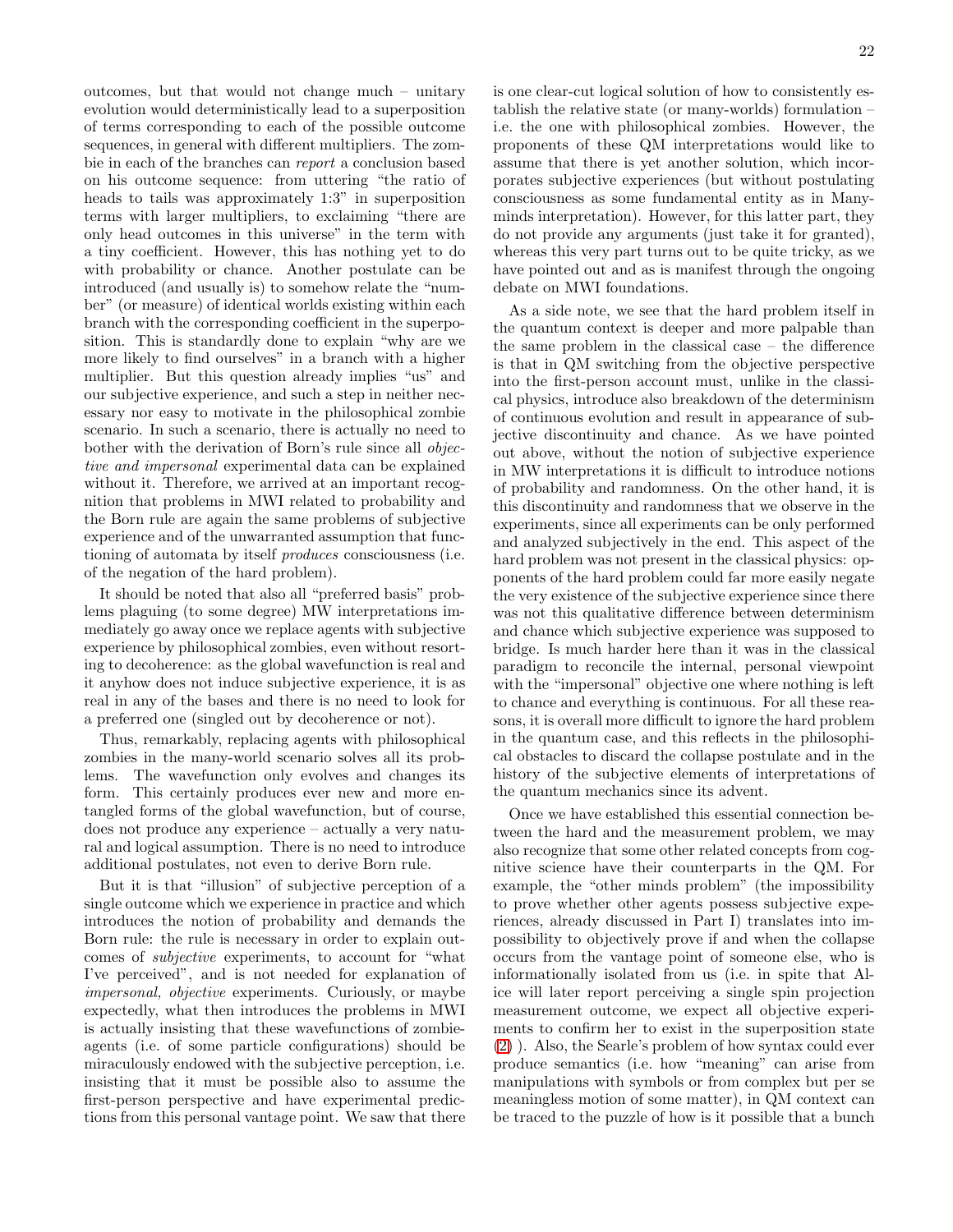outcomes, but that would not change much – unitary evolution would deterministically lead to a superposition of terms corresponding to each of the possible outcome sequences, in general with different multipliers. The zombie in each of the branches can *report* a conclusion based on his outcome sequence: from uttering "the ratio of heads to tails was approximately 1:3" in superposition terms with larger multipliers, to exclaiming "there are only head outcomes in this universe" in the term with a tiny coefficient. However, this has nothing yet to do with probability or chance. Another postulate can be introduced (and usually is) to somehow relate the "number" (or measure) of identical worlds existing within each branch with the corresponding coefficient in the superposition. This is standardly done to explain "why are we more likely to find ourselves" in a branch with a higher multiplier. But this question already implies "us" and our subjective experience, and such a step in neither necessary nor easy to motivate in the philosophical zombie scenario. In such a scenario, there is actually no need to bother with the derivation of Born's rule since all *objective and impersonal* experimental data can be explained without it. Therefore, we arrived at an important recognition that problems in MWI related to probability and the Born rule are again the same problems of subjective experience and of the unwarranted assumption that functioning of automata by itself *produces* consciousness (i.e. of the negation of the hard problem).

It should be noted that also all "preferred basis" problems plaguing (to some degree) MW interpretations immediately go away once we replace agents with subjective experience by philosophical zombies, even without resorting to decoherence: as the global wavefunction is real and it anyhow does not induce subjective experience, it is as real in any of the bases and there is no need to look for a preferred one (singled out by decoherence or not).

Thus, remarkably, replacing agents with philosophical zombies in the many-world scenario solves all its problems. The wavefunction only evolves and changes its form. This certainly produces ever new and more entangled forms of the global wavefunction, but of course, does not produce any experience – actually a very natural and logical assumption. There is no need to introduce additional postulates, not even to derive Born rule.

But it is that "illusion" of subjective perception of a single outcome which we experience in practice and which introduces the notion of probability and demands the Born rule: the rule is necessary in order to explain outcomes of *subjective* experiments, to account for "what I've perceived", and is not needed for explanation of *impersonal, objective* experiments. Curiously, or maybe expectedly, what then introduces the problems in MWI is actually insisting that these wavefunctions of zombie-agents (i.e. of some particle configurations) should be miraculously endowed with the subjective perception, i.e. insisting that it must be possible also to assume the first-person perspective and have experimental predictions from this personal vantage point. We saw that there is one clear-cut logical solution of how to consistently establish the relative state (or many-worlds) formulation – i.e. the one with philosophical zombies. However, the proponents of these QM interpretations would like to assume that there is yet another solution, which incorporates subjective experiences (but without postulating consciousness as some fundamental entity as in Many-minds interpretation). However, for this latter part, they do not provide any arguments (just take it for granted), whereas this very part turns out to be quite tricky, as we have pointed out and as is manifest through the ongoing debate on MWI foundations.

As a side note, we see that the hard problem itself in the quantum context is deeper and more palpable than the same problem in the classical case – the difference is that in QM switching from the objective perspective into the first-person account must, unlike in the classical physics, introduce also breakdown of the determinism of continuous evolution and result in appearance of subjective discontinuity and chance. As we have pointed out above, without the notion of subjective experience in MW interpretations it is difficult to introduce notions of probability and randomness. On the other hand, it is this discontinuity and randomness that we observe in the experiments, since all experiments can be only performed and analyzed subjectively in the end. This aspect of the hard problem was not present in the classical physics: opponents of the hard problem could far more easily negate the very existence of the subjective experience since there was not this qualitative difference between determinism and chance which subjective experience was supposed to bridge. Is much harder here than it was in the classical paradigm to reconcile the internal, personal viewpoint with the "impersonal" objective one where nothing is left to chance and everything is continuous. For all these reasons, it is overall more difficult to ignore the hard problem in the quantum case, and this reflects in the philosophical obstacles to discard the collapse postulate and in the history of the subjective elements of interpretations of the quantum mechanics since its advent.

Once we have established this essential connection between the hard and the measurement problem, we may also recognize that some other related concepts from cognitive science have their counterparts in the QM. For example, the "other minds problem" (the impossibility to prove whether other agents possess subjective experiences, already discussed in Part I) translates into impossibility to objectively prove if and when the collapse occurs from the vantage point of someone else, who is informationally isolated from us (i.e. in spite that Alice will later report perceiving a single spin projection measurement outcome, we expect all objective experiments to confirm her to exist in the superposition state (2) ). Also, the Searle's problem of how syntax could ever produce semantics (i.e. how "meaning" can arise from manipulations with symbols or from complex but per se meaningless motion of some matter), in QM context can be traced to the puzzle of how is it possible that a bunch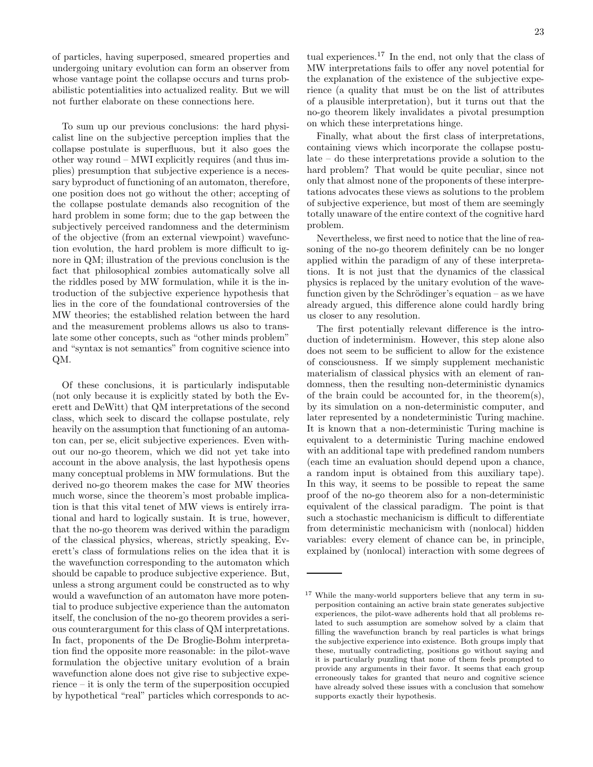of particles, having superposed, smeared properties and undergoing unitary evolution can form an observer from whose vantage point the collapse occurs and turns probabilistic potentialities into actualized reality. But we will not further elaborate on these connections here.

To sum up our previous conclusions: the hard physicalist line on the subjective perception implies that the collapse postulate is superfluous, but it also goes the other way round – MWI explicitly requires (and thus implies) presumption that subjective experience is a necessary byproduct of functioning of an automaton, therefore, one position does not go without the other; accepting of the collapse postulate demands also recognition of the hard problem in some form; due to the gap between the subjectively perceived randomness and the determinism of the objective (from an external viewpoint) wavefunction evolution, the hard problem is more difficult to ignore in QM; illustration of the previous conclusion is the fact that philosophical zombies automatically solve all the riddles posed by MW formulation, while it is the introduction of the subjective experience hypothesis that lies in the core of the foundational controversies of the MW theories; the established relation between the hard and the measurement problems allows us also to translate some other concepts, such as "other minds problem" and "syntax is not semantics" from cognitive science into QM.

Of these conclusions, it is particularly indisputable (not only because it is explicitly stated by both the Everett and DeWitt) that QM interpretations of the second class, which seek to discard the collapse postulate, rely heavily on the assumption that functioning of an automaton can, per se, elicit subjective experiences. Even without our no-go theorem, which we did not yet take into account in the above analysis, the last hypothesis opens many conceptual problems in MW formulations. But the derived no-go theorem makes the case for MW theories much worse, since the theorem's most probable implication is that this vital tenet of MW views is entirely irrational and hard to logically sustain. It is true, however, that the no-go theorem was derived within the paradigm of the classical physics, whereas, strictly speaking, Everett's class of formulations relies on the idea that it is the wavefunction corresponding to the automaton which should be capable to produce subjective experience. But, unless a strong argument could be constructed as to why would a wavefunction of an automaton have more potential to produce subjective experience than the automaton itself, the conclusion of the no-go theorem provides a serious counterargument for this class of QM interpretations. In fact, proponents of the De Broglie-Bohm interpretation find the opposite more reasonable: in the pilot-wave formulation the objective unitary evolution of a brain wavefunction alone does not give rise to subjective experience – it is only the term of the superposition occupied by hypothetical "real" particles which corresponds to actual experiences.[17] In the end, not only that the class of MW interpretations fails to offer any novel potential for the explanation of the existence of the subjective experience (a quality that must be on the list of attributes of a plausible interpretation), but it turns out that the no-go theorem likely invalidates a pivotal presumption on which these interpretations hinge.

Finally, what about the first class of interpretations, containing views which incorporate the collapse postulate – do these interpretations provide a solution to the hard problem? That would be quite peculiar, since not only that almost none of the proponents of these interpretations advocates these views as solutions to the problem of subjective experience, but most of them are seemingly totally unaware of the entire context of the cognitive hard problem.

Nevertheless, we first need to notice that the line of reasoning of the no-go theorem definitely can be no longer applied within the paradigm of any of these interpretations. It is not just that the dynamics of the classical physics is replaced by the unitary evolution of the wavefunction given by the Schrödinger's equation – as we have already argued, this difference alone could hardly bring us closer to any resolution.

The first potentially relevant difference is the introduction of indeterminism. However, this step alone also does not seem to be sufficient to allow for the existence of consciousness. If we simply supplement mechanistic materialism of classical physics with an element of randomness, then the resulting non-deterministic dynamics of the brain could be accounted for, in the theorem(s), by its simulation on a non-deterministic computer, and later represented by a nondeterministic Turing machine. It is known that a non-deterministic Turing machine is equivalent to a deterministic Turing machine endowed with an additional tape with predefined random numbers (each time an evaluation should depend upon a chance, a random input is obtained from this auxiliary tape). In this way, it seems to be possible to repeat the same proof of the no-go theorem also for a non-deterministic equivalent of the classical paradigm. The point is that such a stochastic mechanicism is difficult to differentiate from deterministic mechanicism with (nonlocal) hidden variables: every element of chance can be, in principle, explained by (nonlocal) interaction with some degrees of

---

[17] While the many-world supporters believe that any term in superposition containing an active brain state generates subjective experiences, the pilot-wave adherents hold that all problems related to such assumption are somehow solved by a claim that filling the wavefunction branch by real particles is what brings the subjective experience into existence. Both groups imply that these, mutually contradicting, positions go without saying and it is particularly puzzling that none of them feels prompted to provide any arguments in their favor. It seems that each group erroneously takes for granted that neuro and cognitive science have already solved these issues with a conclusion that somehow supports exactly their hypothesis.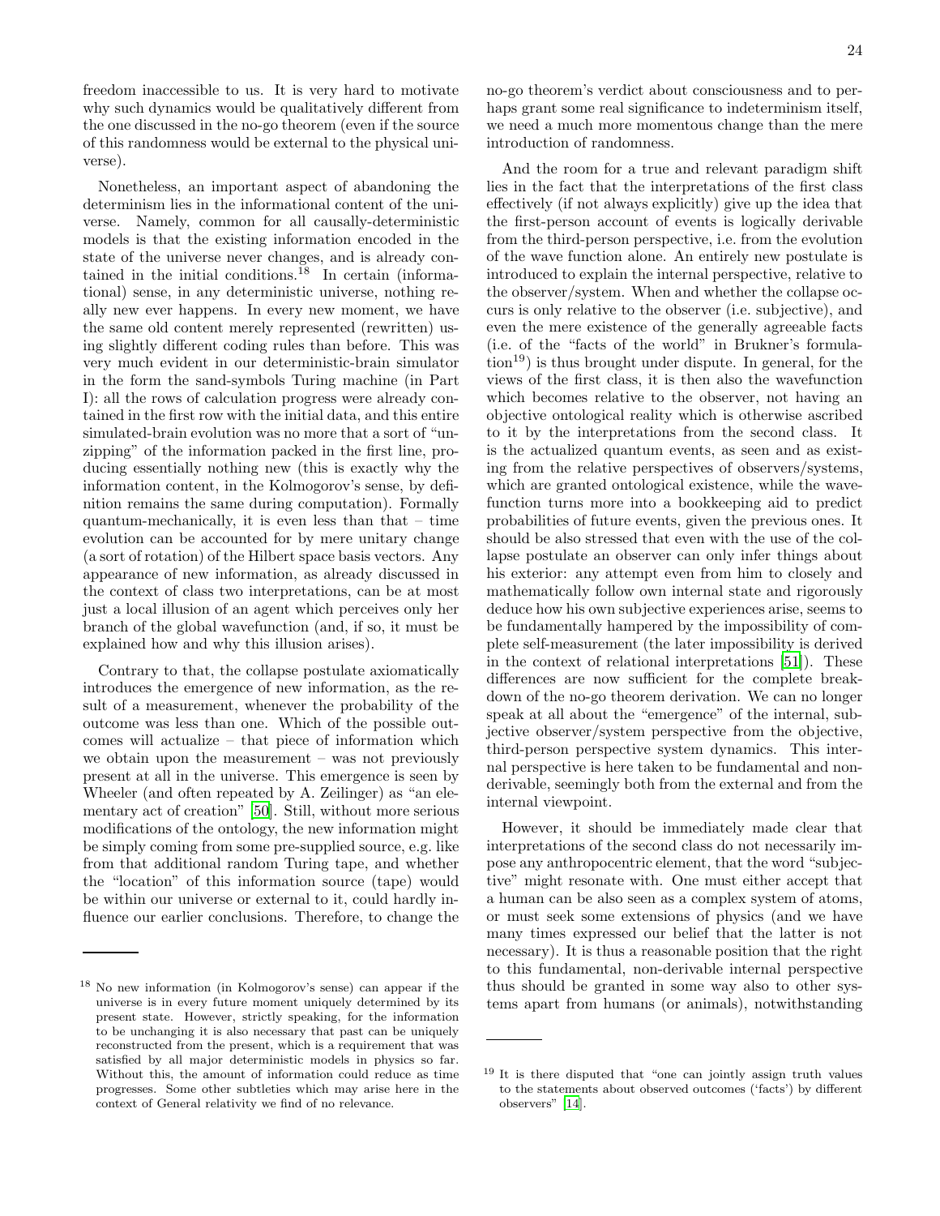freedom inaccessible to us. It is very hard to motivate why such dynamics would be qualitatively different from the one discussed in the no-go theorem (even if the source of this randomness would be external to the physical universe).

Nonetheless, an important aspect of abandoning the determinism lies in the informational content of the universe. Namely, common for all causally-deterministic models is that the existing information encoded in the state of the universe never changes, and is already contained in the initial conditions.[18] In certain (informational) sense, in any deterministic universe, nothing really new ever happens. In every new moment, we have the same old content merely represented (rewritten) using slightly different coding rules than before. This was very much evident in our deterministic-brain simulator in the form the sand-symbols Turing machine (in Part I): all the rows of calculation progress were already contained in the first row with the initial data, and this entire simulated-brain evolution was no more that a sort of "unzipping" of the information packed in the first line, producing essentially nothing new (this is exactly why the information content, in the Kolmogorov's sense, by definition remains the same during computation). Formally quantum-mechanically, it is even less than that – time evolution can be accounted for by mere unitary change (a sort of rotation) of the Hilbert space basis vectors. Any appearance of new information, as already discussed in the context of class two interpretations, can be at most just a local illusion of an agent which perceives only her branch of the global wavefunction (and, if so, it must be explained how and why this illusion arises).

Contrary to that, the collapse postulate axiomatically introduces the emergence of new information, as the result of a measurement, whenever the probability of the outcome was less than one. Which of the possible outcomes will actualize – that piece of information which we obtain upon the measurement – was not previously present at all in the universe. This emergence is seen by Wheeler (and often repeated by A. Zeilinger) as "an elementary act of creation" [50]. Still, without more serious modifications of the ontology, the new information might be simply coming from some pre-supplied source, e.g. like from that additional random Turing tape, and whether the "location" of this information source (tape) would be within our universe or external to it, could hardly influence our earlier conclusions. Therefore, to change the no-go theorem's verdict about consciousness and to perhaps grant some real significance to indeterminism itself, we need a much more momentous change than the mere introduction of randomness.

And the room for a true and relevant paradigm shift lies in the fact that the interpretations of the first class effectively (if not always explicitly) give up the idea that the first-person account of events is logically derivable from the third-person perspective, i.e. from the evolution of the wave function alone. An entirely new postulate is introduced to explain the internal perspective, relative to the observer/system. When and whether the collapse occurs is only relative to the observer (i.e. subjective), and even the mere existence of the generally agreeable facts (i.e. of the "facts of the world" in Brukner's formulation[19]) is thus brought under dispute. In general, for the views of the first class, it is then also the wavefunction which becomes relative to the observer, not having an objective ontological reality which is otherwise ascribed to it by the interpretations from the second class. It is the actualized quantum events, as seen and as existing from the relative perspectives of observers/systems, which are granted ontological existence, while the wavefunction turns more into a bookkeeping aid to predict probabilities of future events, given the previous ones. It should be also stressed that even with the use of the collapse postulate an observer can only infer things about his exterior: any attempt even from him to closely and mathematically follow own internal state and rigorously deduce how his own subjective experiences arise, seems to be fundamentally hampered by the impossibility of complete self-measurement (the later impossibility is derived in the context of relational interpretations [51]). These differences are now sufficient for the complete breakdown of the no-go theorem derivation. We can no longer speak at all about the "emergence" of the internal, subjective observer/system perspective from the objective, third-person perspective system dynamics. This internal perspective is here taken to be fundamental and non-derivable, seemingly both from the external and from the internal viewpoint.

However, it should be immediately made clear that interpretations of the second class do not necessarily impose any anthropocentric element, that the word "subjective" might resonate with. One must either accept that a human can be also seen as a complex system of atoms, or must seek some extensions of physics (and we have many times expressed our belief that the latter is not necessary). It is thus a reasonable position that the right to this fundamental, non-derivable internal perspective thus should be granted in some way also to other systems apart from humans (or animals), notwithstanding

---

[18] No new information (in Kolmogorov's sense) can appear if the universe is in every future moment uniquely determined by its present state. However, strictly speaking, for the information to be unchanging it is also necessary that past can be uniquely reconstructed from the present, which is a requirement that was satisfied by all major deterministic models in physics so far. Without this, the amount of information could reduce as time progresses. Some other subtleties which may arise here in the context of General relativity we find of no relevance.

[19] It is there disputed that "one can jointly assign truth values to the statements about observed outcomes ('facts') by different observers" [14].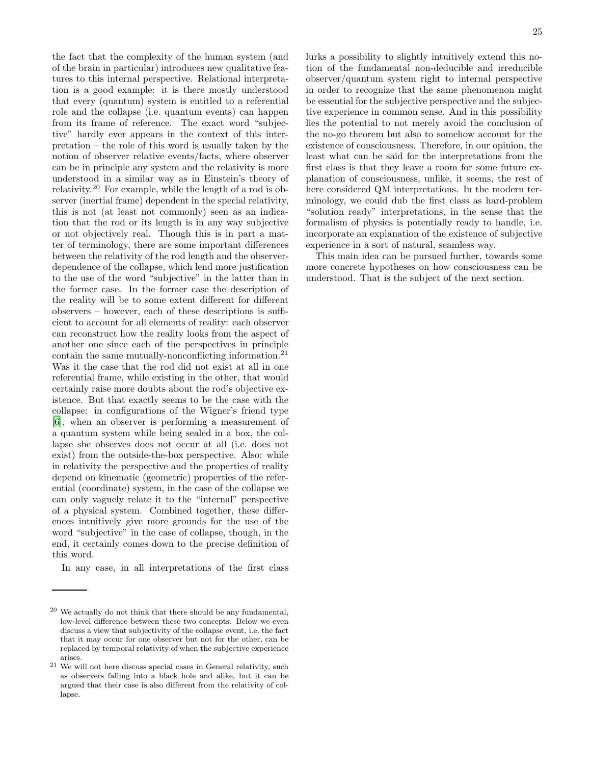the fact that the complexity of the human system (and of the brain in particular) introduces new qualitative features to this internal perspective. Relational interpretation is a good example: it is there mostly understood that every (quantum) system is entitled to a referential role and the collapse (i.e. quantum events) can happen from its frame of reference. The exact word "subjective" hardly ever appears in the context of this interpretation – the role of this word is usually taken by the notion of observer relative events/facts, where observer can be in principle any system and the relativity is more understood in a similar way as in Einstein's theory of relativity.[20] For example, while the length of a rod is observer (inertial frame) dependent in the special relativity, this is not (at least not commonly) seen as an indication that the rod or its length is in any way subjective or not objectively real. Though this is in part a matter of terminology, there are some important differences between the relativity of the rod length and the observer-dependence of the collapse, which lend more justification to the use of the word "subjective" in the latter than in the former case. In the former case the description of the reality will be to some extent different for different observers – however, each of these descriptions is sufficient to account for all elements of reality: each observer can reconstruct how the reality looks from the aspect of another one since each of the perspectives in principle contain the same mutually-nonconflicting information.[21] Was it the case that the rod did not exist at all in one referential frame, while existing in the other, that would certainly raise more doubts about the rod's objective existence. But that exactly seems to be the case with the collapse: in configurations of the Wigner's friend type [6], when an observer is performing a measurement of a quantum system while being sealed in a box, the collapse she observes does not occur at all (i.e. does not exist) from the outside-the-box perspective. Also: while in relativity the perspective and the properties of reality depend on kinematic (geometric) properties of the referential (coordinate) system, in the case of the collapse we can only vaguely relate it to the "internal" perspective of a physical system. Combined together, these differences intuitively give more grounds for the use of the word "subjective" in the case of collapse, though, in the end, it certainly comes down to the precise definition of this word.

In any case, in all interpretations of the first class lurks a possibility to slightly intuitively extend this notion of the fundamental non-deducible and irreducible observer/quantum system right to internal perspective in order to recognize that the same phenomenon might be essential for the subjective perspective and the subjective experience in common sense. And in this possibility lies the potential to not merely avoid the conclusion of the no-go theorem but also to somehow account for the existence of consciousness. Therefore, in our opinion, the least what can be said for the interpretations from the first class is that they leave a room for some future explanation of consciousness, unlike, it seems, the rest of here considered QM interpretations. In the modern terminology, we could dub the first class as hard-problem "solution ready" interpretations, in the sense that the formalism of physics is potentially ready to handle, i.e. incorporate an explanation of the existence of subjective experience in a sort of natural, seamless way.

This main idea can be pursued further, towards some more concrete hypotheses on how consciousness can be understood. That is the subject of the next section.

---

[20] We actually do not think that there should be any fundamental, low-level difference between these two concepts. Below we even discuss a view that subjectivity of the collapse event, i.e. the fact that it may occur for one observer but not for the other, can be replaced by temporal relativity of when the subjective experience arises.

[21] We will not here discuss special cases in General relativity, such as observers falling into a black hole and alike, but it can be argued that their case is also different from the relativity of collapse.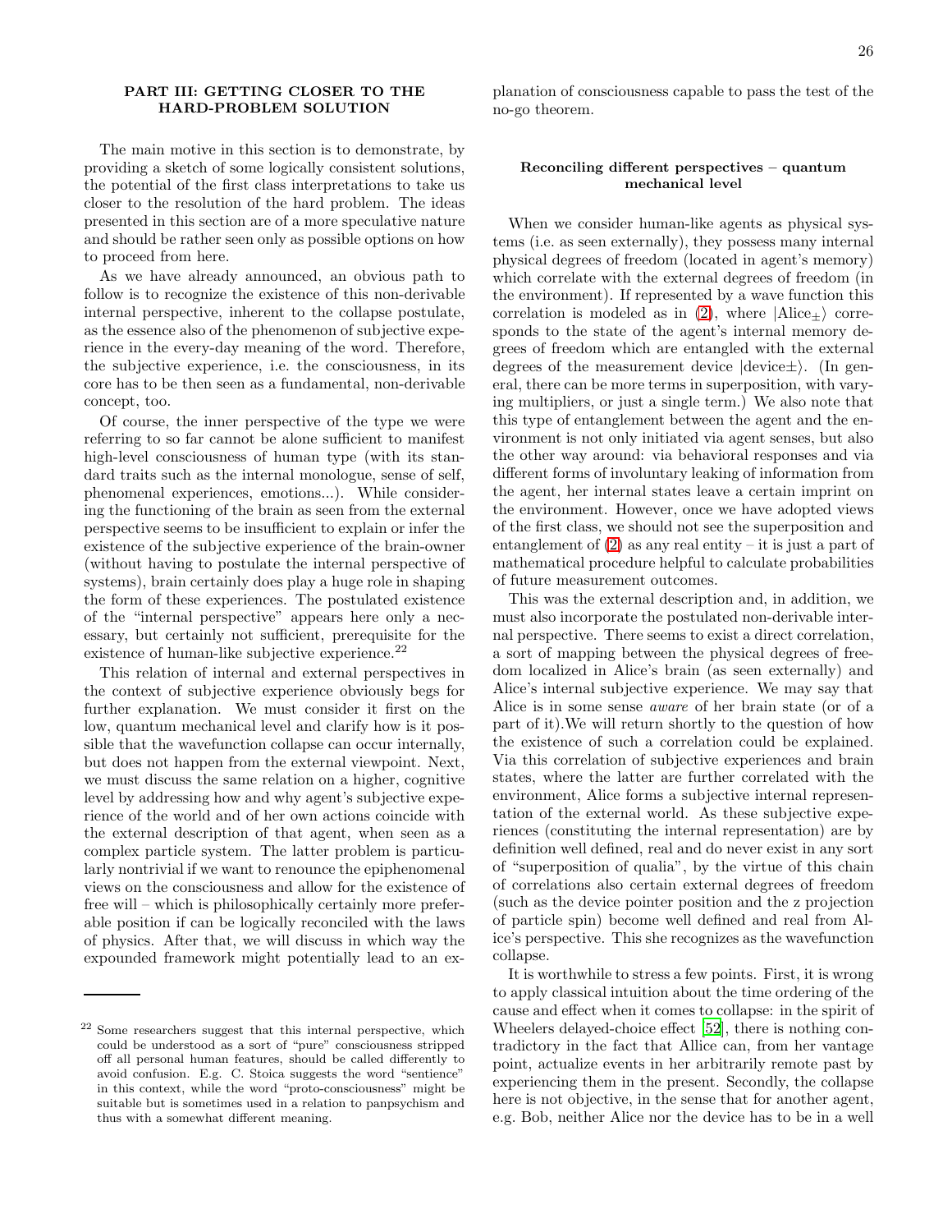### PART III: GETTING CLOSER TO THE HARD-PROBLEM SOLUTION

The main motive in this section is to demonstrate, by providing a sketch of some logically consistent solutions, the potential of the first class interpretations to take us closer to the resolution of the hard problem. The ideas presented in this section are of a more speculative nature and should be rather seen only as possible options on how to proceed from here.

As we have already announced, an obvious path to follow is to recognize the existence of this non-derivable internal perspective, inherent to the collapse postulate, as the essence also of the phenomenon of subjective experience in the every-day meaning of the word. Therefore, the subjective experience, i.e. the consciousness, in its core has to be then seen as a fundamental, non-derivable concept, too.

Of course, the inner perspective of the type we were referring to so far cannot be alone sufficient to manifest high-level consciousness of human type (with its standard traits such as the internal monologue, sense of self, phenomenal experiences, emotions...). While considering the functioning of the brain as seen from the external perspective seems to be insufficient to explain or infer the existence of the subjective experience of the brain-owner (without having to postulate the internal perspective of systems), brain certainly does play a huge role in shaping the form of these experiences. The postulated existence of the "internal perspective" appears here only a necessary, but certainly not sufficient, prerequisite for the existence of human-like subjective experience.[22]

This relation of internal and external perspectives in the context of subjective experience obviously begs for further explanation. We must consider it first on the low, quantum mechanical level and clarify how is it possible that the wavefunction collapse can occur internally, but does not happen from the external viewpoint. Next, we must discuss the same relation on a higher, cognitive level by addressing how and why agent's subjective experience of the world and of her own actions coincide with the external description of that agent, when seen as a complex particle system. The latter problem is particularly nontrivial if we want to renounce the epiphenomenal views on the consciousness and allow for the existence of free will – which is philosophically certainly more preferable position if can be logically reconciled with the laws of physics. After that, we will discuss in which way the expounded framework might potentially lead to an explanation of consciousness capable to pass the test of the no-go theorem.

[22] Some researchers suggest that this internal perspective, which could be understood as a sort of "pure" consciousness stripped off all personal human features, should be called differently to avoid confusion. E.g. C. Stoica suggests the word "sentience" in this context, while the word "proto-consciousness" might be suitable but is sometimes used in a relation to panpsychism and thus with a somewhat different meaning.

#### Reconciling different perspectives – quantum mechanical level

When we consider human-like agents as physical systems (i.e. as seen externally), they possess many internal physical degrees of freedom (located in agent's memory) which correlate with the external degrees of freedom (in the environment). If represented by a wave function this correlation is modeled as in (2), where $|\text{Alice}_{\pm}\rangle$ corresponds to the state of the agent's internal memory degrees of freedom which are entangled with the external degrees of freedom of the measurement device $|\text{device}\pm\rangle$. (In general, there can be more terms in superposition, with varying multipliers, or just a single term.) We also note that this type of entanglement between the agent and the environment is not only initiated via agent senses, but also the other way around: via behavioral responses and via different forms of involuntary leaking of information from the agent, her internal states leave a certain imprint on the environment. However, once we have adopted views of the first class, we should not see the superposition and entanglement of (2) as any real entity – it is just a part of mathematical procedure helpful to calculate probabilities of future measurement outcomes.

This was the external description and, in addition, we must also incorporate the postulated non-derivable internal perspective. There seems to exist a direct correlation, a sort of mapping between the physical degrees of freedom localized in Alice's brain (as seen externally) and Alice's internal subjective experience. We may say that Alice is in some sense *aware* of her brain state (or of a part of it).We will return shortly to the question of how the existence of such a correlation could be explained. Via this correlation of subjective experiences and brain states, where the latter are further correlated with the environment, Alice forms a subjective internal representation of the external world. As these subjective experiences (constituting the internal representation) are by definition well defined, real and do never exist in any sort of "superposition of qualia", by the virtue of this chain of correlations also certain external degrees of freedom (such as the device pointer position and the z projection of particle spin) become well defined and real from Alice's perspective. This she recognizes as the wavefunction collapse.

It is worthwhile to stress a few points. First, it is wrong to apply classical intuition about the time ordering of the cause and effect when it comes to collapse: in the spirit of Wheelers delayed-choice effect [52], there is nothing contradictory in the fact that Allice can, from her vantage point, actualize events in her arbitrarily remote past by experiencing them in the present. Secondly, the collapse here is not objective, in the sense that for another agent, e.g. Bob, neither Alice nor the device has to be in a well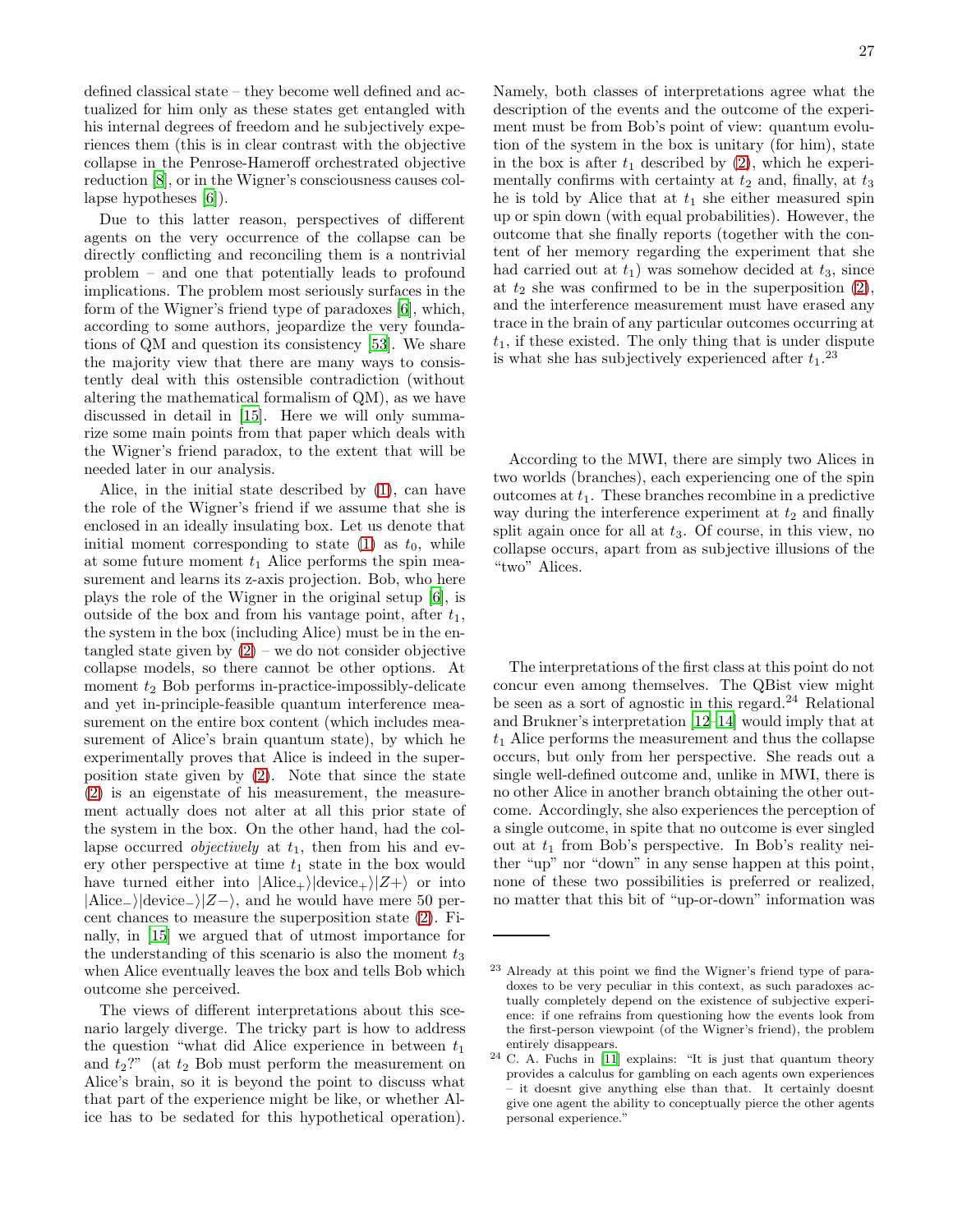defined classical state – they become well defined and actualized for him only as these states get entangled with his internal degrees of freedom and he subjectively experiences them (this is in clear contrast with the objective collapse in the Penrose-Hameroff orchestrated objective reduction [8], or in the Wigner's consciousness causes collapse hypotheses [6]).

Due to this latter reason, perspectives of different agents on the very occurrence of the collapse can be directly conflicting and reconciling them is a nontrivial problem – and one that potentially leads to profound implications. The problem most seriously surfaces in the form of the Wigner's friend type of paradoxes [6], which, according to some authors, jeopardize the very foundations of QM and question its consistency [53]. We share the majority view that there are many ways to consistently deal with this ostensible contradiction (without altering the mathematical formalism of QM), as we have discussed in detail in [15]. Here we will only summarize some main points from that paper which deals with the Wigner's friend paradox, to the extent that will be needed later in our analysis.

Alice, in the initial state described by (1), can have the role of the Wigner's friend if we assume that she is enclosed in an ideally insulating box. Let us denote that initial moment corresponding to state (1) as $t_0$, while at some future moment $t_1$ Alice performs the spin measurement and learns its z-axis projection. Bob, who here plays the role of the Wigner in the original setup [6], is outside of the box and from his vantage point, after $t_1$, the system in the box (including Alice) must be in the entangled state given by (2) – we do not consider objective collapse models, so there cannot be other options. At moment $t_2$ Bob performs in-practice-impossibly-delicate and yet in-principle-feasible quantum interference measurement on the entire box content (which includes measurement of Alice's brain quantum state), by which he experimentally proves that Alice is indeed in the superposition state given by (2). Note that since the state (2) is an eigenstate of his measurement, the measurement actually does not alter at all this prior state of the system in the box. On the other hand, had the collapse occurred *objectively* at $t_1$, then from his and every other perspective at time $t_1$ state in the box would have turned either into $|\text{Alice}_+\rangle|\text{device}_+\rangle|Z+\rangle$ or into $|\text{Alice}_-\rangle|\text{device}_-\rangle|Z-\rangle$, and he would have mere 50 percent chances to measure the superposition state (2). Finally, in [15] we argued that of utmost importance for the understanding of this scenario is also the moment $t_3$ when Alice eventually leaves the box and tells Bob which outcome she perceived.

The views of different interpretations about this scenario largely diverge. The tricky part is how to address the question "what did Alice experience in between $t_1$ and $t_2$?" (at $t_2$ Bob must perform the measurement on Alice's brain, so it is beyond the point to discuss what that part of the experience might be like, or whether Alice has to be sedated for this hypothetical operation). Namely, both classes of interpretations agree what the description of the events and the outcome of the experiment must be from Bob's point of view: quantum evolution of the system in the box is unitary (for him), state in the box is after $t_1$ described by (2), which he experimentally confirms with certainty at $t_2$ and, finally, at $t_3$ he is told by Alice that at $t_1$ she either measured spin up or spin down (with equal probabilities). However, the outcome that she finally reports (together with the content of her memory regarding the experiment that she had carried out at $t_1$) was somehow decided at $t_3$, since at $t_2$ she was confirmed to be in the superposition (2), and the interference measurement must have erased any trace in the brain of any particular outcomes occurring at $t_1$, if these existed. The only thing that is under dispute is what she has subjectively experienced after $t_1$.[23]

According to the MWI, there are simply two Alices in two worlds (branches), each experiencing one of the spin outcomes at $t_1$. These branches recombine in a predictive way during the interference experiment at $t_2$ and finally split again once for all at $t_3$. Of course, in this view, no collapse occurs, apart from as subjective illusions of the "two" Alices.

The interpretations of the first class at this point do not concur even among themselves. The QBist view might be seen as a sort of agnostic in this regard.[24] Relational and Brukner's interpretation [12–14] would imply that at $t_1$ Alice performs the measurement and thus the collapse occurs, but only from her perspective. She reads out a single well-defined outcome and, unlike in MWI, there is no other Alice in another branch obtaining the other outcome. Accordingly, she also experiences the perception of a single outcome, in spite that no outcome is ever singled out at $t_1$ from Bob's perspective. In Bob's reality neither "up" nor "down" in any sense happen at this point, none of these two possibilities is preferred or realized, no matter that this bit of "up-or-down" information was

[23] Already at this point we find the Wigner's friend type of paradoxes to be very peculiar in this context, as such paradoxes actually completely depend on the existence of subjective experience: if one refrains from questioning how the events look from the first-person viewpoint (of the Wigner's friend), the problem entirely disappears.

[24] C. A. Fuchs in [11] explains: "It is just that quantum theory provides a calculus for gambling on each agents own experiences – it doesnt give anything else than that. It certainly doesnt give one agent the ability to conceptually pierce the other agents personal experience."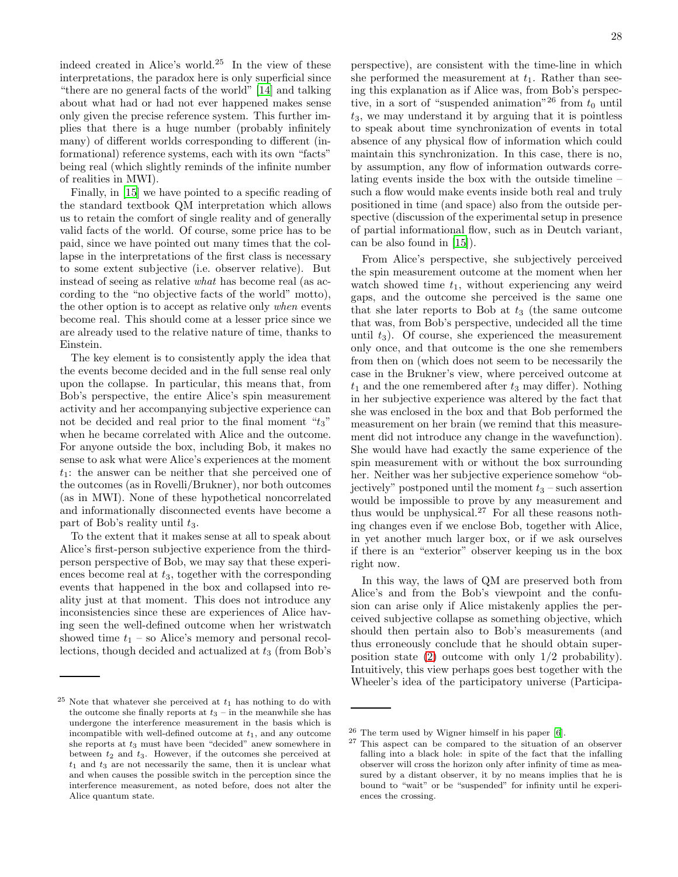indeed created in Alice's world.[25] In the view of these interpretations, the paradox here is only superficial since "there are no general facts of the world" [14] and talking about what had or had not ever happened makes sense only given the precise reference system. This further implies that there is a huge number (probably infinitely many) of different worlds corresponding to different (informational) reference systems, each with its own "facts" being real (which slightly reminds of the infinite number of realities in MWI).

Finally, in [15] we have pointed to a specific reading of the standard textbook QM interpretation which allows us to retain the comfort of single reality and of generally valid facts of the world. Of course, some price has to be paid, since we have pointed out many times that the collapse in the interpretations of the first class is necessary to some extent subjective (i.e. observer relative). But instead of seeing as relative *what* has become real (as according to the "no objective facts of the world" motto), the other option is to accept as relative only *when* events become real. This should come at a lesser price since we are already used to the relative nature of time, thanks to Einstein.

The key element is to consistently apply the idea that the events become decided and in the full sense real only upon the collapse. In particular, this means that, from Bob's perspective, the entire Alice's spin measurement activity and her accompanying subjective experience can not be decided and real prior to the final moment "$t_3$" when he became correlated with Alice and the outcome. For anyone outside the box, including Bob, it makes no sense to ask what were Alice's experiences at the moment $t_1$: the answer can be neither that she perceived one of the outcomes (as in Rovelli/Brukner), nor both outcomes (as in MWI). None of these hypothetical noncorrelated and informationally disconnected events have become a part of Bob's reality until $t_3$.

To the extent that it makes sense at all to speak about Alice's first-person subjective experience from the third-person perspective of Bob, we may say that these experiences become real at $t_3$, together with the corresponding events that happened in the box and collapsed into reality just at that moment. This does not introduce any inconsistencies since these are experiences of Alice having seen the well-defined outcome when her wristwatch showed time $t_1$ – so Alice's memory and personal recollections, though decided and actualized at $t_3$ (from Bob's perspective), are consistent with the time-line in which she performed the measurement at $t_1$. Rather than seeing this explanation as if Alice was, from Bob's perspective, in a sort of "suspended animation"[26] from $t_0$ until $t_3$, we may understand it by arguing that it is pointless to speak about time synchronization of events in total absence of any physical flow of information which could maintain this synchronization. In this case, there is no, by assumption, any flow of information outwards correlating events inside the box with the outside timeline – such a flow would make events inside both real and truly positioned in time (and space) also from the outside perspective (discussion of the experimental setup in presence of partial informational flow, such as in Deutch variant, can be also found in [15]).

From Alice's perspective, she subjectively perceived the spin measurement outcome at the moment when her watch showed time $t_1$, without experiencing any weird gaps, and the outcome she perceived is the same one that she later reports to Bob at $t_3$ (the same outcome that was, from Bob's perspective, undecided all the time until $t_3$). Of course, she experienced the measurement only once, and that outcome is the one she remembers from then on (which does not seem to be necessarily the case in the Brukner's view, where perceived outcome at $t_1$ and the one remembered after $t_3$ may differ). Nothing in her subjective experience was altered by the fact that she was enclosed in the box and that Bob performed the measurement on her brain (we remind that this measurement did not introduce any change in the wavefunction). She would have had exactly the same experience of the spin measurement with or without the box surrounding her. Neither was her subjective experience somehow "objectively" postponed until the moment $t_3$ – such assertion would be impossible to prove by any measurement and thus would be unphysical.[27] For all these reasons nothing changes even if we enclose Bob, together with Alice, in yet another much larger box, or if we ask ourselves if there is an "exterior" observer keeping us in the box right now.

In this way, the laws of QM are preserved both from Alice's and from the Bob's viewpoint and the confusion can arise only if Alice mistakenly applies the perceived subjective collapse as something objective, which should then pertain also to Bob's measurements (and thus erroneously conclude that he should obtain superposition state (2) outcome with only 1/2 probability). Intuitively, this view perhaps goes best together with the Wheeler's idea of the participatory universe (Participa-

---

[25] Note that whatever she perceived at $t_1$ has nothing to do with the outcome she finally reports at $t_3$ – in the meanwhile she has undergone the interference measurement in the basis which is incompatible with well-defined outcome at $t_1$, and any outcome she reports at $t_3$ must have been "decided" anew somewhere in between $t_2$ and $t_3$. However, if the outcomes she perceived at $t_1$ and $t_3$ are not necessarily the same, then it is unclear what and when causes the possible switch in the perception since the interference measurement, as noted before, does not alter the Alice quantum state.

[26] The term used by Wigner himself in his paper [6].

[27] This aspect can be compared to the situation of an observer falling into a black hole: in spite of the fact that the infalling observer will cross the horizon only after infinity of time as measured by a distant observer, it by no means implies that he is bound to "wait" or be "suspended" for infinity until he experiences the crossing.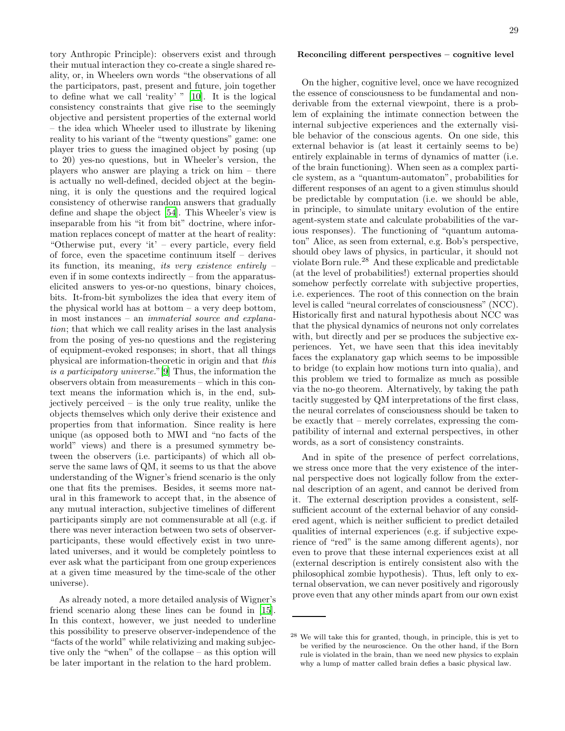tory Anthropic Principle): observers exist and through their mutual interaction they co-create a single shared reality, or, in Wheelers own words "the observations of all the participators, past, present and future, join together to define what we call 'reality' " [10]. It is the logical consistency constraints that give rise to the seemingly objective and persistent properties of the external world – the idea which Wheeler used to illustrate by likening reality to his variant of the "twenty questions" game: one player tries to guess the imagined object by posing (up to 20) yes-no questions, but in Wheeler's version, the players who answer are playing a trick on him – there is actually no well-defined, decided object at the beginning, it is only the questions and the required logical consistency of otherwise random answers that gradually define and shape the object [54]. This Wheeler's view is inseparable from his "it from bit" doctrine, where information replaces concept of matter at the heart of reality: "Otherwise put, every 'it' – every particle, every field of force, even the spacetime continuum itself – derives its function, its meaning, *its very existence entirely* – even if in some contexts indirectly – from the apparatus-elicited answers to yes-or-no questions, binary choices, bits. It-from-bit symbolizes the idea that every item of the physical world has at bottom – a very deep bottom, in most instances – an *immaterial source and explanation*; that which we call reality arises in the last analysis from the posing of yes-no questions and the registering of equipment-evoked responses; in short, that all things physical are information-theoretic in origin and that *this is a participatory universe*."[9] Thus, the information the observers obtain from measurements – which in this context means the information which is, in the end, subjectively perceived – is the only true reality, unlike the objects themselves which only derive their existence and properties from that information. Since reality is here unique (as opposed both to MWI and "no facts of the world" views) and there is a presumed symmetry between the observers (i.e. participants) of which all observe the same laws of QM, it seems to us that the above understanding of the Wigner's friend scenario is the only one that fits the premises. Besides, it seems more natural in this framework to accept that, in the absence of any mutual interaction, subjective timelines of different participants simply are not commensurable at all (e.g. if there was never interaction between two sets of observer-participants, these would effectively exist in two unrelated universes, and it would be completely pointless to ever ask what the participant from one group experiences at a given time measured by the time-scale of the other universe).

As already noted, a more detailed analysis of Wigner's friend scenario along these lines can be found in [15]. In this context, however, we just needed to underline this possibility to preserve observer-independence of the "facts of the world" while relativizing and making subjective only the "when" of the collapse – as this option will be later important in the relation to the hard problem.

**Reconciling different perspectives – cognitive level**

On the higher, cognitive level, once we have recognized the essence of consciousness to be fundamental and non-derivable from the external viewpoint, there is a problem of explaining the intimate connection between the internal subjective experiences and the externally visible behavior of the conscious agents. On one side, this external behavior is (at least it certainly seems to be) entirely explainable in terms of dynamics of matter (i.e. of the brain functioning). When seen as a complex particle system, as a "quantum-automaton", probabilities for different responses of an agent to a given stimulus should be predictable by computation (i.e. we should be able, in principle, to simulate unitary evolution of the entire agent-system state and calculate probabilities of the various responses). The functioning of "quantum automaton" Alice, as seen from external, e.g. Bob's perspective, should obey laws of physics, in particular, it should not violate Born rule.[28] And these explicable and predictable (at the level of probabilities!) external properties should somehow perfectly correlate with subjective properties, i.e. experiences. The root of this connection on the brain level is called "neural correlates of consciousness" (NCC). Historically first and natural hypothesis about NCC was that the physical dynamics of neurons not only correlates with, but directly and per se produces the subjective experiences. Yet, we have seen that this idea inevitably faces the explanatory gap which seems to be impossible to bridge (to explain how motions turn into qualia), and this problem we tried to formalize as much as possible via the no-go theorem. Alternatively, by taking the path tacitly suggested by QM interpretations of the first class, the neural correlates of consciousness should be taken to be exactly that – merely correlates, expressing the compatibility of internal and external perspectives, in other words, as a sort of consistency constraints.

And in spite of the presence of perfect correlations, we stress once more that the very existence of the internal perspective does not logically follow from the external description of an agent, and cannot be derived from it. The external description provides a consistent, self-sufficient account of the external behavior of any considered agent, which is neither sufficient to predict detailed qualities of internal experiences (e.g. if subjective experience of "red" is the same among different agents), nor even to prove that these internal experiences exist at all (external description is entirely consistent also with the philosophical zombie hypothesis). Thus, left only to external observation, we can never positively and rigorously prove even that any other minds apart from our own exist

[28] We will take this for granted, though, in principle, this is yet to be verified by the neuroscience. On the other hand, if the Born rule is violated in the brain, than we need new physics to explain why a lump of matter called brain defies a basic physical law.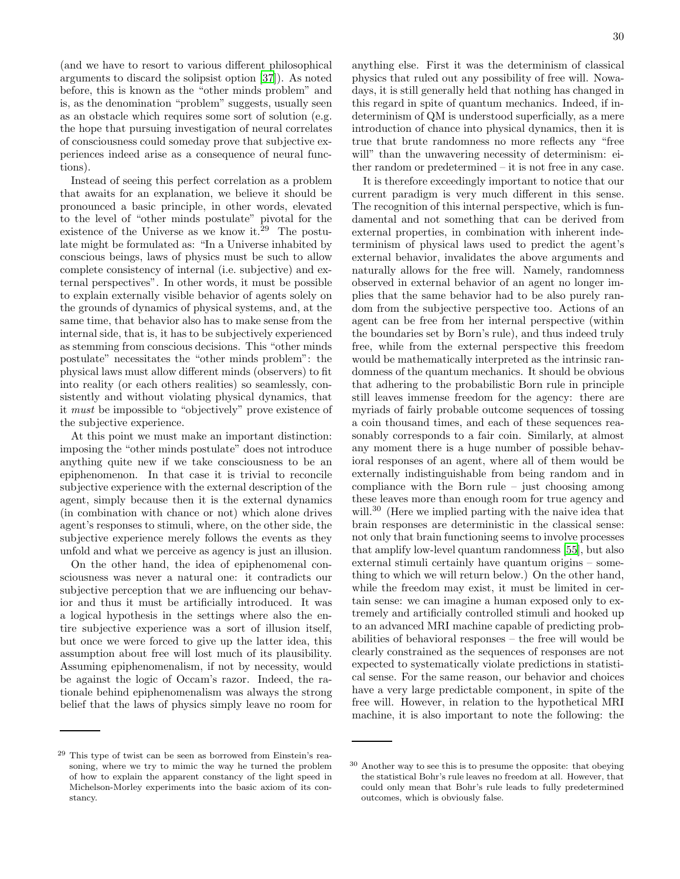(and we have to resort to various different philosophical arguments to discard the solipsist option [37]). As noted before, this is known as the "other minds problem" and is, as the denomination "problem" suggests, usually seen as an obstacle which requires some sort of solution (e.g. the hope that pursuing investigation of neural correlates of consciousness could someday prove that subjective experiences indeed arise as a consequence of neural functions).

Instead of seeing this perfect correlation as a problem that awaits for an explanation, we believe it should be pronounced a basic principle, in other words, elevated to the level of "other minds postulate" pivotal for the existence of the Universe as we know it.[29] The postulate might be formulated as: "In a Universe inhabited by conscious beings, laws of physics must be such to allow complete consistency of internal (i.e. subjective) and external perspectives". In other words, it must be possible to explain externally visible behavior of agents solely on the grounds of dynamics of physical systems, and, at the same time, that behavior also has to make sense from the internal side, that is, it has to be subjectively experienced as stemming from conscious decisions. This "other minds postulate" necessitates the "other minds problem": the physical laws must allow different minds (observers) to fit into reality (or each others realities) so seamlessly, consistently and without violating physical dynamics, that it *must* be impossible to "objectively" prove existence of the subjective experience.

At this point we must make an important distinction: imposing the "other minds postulate" does not introduce anything quite new if we take consciousness to be an epiphenomenon. In that case it is trivial to reconcile subjective experience with the external description of the agent, simply because then it is the external dynamics (in combination with chance or not) which alone drives agent's responses to stimuli, where, on the other side, the subjective experience merely follows the events as they unfold and what we perceive as agency is just an illusion.

On the other hand, the idea of epiphenomenal consciousness was never a natural one: it contradicts our subjective perception that we are influencing our behavior and thus it must be artificially introduced. It was a logical hypothesis in the settings where also the entire subjective experience was a sort of illusion itself, but once we were forced to give up the latter idea, this assumption about free will lost much of its plausibility. Assuming epiphenomenalism, if not by necessity, would be against the logic of Occam's razor. Indeed, the rationale behind epiphenomenalism was always the strong belief that the laws of physics simply leave no room for anything else. First it was the determinism of classical physics that ruled out any possibility of free will. Nowadays, it is still generally held that nothing has changed in this regard in spite of quantum mechanics. Indeed, if indeterminism of QM is understood superficially, as a mere introduction of chance into physical dynamics, then it is true that brute randomness no more reflects any "free will" than the unwavering necessity of determinism: either random or predetermined – it is not free in any case.

It is therefore exceedingly important to notice that our current paradigm is very much different in this sense. The recognition of this internal perspective, which is fundamental and not something that can be derived from external properties, in combination with inherent indeterminism of physical laws used to predict the agent's external behavior, invalidates the above arguments and naturally allows for the free will. Namely, randomness observed in external behavior of an agent no longer implies that the same behavior had to be also purely random from the subjective perspective too. Actions of an agent can be free from her internal perspective (within the boundaries set by Born's rule), and thus indeed truly free, while from the external perspective this freedom would be mathematically interpreted as the intrinsic randomness of the quantum mechanics. It should be obvious that adhering to the probabilistic Born rule in principle still leaves immense freedom for the agency: there are myriads of fairly probable outcome sequences of tossing a coin thousand times, and each of these sequences reasonably corresponds to a fair coin. Similarly, at almost any moment there is a huge number of possible behavioral responses of an agent, where all of them would be externally indistinguishable from being random and in compliance with the Born rule – just choosing among these leaves more than enough room for true agency and will.[30] (Here we implied parting with the naive idea that brain responses are deterministic in the classical sense: not only that brain functioning seems to involve processes that amplify low-level quantum randomness [55], but also external stimuli certainly have quantum origins – something to which we will return below.) On the other hand, while the freedom may exist, it must be limited in certain sense: we can imagine a human exposed only to extremely and artificially controlled stimuli and hooked up to an advanced MRI machine capable of predicting probabilities of behavioral responses – the free will would be clearly constrained as the sequences of responses are not expected to systematically violate predictions in statistical sense. For the same reason, our behavior and choices have a very large predictable component, in spite of the free will. However, in relation to the hypothetical MRI machine, it is also important to note the following: the

---

[29] This type of twist can be seen as borrowed from Einstein's reasoning, where we try to mimic the way he turned the problem of how to explain the apparent constancy of the light speed in Michelson-Morley experiments into the basic axiom of its constancy.

[30] Another way to see this is to presume the opposite: that obeying the statistical Bohr's rule leaves no freedom at all. However, that could only mean that Bohr's rule leads to fully predetermined outcomes, which is obviously false.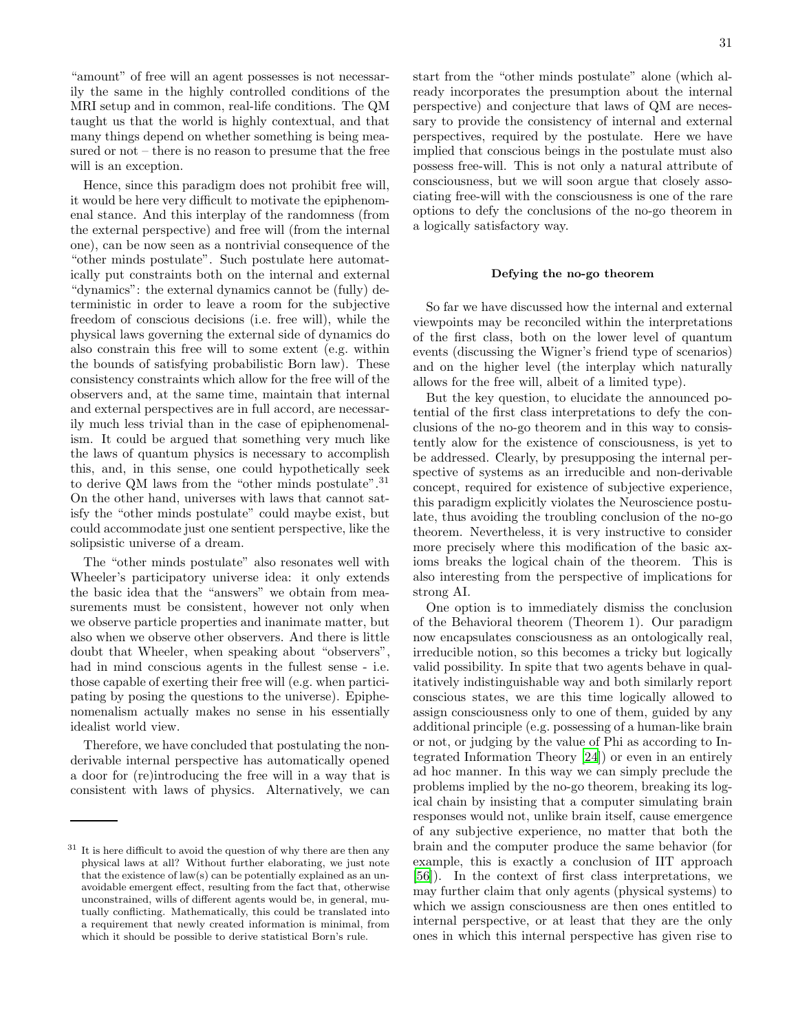"amount" of free will an agent possesses is not necessarily the same in the highly controlled conditions of the MRI setup and in common, real-life conditions. The QM taught us that the world is highly contextual, and that many things depend on whether something is being measured or not – there is no reason to presume that the free will is an exception.

Hence, since this paradigm does not prohibit free will, it would be here very difficult to motivate the epiphenomenal stance. And this interplay of the randomness (from the external perspective) and free will (from the internal one), can be now seen as a nontrivial consequence of the "other minds postulate". Such postulate here automatically put constraints both on the internal and external "dynamics": the external dynamics cannot be (fully) deterministic in order to leave a room for the subjective freedom of conscious decisions (i.e. free will), while the physical laws governing the external side of dynamics do also constrain this free will to some extent (e.g. within the bounds of satisfying probabilistic Born law). These consistency constraints which allow for the free will of the observers and, at the same time, maintain that internal and external perspectives are in full accord, are necessarily much less trivial than in the case of epiphenomenalism. It could be argued that something very much like the laws of quantum physics is necessary to accomplish this, and, in this sense, one could hypothetically seek to derive QM laws from the "other minds postulate".[31] On the other hand, universes with laws that cannot satisfy the "other minds postulate" could maybe exist, but could accommodate just one sentient perspective, like the solipsistic universe of a dream.

The "other minds postulate" also resonates well with Wheeler's participatory universe idea: it only extends the basic idea that the "answers" we obtain from measurements must be consistent, however not only when we observe particle properties and inanimate matter, but also when we observe other observers. And there is little doubt that Wheeler, when speaking about "observers", had in mind conscious agents in the fullest sense - i.e. those capable of exerting their free will (e.g. when participating by posing the questions to the universe). Epiphenomenalism actually makes no sense in his essentially idealist world view.

Therefore, we have concluded that postulating the non-derivable internal perspective has automatically opened a door for (re)introducing the free will in a way that is consistent with laws of physics. Alternatively, we can start from the "other minds postulate" alone (which already incorporates the presumption about the internal perspective) and conjecture that laws of QM are necessary to provide the consistency of internal and external perspectives, required by the postulate. Here we have implied that conscious beings in the postulate must also possess free-will. This is not only a natural attribute of consciousness, but we will soon argue that closely associating free-will with the consciousness is one of the rare options to defy the conclusions of the no-go theorem in a logically satisfactory way.

[31] It is here difficult to avoid the question of why there are then any physical laws at all? Without further elaborating, we just note that the existence of law(s) can be potentially explained as an unavoidable emergent effect, resulting from the fact that, otherwise unconstrained, wills of different agents would be, in general, mutually conflicting. Mathematically, this could be translated into a requirement that newly created information is minimal, from which it should be possible to derive statistical Born's rule.

### Defying the no-go theorem

So far we have discussed how the internal and external viewpoints may be reconciled within the interpretations of the first class, both on the lower level of quantum events (discussing the Wigner's friend type of scenarios) and on the higher level (the interplay which naturally allows for the free will, albeit of a limited type).

But the key question, to elucidate the announced potential of the first class interpretations to defy the conclusions of the no-go theorem and in this way to consistently alow for the existence of consciousness, is yet to be addressed. Clearly, by presupposing the internal perspective of systems as an irreducible and non-derivable concept, required for existence of subjective experience, this paradigm explicitly violates the Neuroscience postulate, thus avoiding the troubling conclusion of the no-go theorem. Nevertheless, it is very instructive to consider more precisely where this modification of the basic axioms breaks the logical chain of the theorem. This is also interesting from the perspective of implications for strong AI.

One option is to immediately dismiss the conclusion of the Behavioral theorem (Theorem 1). Our paradigm now encapsulates consciousness as an ontologically real, irreducible notion, so this becomes a tricky but logically valid possibility. In spite that two agents behave in qualitatively indistinguishable way and both similarly report conscious states, we are this time logically allowed to assign consciousness only to one of them, guided by any additional principle (e.g. possessing of a human-like brain or not, or judging by the value of Phi as according to Integrated Information Theory [24]) or even in an entirely ad hoc manner. In this way we can simply preclude the problems implied by the no-go theorem, breaking its logical chain by insisting that a computer simulating brain responses would not, unlike brain itself, cause emergence of any subjective experience, no matter that both the brain and the computer produce the same behavior (for example, this is exactly a conclusion of IIT approach [56]). In the context of first class interpretations, we may further claim that only agents (physical systems) to which we assign consciousness are then ones entitled to internal perspective, or at least that they are the only ones in which this internal perspective has given rise to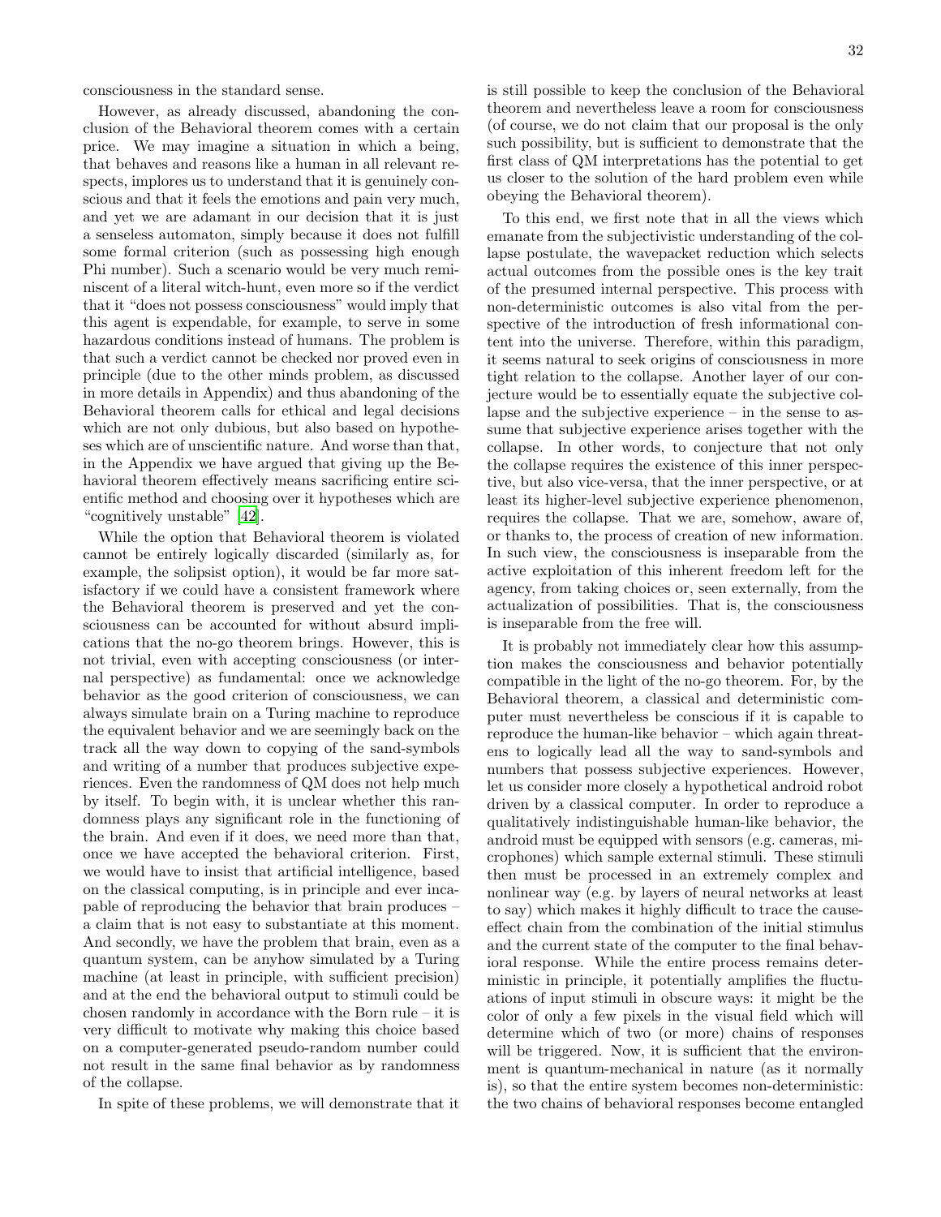consciousness in the standard sense.

However, as already discussed, abandoning the conclusion of the Behavioral theorem comes with a certain price. We may imagine a situation in which a being, that behaves and reasons like a human in all relevant respects, implores us to understand that it is genuinely conscious and that it feels the emotions and pain very much, and yet we are adamant in our decision that it is just a senseless automaton, simply because it does not fulfill some formal criterion (such as possessing high enough Phi number). Such a scenario would be very much reminiscent of a literal witch-hunt, even more so if the verdict that it "does not possess consciousness" would imply that this agent is expendable, for example, to serve in some hazardous conditions instead of humans. The problem is that such a verdict cannot be checked nor proved even in principle (due to the other minds problem, as discussed in more details in Appendix) and thus abandoning of the Behavioral theorem calls for ethical and legal decisions which are not only dubious, but also based on hypotheses which are of unscientific nature. And worse than that, in the Appendix we have argued that giving up the Behavioral theorem effectively means sacrificing entire scientific method and choosing over it hypotheses which are "cognitively unstable" [42].

While the option that Behavioral theorem is violated cannot be entirely logically discarded (similarly as, for example, the solipsist option), it would be far more satisfactory if we could have a consistent framework where the Behavioral theorem is preserved and yet the consciousness can be accounted for without absurd implications that the no-go theorem brings. However, this is not trivial, even with accepting consciousness (or internal perspective) as fundamental: once we acknowledge behavior as the good criterion of consciousness, we can always simulate brain on a Turing machine to reproduce the equivalent behavior and we are seemingly back on the track all the way down to copying of the sand-symbols and writing of a number that produces subjective experiences. Even the randomness of QM does not help much by itself. To begin with, it is unclear whether this randomness plays any significant role in the functioning of the brain. And even if it does, we need more than that, once we have accepted the behavioral criterion. First, we would have to insist that artificial intelligence, based on the classical computing, is in principle and ever incapable of reproducing the behavior that brain produces – a claim that is not easy to substantiate at this moment. And secondly, we have the problem that brain, even as a quantum system, can be anyhow simulated by a Turing machine (at least in principle, with sufficient precision) and at the end the behavioral output to stimuli could be chosen randomly in accordance with the Born rule – it is very difficult to motivate why making this choice based on a computer-generated pseudo-random number could not result in the same final behavior as by randomness of the collapse.

In spite of these problems, we will demonstrate that it is still possible to keep the conclusion of the Behavioral theorem and nevertheless leave a room for consciousness (of course, we do not claim that our proposal is the only such possibility, but is sufficient to demonstrate that the first class of QM interpretations has the potential to get us closer to the solution of the hard problem even while obeying the Behavioral theorem).

To this end, we first note that in all the views which emanate from the subjectivistic understanding of the collapse postulate, the wavepacket reduction which selects actual outcomes from the possible ones is the key trait of the presumed internal perspective. This process with non-deterministic outcomes is also vital from the perspective of the introduction of fresh informational content into the universe. Therefore, within this paradigm, it seems natural to seek origins of consciousness in more tight relation to the collapse. Another layer of our conjecture would be to essentially equate the subjective collapse and the subjective experience – in the sense to assume that subjective experience arises together with the collapse. In other words, to conjecture that not only the collapse requires the existence of this inner perspective, but also vice-versa, that the inner perspective, or at least its higher-level subjective experience phenomenon, requires the collapse. That we are, somehow, aware of, or thanks to, the process of creation of new information. In such view, the consciousness is inseparable from the active exploitation of this inherent freedom left for the agency, from taking choices or, seen externally, from the actualization of possibilities. That is, the consciousness is inseparable from the free will.

It is probably not immediately clear how this assumption makes the consciousness and behavior potentially compatible in the light of the no-go theorem. For, by the Behavioral theorem, a classical and deterministic computer must nevertheless be conscious if it is capable to reproduce the human-like behavior – which again threatens to logically lead all the way to sand-symbols and numbers that possess subjective experiences. However, let us consider more closely a hypothetical android robot driven by a classical computer. In order to reproduce a qualitatively indistinguishable human-like behavior, the android must be equipped with sensors (e.g. cameras, microphones) which sample external stimuli. These stimuli then must be processed in an extremely complex and nonlinear way (e.g. by layers of neural networks at least to say) which makes it highly difficult to trace the cause-effect chain from the combination of the initial stimulus and the current state of the computer to the final behavioral response. While the entire process remains deterministic in principle, it potentially amplifies the fluctuations of input stimuli in obscure ways: it might be the color of only a few pixels in the visual field which will determine which of two (or more) chains of responses will be triggered. Now, it is sufficient that the environment is quantum-mechanical in nature (as it normally is), so that the entire system becomes non-deterministic: the two chains of behavioral responses become entangled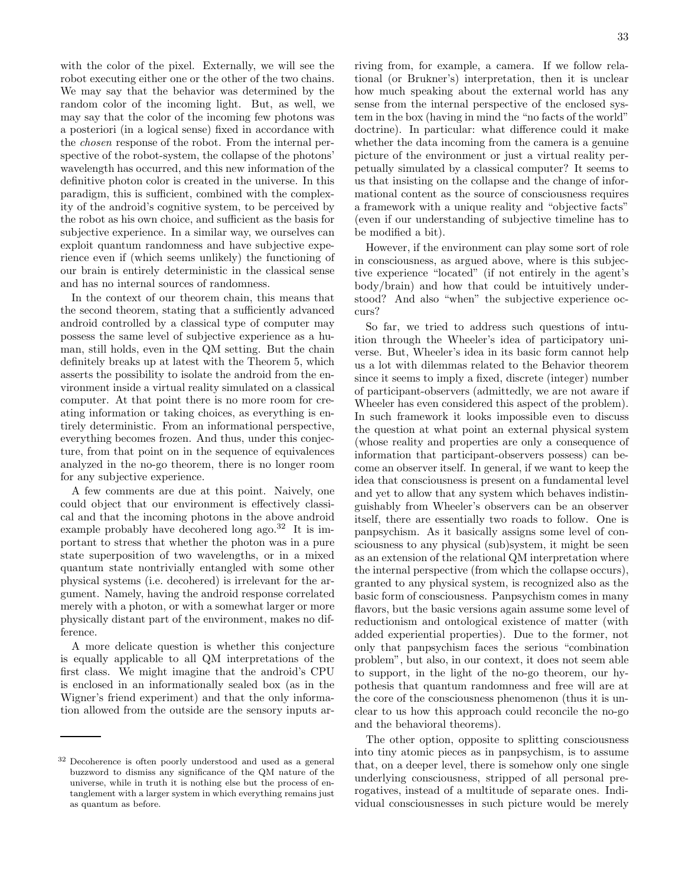with the color of the pixel. Externally, we will see the robot executing either one or the other of the two chains. We may say that the behavior was determined by the random color of the incoming light. But, as well, we may say that the color of the incoming few photons was a posteriori (in a logical sense) fixed in accordance with the *chosen* response of the robot. From the internal perspective of the robot-system, the collapse of the photons' wavelength has occurred, and this new information of the definitive photon color is created in the universe. In this paradigm, this is sufficient, combined with the complexity of the android's cognitive system, to be perceived by the robot as his own choice, and sufficient as the basis for subjective experience. In a similar way, we ourselves can exploit quantum randomness and have subjective experience even if (which seems unlikely) the functioning of our brain is entirely deterministic in the classical sense and has no internal sources of randomness.

In the context of our theorem chain, this means that the second theorem, stating that a sufficiently advanced android controlled by a classical type of computer may possess the same level of subjective experience as a human, still holds, even in the QM setting. But the chain definitely breaks up at latest with the Theorem 5, which asserts the possibility to isolate the android from the environment inside a virtual reality simulated on a classical computer. At that point there is no more room for creating information or taking choices, as everything is entirely deterministic. From an informational perspective, everything becomes frozen. And thus, under this conjecture, from that point on in the sequence of equivalences analyzed in the no-go theorem, there is no longer room for any subjective experience.

A few comments are due at this point. Naively, one could object that our environment is effectively classical and that the incoming photons in the above android example probably have decohered long ago.[32] It is important to stress that whether the photon was in a pure state superposition of two wavelengths, or in a mixed quantum state nontrivially entangled with some other physical systems (i.e. decohered) is irrelevant for the argument. Namely, having the android response correlated merely with a photon, or with a somewhat larger or more physically distant part of the environment, makes no difference.

A more delicate question is whether this conjecture is equally applicable to all QM interpretations of the first class. We might imagine that the android's CPU is enclosed in an informationally sealed box (as in the Wigner's friend experiment) and that the only information allowed from the outside are the sensory inputs arriving from, for example, a camera. If we follow relational (or Brukner's) interpretation, then it is unclear how much speaking about the external world has any sense from the internal perspective of the enclosed system in the box (having in mind the "no facts of the world" doctrine). In particular: what difference could it make whether the data incoming from the camera is a genuine picture of the environment or just a virtual reality perpetually simulated by a classical computer? It seems to us that insisting on the collapse and the change of informational content as the source of consciousness requires a framework with a unique reality and "objective facts" (even if our understanding of subjective timeline has to be modified a bit).

However, if the environment can play some sort of role in consciousness, as argued above, where is this subjective experience "located" (if not entirely in the agent's body/brain) and how that could be intuitively understood? And also "when" the subjective experience occurs?

So far, we tried to address such questions of intuition through the Wheeler's idea of participatory universe. But, Wheeler's idea in its basic form cannot help us a lot with dilemmas related to the Behavior theorem since it seems to imply a fixed, discrete (integer) number of participant-observers (admittedly, we are not aware if Wheeler has even considered this aspect of the problem). In such framework it looks impossible even to discuss the question at what point an external physical system (whose reality and properties are only a consequence of information that participant-observers possess) can become an observer itself. In general, if we want to keep the idea that consciousness is present on a fundamental level and yet to allow that any system which behaves indistinguishably from Wheeler's observers can be an observer itself, there are essentially two roads to follow. One is panpsychism. As it basically assigns some level of consciousness to any physical (sub)system, it might be seen as an extension of the relational QM interpretation where the internal perspective (from which the collapse occurs), granted to any physical system, is recognized also as the basic form of consciousness. Panpsychism comes in many flavors, but the basic versions again assume some level of reductionism and ontological existence of matter (with added experiential properties). Due to the former, not only that panpsychism faces the serious "combination problem", but also, in our context, it does not seem able to support, in the light of the no-go theorem, our hypothesis that quantum randomness and free will are at the core of the consciousness phenomenon (thus it is unclear to us how this approach could reconcile the no-go and the behavioral theorems).

The other option, opposite to splitting consciousness into tiny atomic pieces as in panpsychism, is to assume that, on a deeper level, there is somehow only one single underlying consciousness, stripped of all personal prerogatives, instead of a multitude of separate ones. Individual consciousnesses in such picture would be merely

[32] Decoherence is often poorly understood and used as a general buzzword to dismiss any significance of the QM nature of the universe, while in truth it is nothing else but the process of entanglement with a larger system in which everything remains just as quantum as before.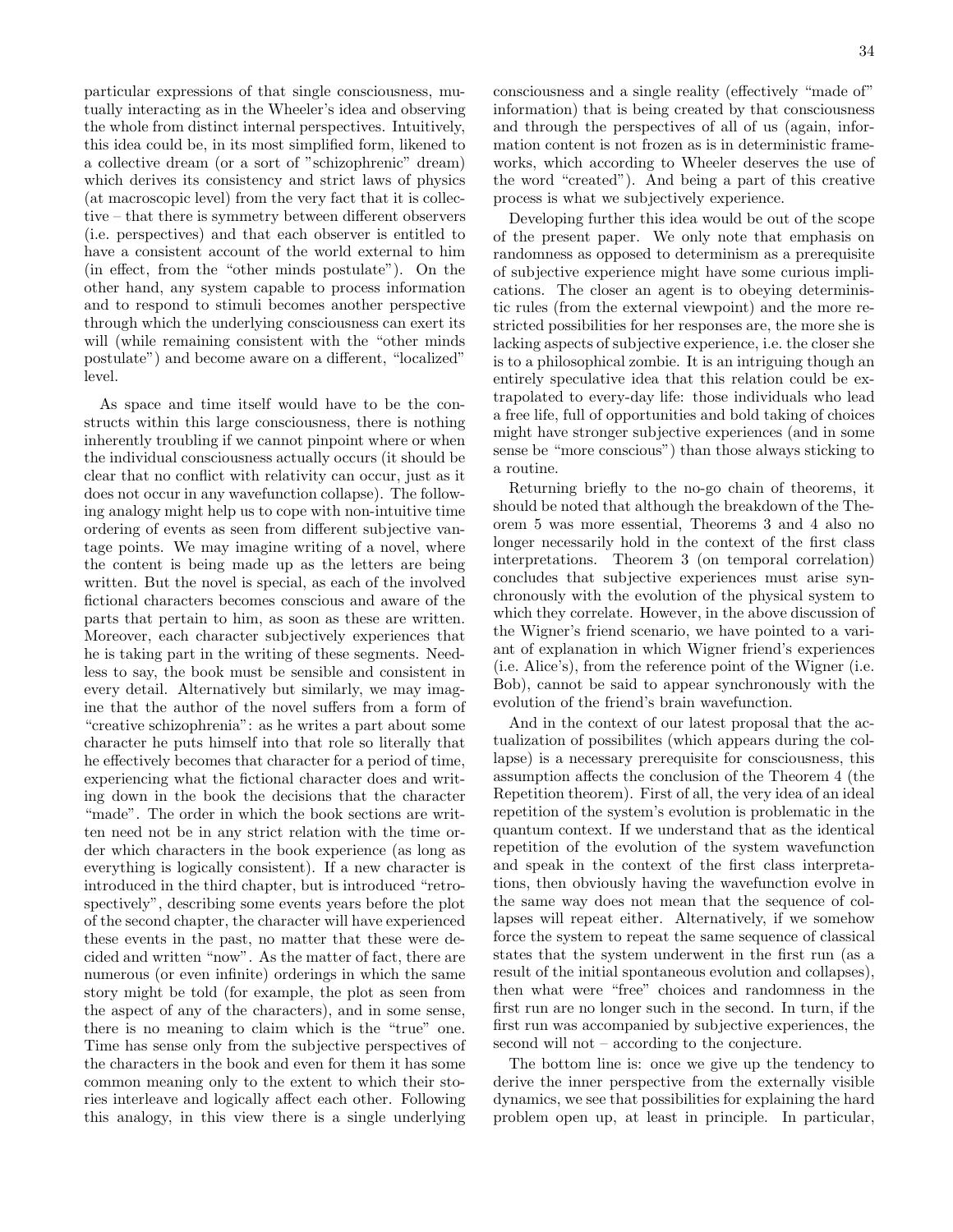particular expressions of that single consciousness, mutually interacting as in the Wheeler's idea and observing the whole from distinct internal perspectives. Intuitively, this idea could be, in its most simplified form, likened to a collective dream (or a sort of "schizophrenic" dream) which derives its consistency and strict laws of physics (at macroscopic level) from the very fact that it is collective – that there is symmetry between different observers (i.e. perspectives) and that each observer is entitled to have a consistent account of the world external to him (in effect, from the "other minds postulate"). On the other hand, any system capable to process information and to respond to stimuli becomes another perspective through which the underlying consciousness can exert its will (while remaining consistent with the "other minds postulate") and become aware on a different, "localized" level.

As space and time itself would have to be the constructs within this large consciousness, there is nothing inherently troubling if we cannot pinpoint where or when the individual consciousness actually occurs (it should be clear that no conflict with relativity can occur, just as it does not occur in any wavefunction collapse). The following analogy might help us to cope with non-intuitive time ordering of events as seen from different subjective vantage points. We may imagine writing of a novel, where the content is being made up as the letters are being written. But the novel is special, as each of the involved fictional characters becomes conscious and aware of the parts that pertain to him, as soon as these are written. Moreover, each character subjectively experiences that he is taking part in the writing of these segments. Needless to say, the book must be sensible and consistent in every detail. Alternatively but similarly, we may imagine that the author of the novel suffers from a form of "creative schizophrenia": as he writes a part about some character he puts himself into that role so literally that he effectively becomes that character for a period of time, experiencing what the fictional character does and writing down in the book the decisions that the character "made". The order in which the book sections are written need not be in any strict relation with the time order which characters in the book experience (as long as everything is logically consistent). If a new character is introduced in the third chapter, but is introduced "retrospectively", describing some events years before the plot of the second chapter, the character will have experienced these events in the past, no matter that these were decided and written "now". As the matter of fact, there are numerous (or even infinite) orderings in which the same story might be told (for example, the plot as seen from the aspect of any of the characters), and in some sense, there is no meaning to claim which is the "true" one. Time has sense only from the subjective perspectives of the characters in the book and even for them it has some common meaning only to the extent to which their stories interleave and logically affect each other. Following this analogy, in this view there is a single underlying consciousness and a single reality (effectively "made of" information) that is being created by that consciousness and through the perspectives of all of us (again, information content is not frozen as is in deterministic frameworks, which according to Wheeler deserves the use of the word "created"). And being a part of this creative process is what we subjectively experience.

Developing further this idea would be out of the scope of the present paper. We only note that emphasis on randomness as opposed to determinism as a prerequisite of subjective experience might have some curious implications. The closer an agent is to obeying deterministic rules (from the external viewpoint) and the more restricted possibilities for her responses are, the more she is lacking aspects of subjective experience, i.e. the closer she is to a philosophical zombie. It is an intriguing though an entirely speculative idea that this relation could be extrapolated to every-day life: those individuals who lead a free life, full of opportunities and bold taking of choices might have stronger subjective experiences (and in some sense be "more conscious") than those always sticking to a routine.

Returning briefly to the no-go chain of theorems, it should be noted that although the breakdown of the Theorem 5 was more essential, Theorems 3 and 4 also no longer necessarily hold in the context of the first class interpretations. Theorem 3 (on temporal correlation) concludes that subjective experiences must arise synchronously with the evolution of the physical system to which they correlate. However, in the above discussion of the Wigner's friend scenario, we have pointed to a variant of explanation in which Wigner friend's experiences (i.e. Alice's), from the reference point of the Wigner (i.e. Bob), cannot be said to appear synchronously with the evolution of the friend's brain wavefunction.

And in the context of our latest proposal that the actualization of possibilites (which appears during the collapse) is a necessary prerequisite for consciousness, this assumption affects the conclusion of the Theorem 4 (the Repetition theorem). First of all, the very idea of an ideal repetition of the system's evolution is problematic in the quantum context. If we understand that as the identical repetition of the evolution of the system wavefunction and speak in the context of the first class interpretations, then obviously having the wavefunction evolve in the same way does not mean that the sequence of collapses will repeat either. Alternatively, if we somehow force the system to repeat the same sequence of classical states that the system underwent in the first run (as a result of the initial spontaneous evolution and collapses), then what were "free" choices and randomness in the first run are no longer such in the second. In turn, if the first run was accompanied by subjective experiences, the second will not – according to the conjecture.

The bottom line is: once we give up the tendency to derive the inner perspective from the externally visible dynamics, we see that possibilities for explaining the hard problem open up, at least in principle. In particular,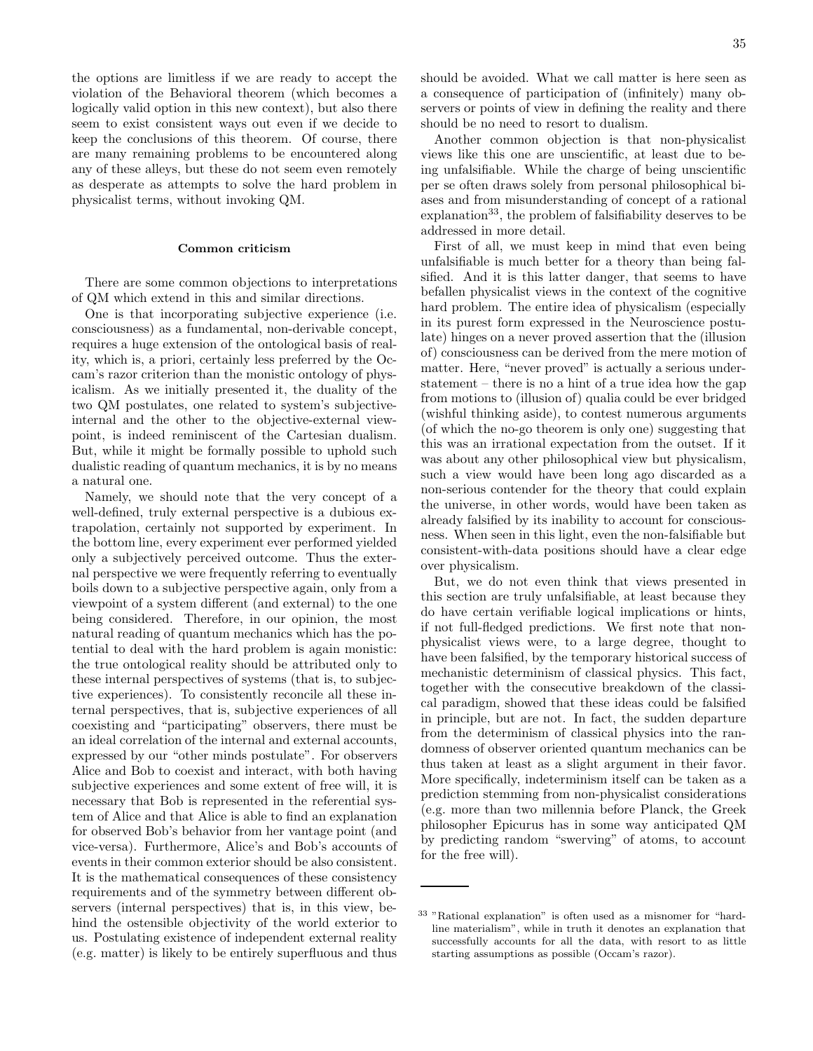the options are limitless if we are ready to accept the violation of the Behavioral theorem (which becomes a logically valid option in this new context), but also there seem to exist consistent ways out even if we decide to keep the conclusions of this theorem. Of course, there are many remaining problems to be encountered along any of these alleys, but these do not seem even remotely as desperate as attempts to solve the hard problem in physicalist terms, without invoking QM.

### Common criticism

There are some common objections to interpretations of QM which extend in this and similar directions.

One is that incorporating subjective experience (i.e. consciousness) as a fundamental, non-derivable concept, requires a huge extension of the ontological basis of reality, which is, a priori, certainly less preferred by the Occam's razor criterion than the monistic ontology of physicalism. As we initially presented it, the duality of the two QM postulates, one related to system's subjective-internal and the other to the objective-external viewpoint, is indeed reminiscent of the Cartesian dualism. But, while it might be formally possible to uphold such dualistic reading of quantum mechanics, it is by no means a natural one.

Namely, we should note that the very concept of a well-defined, truly external perspective is a dubious extrapolation, certainly not supported by experiment. In the bottom line, every experiment ever performed yielded only a subjectively perceived outcome. Thus the external perspective we were frequently referring to eventually boils down to a subjective perspective again, only from a viewpoint of a system different (and external) to the one being considered. Therefore, in our opinion, the most natural reading of quantum mechanics which has the potential to deal with the hard problem is again monistic: the true ontological reality should be attributed only to these internal perspectives of systems (that is, to subjective experiences). To consistently reconcile all these internal perspectives, that is, subjective experiences of all coexisting and "participating" observers, there must be an ideal correlation of the internal and external accounts, expressed by our "other minds postulate". For observers Alice and Bob to coexist and interact, with both having subjective experiences and some extent of free will, it is necessary that Bob is represented in the referential system of Alice and that Alice is able to find an explanation for observed Bob's behavior from her vantage point (and vice-versa). Furthermore, Alice's and Bob's accounts of events in their common exterior should be also consistent. It is the mathematical consequences of these consistency requirements and of the symmetry between different observers (internal perspectives) that is, in this view, behind the ostensible objectivity of the world exterior to us. Postulating existence of independent external reality (e.g. matter) is likely to be entirely superfluous and thus should be avoided. What we call matter is here seen as a consequence of participation of (infinitely) many observers or points of view in defining the reality and there should be no need to resort to dualism.

Another common objection is that non-physicalist views like this one are unscientific, at least due to being unfalsifiable. While the charge of being unscientific per se often draws solely from personal philosophical biases and from misunderstanding of concept of a rational explanation[33], the problem of falsifiability deserves to be addressed in more detail.

First of all, we must keep in mind that even being unfalsifiable is much better for a theory than being falsified. And it is this latter danger, that seems to have befallen physicalist views in the context of the cognitive hard problem. The entire idea of physicalism (especially in its purest form expressed in the Neuroscience postulate) hinges on a never proved assertion that the (illusion of) consciousness can be derived from the mere motion of matter. Here, "never proved" is actually a serious understatement – there is no a hint of a true idea how the gap from motions to (illusion of) qualia could be ever bridged (wishful thinking aside), to contest numerous arguments (of which the no-go theorem is only one) suggesting that this was an irrational expectation from the outset. If it was about any other philosophical view but physicalism, such a view would have been long ago discarded as a non-serious contender for the theory that could explain the universe, in other words, would have been taken as already falsified by its inability to account for consciousness. When seen in this light, even the non-falsifiable but consistent-with-data positions should have a clear edge over physicalism.

But, we do not even think that views presented in this section are truly unfalsifiable, at least because they do have certain verifiable logical implications or hints, if not full-fledged predictions. We first note that non-physicalist views were, to a large degree, thought to have been falsified, by the temporary historical success of mechanistic determinism of classical physics. This fact, together with the consecutive breakdown of the classical paradigm, showed that these ideas could be falsified in principle, but are not. In fact, the sudden departure from the determinism of classical physics into the randomness of observer oriented quantum mechanics can be thus taken at least as a slight argument in their favor. More specifically, indeterminism itself can be taken as a prediction stemming from non-physicalist considerations (e.g. more than two millennia before Planck, the Greek philosopher Epicurus has in some way anticipated QM by predicting random "swerving" of atoms, to account for the free will).

---

[33] "Rational explanation" is often used as a misnomer for "hard-line materialism", while in truth it denotes an explanation that successfully accounts for all the data, with resort to as little starting assumptions as possible (Occam's razor).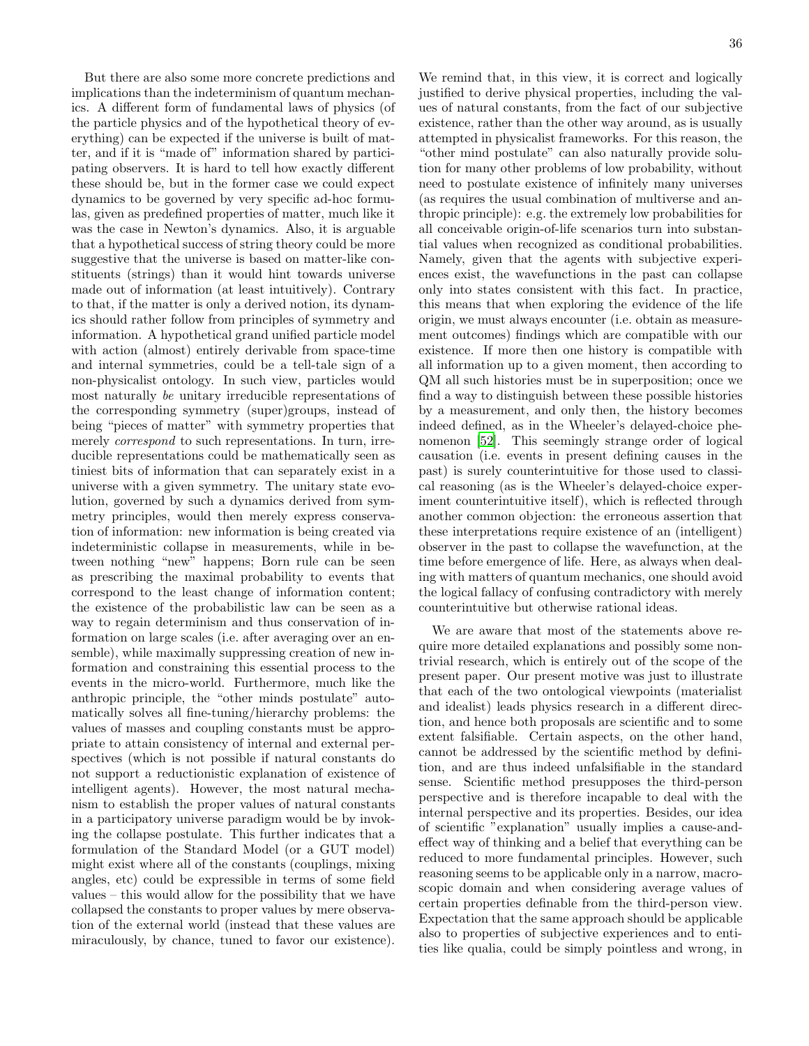But there are also some more concrete predictions and implications than the indeterminism of quantum mechanics. A different form of fundamental laws of physics (of the particle physics and of the hypothetical theory of everything) can be expected if the universe is built of matter, and if it is "made of" information shared by participating observers. It is hard to tell how exactly different these should be, but in the former case we could expect dynamics to be governed by very specific ad-hoc formulas, given as predefined properties of matter, much like it was the case in Newton's dynamics. Also, it is arguable that a hypothetical success of string theory could be more suggestive that the universe is based on matter-like constituents (strings) than it would hint towards universe made out of information (at least intuitively). Contrary to that, if the matter is only a derived notion, its dynamics should rather follow from principles of symmetry and information. A hypothetical grand unified particle model with action (almost) entirely derivable from space-time and internal symmetries, could be a tell-tale sign of a non-physicalist ontology. In such view, particles would most naturally *be* unitary irreducible representations of the corresponding symmetry (super)groups, instead of being "pieces of matter" with symmetry properties that merely *correspond* to such representations. In turn, irreducible representations could be mathematically seen as tiniest bits of information that can separately exist in a universe with a given symmetry. The unitary state evolution, governed by such a dynamics derived from symmetry principles, would then merely express conservation of information: new information is being created via indeterministic collapse in measurements, while in between nothing "new" happens; Born rule can be seen as prescribing the maximal probability to events that correspond to the least change of information content; the existence of the probabilistic law can be seen as a way to regain determinism and thus conservation of information on large scales (i.e. after averaging over an ensemble), while maximally suppressing creation of new information and constraining this essential process to the events in the micro-world. Furthermore, much like the anthropic principle, the "other minds postulate" automatically solves all fine-tuning/hierarchy problems: the values of masses and coupling constants must be appropriate to attain consistency of internal and external perspectives (which is not possible if natural constants do not support a reductionistic explanation of existence of intelligent agents). However, the most natural mechanism to establish the proper values of natural constants in a participatory universe paradigm would be by invoking the collapse postulate. This further indicates that a formulation of the Standard Model (or a GUT model) might exist where all of the constants (couplings, mixing angles, etc) could be expressible in terms of some field values – this would allow for the possibility that we have collapsed the constants to proper values by mere observation of the external world (instead that these values are miraculously, by chance, tuned to favor our existence). We remind that, in this view, it is correct and logically justified to derive physical properties, including the values of natural constants, from the fact of our subjective existence, rather than the other way around, as is usually attempted in physicalist frameworks. For this reason, the "other mind postulate" can also naturally provide solution for many other problems of low probability, without need to postulate existence of infinitely many universes (as requires the usual combination of multiverse and anthropic principle): e.g. the extremely low probabilities for all conceivable origin-of-life scenarios turn into substantial values when recognized as conditional probabilities. Namely, given that the agents with subjective experiences exist, the wavefunctions in the past can collapse only into states consistent with this fact. In practice, this means that when exploring the evidence of the life origin, we must always encounter (i.e. obtain as measurement outcomes) findings which are compatible with our existence. If more then one history is compatible with all information up to a given moment, then according to QM all such histories must be in superposition; once we find a way to distinguish between these possible histories by a measurement, and only then, the history becomes indeed defined, as in the Wheeler's delayed-choice phenomenon [52]. This seemingly strange order of logical causation (i.e. events in present defining causes in the past) is surely counterintuitive for those used to classical reasoning (as is the Wheeler's delayed-choice experiment counterintuitive itself), which is reflected through another common objection: the erroneous assertion that these interpretations require existence of an (intelligent) observer in the past to collapse the wavefunction, at the time before emergence of life. Here, as always when dealing with matters of quantum mechanics, one should avoid the logical fallacy of confusing contradictory with merely counterintuitive but otherwise rational ideas.

We are aware that most of the statements above require more detailed explanations and possibly some nontrivial research, which is entirely out of the scope of the present paper. Our present motive was just to illustrate that each of the two ontological viewpoints (materialist and idealist) leads physics research in a different direction, and hence both proposals are scientific and to some extent falsifiable. Certain aspects, on the other hand, cannot be addressed by the scientific method by definition, and are thus indeed unfalsifiable in the standard sense. Scientific method presupposes the third-person perspective and is therefore incapable to deal with the internal perspective and its properties. Besides, our idea of scientific "explanation" usually implies a cause-and-effect way of thinking and a belief that everything can be reduced to more fundamental principles. However, such reasoning seems to be applicable only in a narrow, macroscopic domain and when considering average values of certain properties definable from the third-person view. Expectation that the same approach should be applicable also to properties of subjective experiences and to entities like qualia, could be simply pointless and wrong, in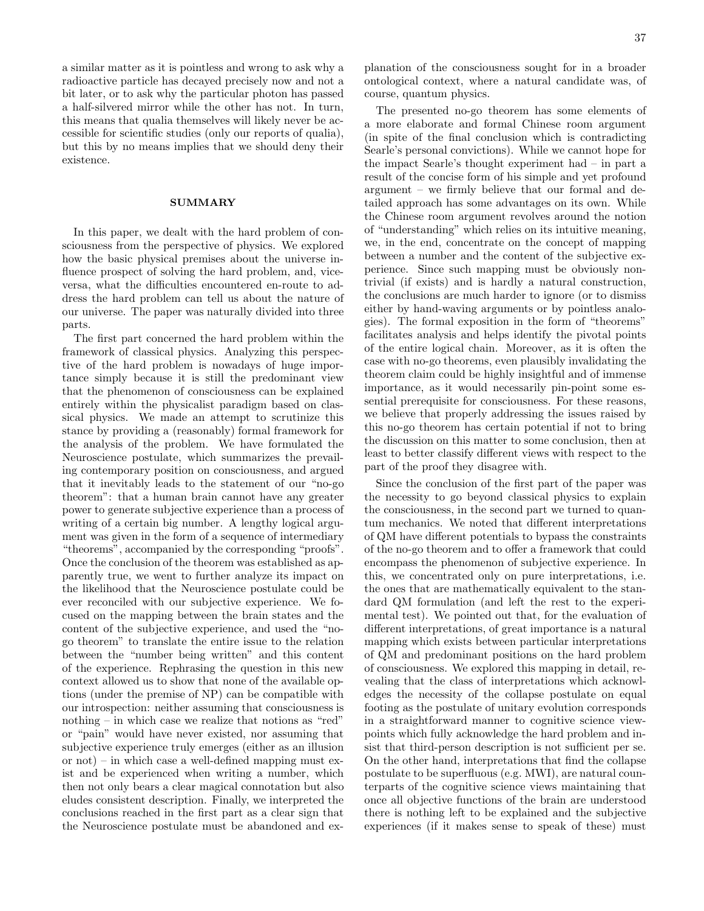a similar matter as it is pointless and wrong to ask why a radioactive particle has decayed precisely now and not a bit later, or to ask why the particular photon has passed a half-silvered mirror while the other has not. In turn, this means that qualia themselves will likely never be accessible for scientific studies (only our reports of qualia), but this by no means implies that we should deny their existence.

## SUMMARY

In this paper, we dealt with the hard problem of consciousness from the perspective of physics. We explored how the basic physical premises about the universe influence prospect of solving the hard problem, and, vice-versa, what the difficulties encountered en-route to address the hard problem can tell us about the nature of our universe. The paper was naturally divided into three parts.

The first part concerned the hard problem within the framework of classical physics. Analyzing this perspective of the hard problem is nowadays of huge importance simply because it is still the predominant view that the phenomenon of consciousness can be explained entirely within the physicalist paradigm based on classical physics. We made an attempt to scrutinize this stance by providing a (reasonably) formal framework for the analysis of the problem. We have formulated the Neuroscience postulate, which summarizes the prevailing contemporary position on consciousness, and argued that it inevitably leads to the statement of our "no-go theorem": that a human brain cannot have any greater power to generate subjective experience than a process of writing of a certain big number. A lengthy logical argument was given in the form of a sequence of intermediary "theorems", accompanied by the corresponding "proofs". Once the conclusion of the theorem was established as apparently true, we went to further analyze its impact on the likelihood that the Neuroscience postulate could be ever reconciled with our subjective experience. We focused on the mapping between the brain states and the content of the subjective experience, and used the "no-go theorem" to translate the entire issue to the relation between the "number being written" and this content of the experience. Rephrasing the question in this new context allowed us to show that none of the available options (under the premise of NP) can be compatible with our introspection: neither assuming that consciousness is nothing – in which case we realize that notions as "red" or "pain" would have never existed, nor assuming that subjective experience truly emerges (either as an illusion or not) – in which case a well-defined mapping must exist and be experienced when writing a number, which then not only bears a clear magical connotation but also eludes consistent description. Finally, we interpreted the conclusions reached in the first part as a clear sign that the Neuroscience postulate must be abandoned and explanation of the consciousness sought for in a broader ontological context, where a natural candidate was, of course, quantum physics.

The presented no-go theorem has some elements of a more elaborate and formal Chinese room argument (in spite of the final conclusion which is contradicting Searle's personal convictions). While we cannot hope for the impact Searle's thought experiment had – in part a result of the concise form of his simple and yet profound argument – we firmly believe that our formal and detailed approach has some advantages on its own. While the Chinese room argument revolves around the notion of "understanding" which relies on its intuitive meaning, we, in the end, concentrate on the concept of mapping between a number and the content of the subjective experience. Since such mapping must be obviously nontrivial (if exists) and is hardly a natural construction, the conclusions are much harder to ignore (or to dismiss either by hand-waving arguments or by pointless analogies). The formal exposition in the form of "theorems" facilitates analysis and helps identify the pivotal points of the entire logical chain. Moreover, as it is often the case with no-go theorems, even plausibly invalidating the theorem claim could be highly insightful and of immense importance, as it would necessarily pin-point some essential prerequisite for consciousness. For these reasons, we believe that properly addressing the issues raised by this no-go theorem has certain potential if not to bring the discussion on this matter to some conclusion, then at least to better classify different views with respect to the part of the proof they disagree with.

Since the conclusion of the first part of the paper was the necessity to go beyond classical physics to explain the consciousness, in the second part we turned to quantum mechanics. We noted that different interpretations of QM have different potentials to bypass the constraints of the no-go theorem and to offer a framework that could encompass the phenomenon of subjective experience. In this, we concentrated only on pure interpretations, i.e. the ones that are mathematically equivalent to the standard QM formulation (and left the rest to the experimental test). We pointed out that, for the evaluation of different interpretations, of great importance is a natural mapping which exists between particular interpretations of QM and predominant positions on the hard problem of consciousness. We explored this mapping in detail, revealing that the class of interpretations which acknowledges the necessity of the collapse postulate on equal footing as the postulate of unitary evolution corresponds in a straightforward manner to cognitive science viewpoints which fully acknowledge the hard problem and insist that third-person description is not sufficient per se. On the other hand, interpretations that find the collapse postulate to be superfluous (e.g. MWI), are natural counterparts of the cognitive science views maintaining that once all objective functions of the brain are understood there is nothing left to be explained and the subjective experiences (if it makes sense to speak of these) must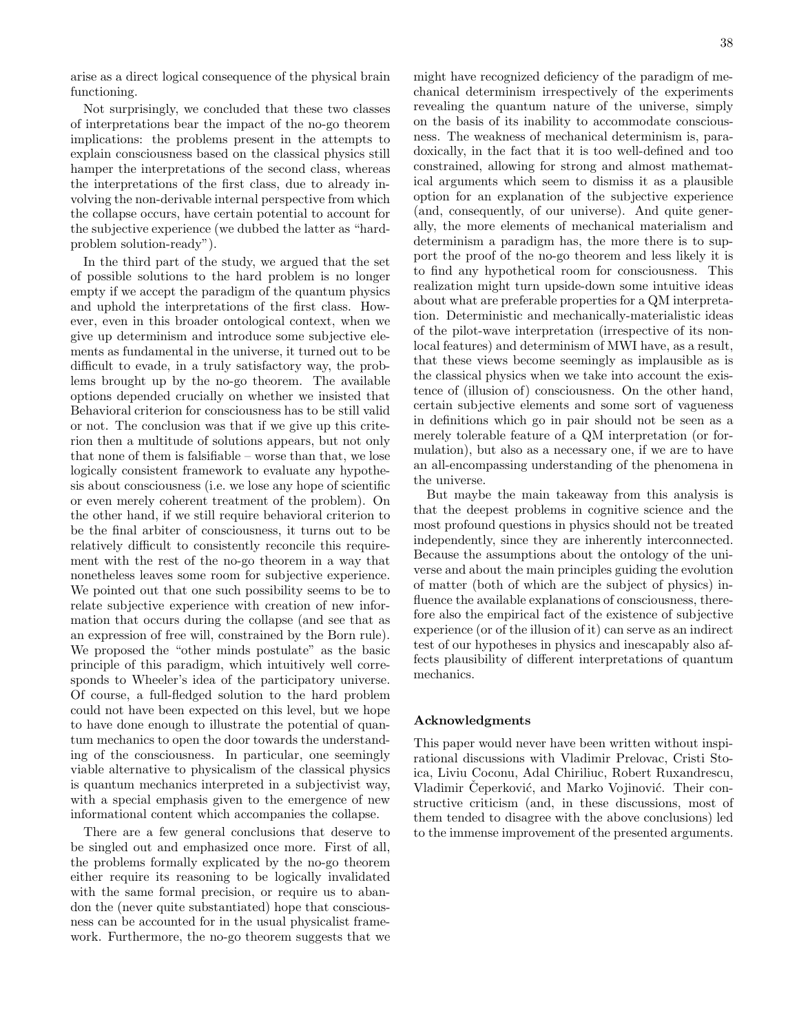arise as a direct logical consequence of the physical brain functioning.

Not surprisingly, we concluded that these two classes of interpretations bear the impact of the no-go theorem implications: the problems present in the attempts to explain consciousness based on the classical physics still hamper the interpretations of the second class, whereas the interpretations of the first class, due to already involving the non-derivable internal perspective from which the collapse occurs, have certain potential to account for the subjective experience (we dubbed the latter as "hard-problem solution-ready").

In the third part of the study, we argued that the set of possible solutions to the hard problem is no longer empty if we accept the paradigm of the quantum physics and uphold the interpretations of the first class. However, even in this broader ontological context, when we give up determinism and introduce some subjective elements as fundamental in the universe, it turned out to be difficult to evade, in a truly satisfactory way, the problems brought up by the no-go theorem. The available options depended crucially on whether we insisted that Behavioral criterion for consciousness has to be still valid or not. The conclusion was that if we give up this criterion then a multitude of solutions appears, but not only that none of them is falsifiable – worse than that, we lose logically consistent framework to evaluate any hypothesis about consciousness (i.e. we lose any hope of scientific or even merely coherent treatment of the problem). On the other hand, if we still require behavioral criterion to be the final arbiter of consciousness, it turns out to be relatively difficult to consistently reconcile this requirement with the rest of the no-go theorem in a way that nonetheless leaves some room for subjective experience. We pointed out that one such possibility seems to be to relate subjective experience with creation of new information that occurs during the collapse (and see that as an expression of free will, constrained by the Born rule). We proposed the "other minds postulate" as the basic principle of this paradigm, which intuitively well corresponds to Wheeler's idea of the participatory universe. Of course, a full-fledged solution to the hard problem could not have been expected on this level, but we hope to have done enough to illustrate the potential of quantum mechanics to open the door towards the understanding of the consciousness. In particular, one seemingly viable alternative to physicalism of the classical physics is quantum mechanics interpreted in a subjectivist way, with a special emphasis given to the emergence of new informational content which accompanies the collapse.

There are a few general conclusions that deserve to be singled out and emphasized once more. First of all, the problems formally explicated by the no-go theorem either require its reasoning to be logically invalidated with the same formal precision, or require us to abandon the (never quite substantiated) hope that consciousness can be accounted for in the usual physicalist framework. Furthermore, the no-go theorem suggests that we might have recognized deficiency of the paradigm of mechanical determinism irrespectively of the experiments revealing the quantum nature of the universe, simply on the basis of its inability to accommodate consciousness. The weakness of mechanical determinism is, paradoxically, in the fact that it is too well-defined and too constrained, allowing for strong and almost mathematical arguments which seem to dismiss it as a plausible option for an explanation of the subjective experience (and, consequently, of our universe). And quite generally, the more elements of mechanical materialism and determinism a paradigm has, the more there is to support the proof of the no-go theorem and less likely it is to find any hypothetical room for consciousness. This realization might turn upside-down some intuitive ideas about what are preferable properties for a QM interpretation. Deterministic and mechanically-materialistic ideas of the pilot-wave interpretation (irrespective of its nonlocal features) and determinism of MWI have, as a result, that these views become seemingly as implausible as is the classical physics when we take into account the existence of (illusion of) consciousness. On the other hand, certain subjective elements and some sort of vagueness in definitions which go in pair should not be seen as a merely tolerable feature of a QM interpretation (or formulation), but also as a necessary one, if we are to have an all-encompassing understanding of the phenomena in the universe.

But maybe the main takeaway from this analysis is that the deepest problems in cognitive science and the most profound questions in physics should not be treated independently, since they are inherently interconnected. Because the assumptions about the ontology of the universe and about the main principles guiding the evolution of matter (both of which are the subject of physics) influence the available explanations of consciousness, therefore also the empirical fact of the existence of subjective experience (or of the illusion of it) can serve as an indirect test of our hypotheses in physics and inescapably also affects plausibility of different interpretations of quantum mechanics.

#### Acknowledgments

This paper would never have been written without inspirational discussions with Vladimir Prelovac, Cristi Stoica, Liviu Coconu, Adal Chiriliuc, Robert Ruxandrescu, Vladimir Čeperković, and Marko Vojinović. Their constructive criticism (and, in these discussions, most of them tended to disagree with the above conclusions) led to the immense improvement of the presented arguments.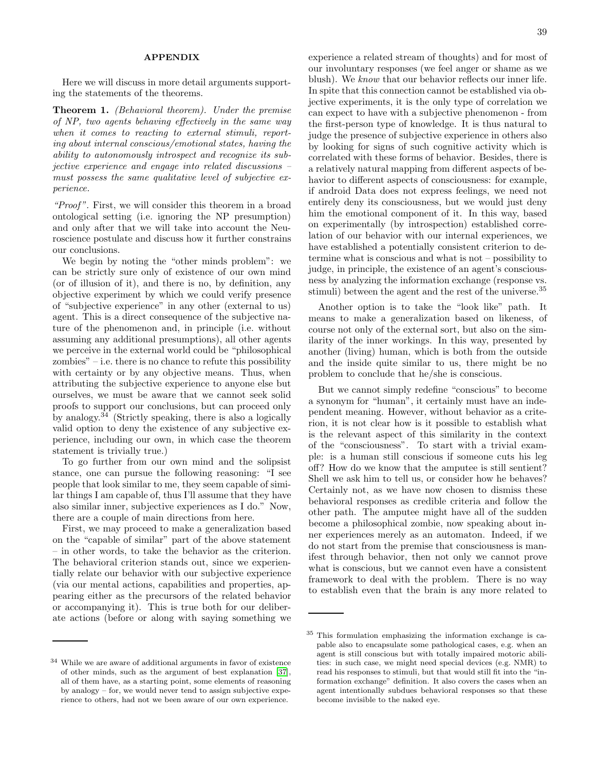## APPENDIX

Here we will discuss in more detail arguments supporting the statements of the theorems.

**Theorem 1.** *(Behavioral theorem). Under the premise of NP, two agents behaving effectively in the same way when it comes to reacting to external stimuli, reporting about internal conscious/emotional states, having the ability to autonomously introspect and recognize its subjective experience and engage into related discussions – must possess the same qualitative level of subjective experience.*

*"Proof"*. First, we will consider this theorem in a broad ontological setting (i.e. ignoring the NP presumption) and only after that we will take into account the Neuroscience postulate and discuss how it further constrains our conclusions.

We begin by noting the "other minds problem": we can be strictly sure only of existence of our own mind (or of illusion of it), and there is no, by definition, any objective experiment by which we could verify presence of "subjective experience" in any other (external to us) agent. This is a direct consequence of the subjective nature of the phenomenon and, in principle (i.e. without assuming any additional presumptions), all other agents we perceive in the external world could be "philosophical zombies" – i.e. there is no chance to refute this possibility with certainty or by any objective means. Thus, when attributing the subjective experience to anyone else but ourselves, we must be aware that we cannot seek solid proofs to support our conclusions, but can proceed only by analogy.[34] (Strictly speaking, there is also a logically valid option to deny the existence of any subjective experience, including our own, in which case the theorem statement is trivially true.)

To go further from our own mind and the solipsist stance, one can pursue the following reasoning: "I see people that look similar to me, they seem capable of similar things I am capable of, thus I'll assume that they have also similar inner, subjective experiences as I do." Now, there are a couple of main directions from here.

First, we may proceed to make a generalization based on the "capable of similar" part of the above statement – in other words, to take the behavior as the criterion. The behavioral criterion stands out, since we experientially relate our behavior with our subjective experience (via our mental actions, capabilities and properties, appearing either as the precursors of the related behavior or accompanying it). This is true both for our deliberate actions (before or along with saying something we experience a related stream of thoughts) and for most of our involuntary responses (we feel anger or shame as we blush). We *know* that our behavior reflects our inner life. In spite that this connection cannot be established via objective experiments, it is the only type of correlation we can expect to have with a subjective phenomenon - from the first-person type of knowledge. It is thus natural to judge the presence of subjective experience in others also by looking for signs of such cognitive activity which is correlated with these forms of behavior. Besides, there is a relatively natural mapping from different aspects of behavior to different aspects of consciousness: for example, if android Data does not express feelings, we need not entirely deny its consciousness, but we would just deny him the emotional component of it. In this way, based on experimentally (by introspection) established correlation of our behavior with our internal experiences, we have established a potentially consistent criterion to determine what is conscious and what is not – possibility to judge, in principle, the existence of an agent's consciousness by analyzing the information exchange (response vs. stimuli) between the agent and the rest of the universe.[35]

Another option is to take the "look like" path. It means to make a generalization based on likeness, of course not only of the external sort, but also on the similarity of the inner workings. In this way, presented by another (living) human, which is both from the outside and the inside quite similar to us, there might be no problem to conclude that he/she is conscious.

But we cannot simply redefine "conscious" to become a synonym for "human", it certainly must have an independent meaning. However, without behavior as a criterion, it is not clear how is it possible to establish what is the relevant aspect of this similarity in the context of the "consciousness". To start with a trivial example: is a human still conscious if someone cuts his leg off? How do we know that the amputee is still sentient? Shell we ask him to tell us, or consider how he behaves? Certainly not, as we have now chosen to dismiss these behavioral responses as credible criteria and follow the other path. The amputee might have all of the sudden become a philosophical zombie, now speaking about inner experiences merely as an automaton. Indeed, if we do not start from the premise that consciousness is manifest through behavior, then not only we cannot prove what is conscious, but we cannot even have a consistent framework to deal with the problem. There is no way to establish even that the brain is any more related to

---

[34] While we are aware of additional arguments in favor of existence of other minds, such as the argument of best explanation [37], all of them have, as a starting point, some elements of reasoning by analogy – for, we would never tend to assign subjective experience to others, had not we been aware of our own experience.

[35] This formulation emphasizing the information exchange is capable also to encapsulate some pathological cases, e.g. when an agent is still conscious but with totally impaired motoric abilities: in such case, we might need special devices (e.g. NMR) to read his responses to stimuli, but that would still fit into the "information exchange" definition. It also covers the cases when an agent intentionally subdues behavioral responses so that these become invisible to the naked eye.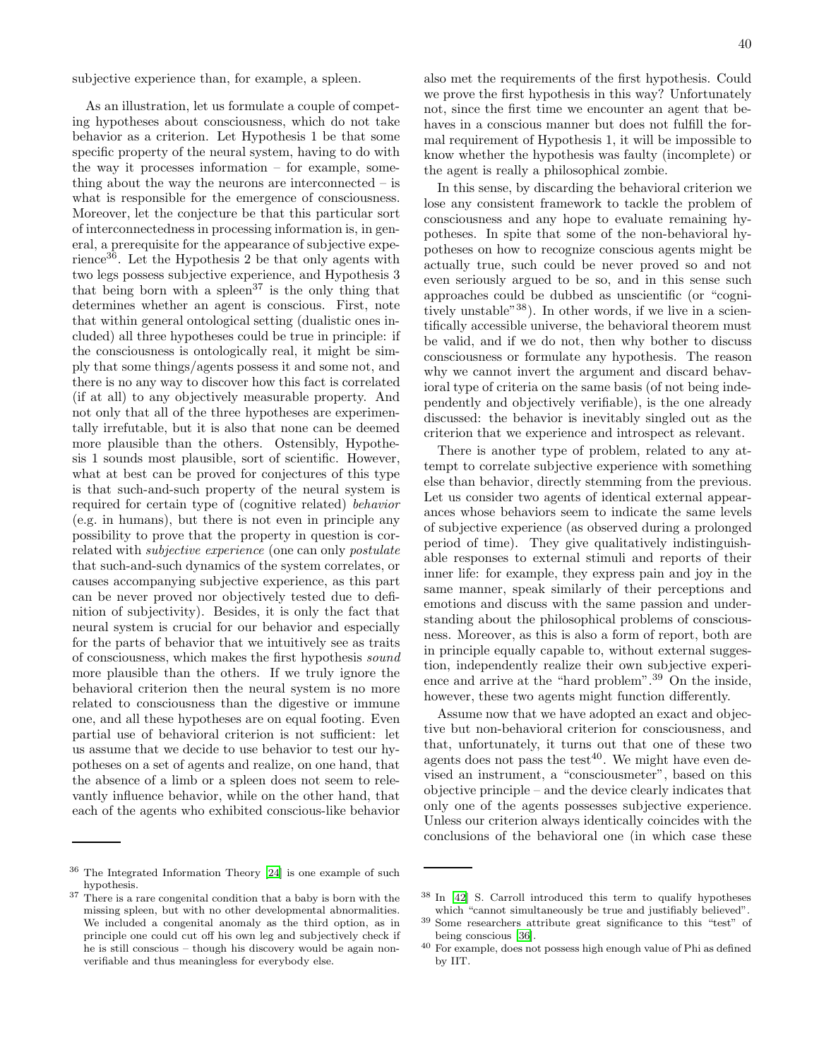subjective experience than, for example, a spleen.

As an illustration, let us formulate a couple of competing hypotheses about consciousness, which do not take behavior as a criterion. Let Hypothesis 1 be that some specific property of the neural system, having to do with the way it processes information – for example, something about the way the neurons are interconnected – is what is responsible for the emergence of consciousness. Moreover, let the conjecture be that this particular sort of interconnectedness in processing information is, in general, a prerequisite for the appearance of subjective experience[36]. Let the Hypothesis 2 be that only agents with two legs possess subjective experience, and Hypothesis 3 that being born with a spleen[37] is the only thing that determines whether an agent is conscious. First, note that within general ontological setting (dualistic ones included) all three hypotheses could be true in principle: if the consciousness is ontologically real, it might be simply that some things/agents possess it and some not, and there is no any way to discover how this fact is correlated (if at all) to any objectively measurable property. And not only that all of the three hypotheses are experimentally irrefutable, but it is also that none can be deemed more plausible than the others. Ostensibly, Hypothesis 1 sounds most plausible, sort of scientific. However, what at best can be proved for conjectures of this type is that such-and-such property of the neural system is required for certain type of (cognitive related) *behavior* (e.g. in humans), but there is not even in principle any possibility to prove that the property in question is correlated with *subjective experience* (one can only *postulate* that such-and-such dynamics of the system correlates, or causes accompanying subjective experience, as this part can be never proved nor objectively tested due to definition of subjectivity). Besides, it is only the fact that neural system is crucial for our behavior and especially for the parts of behavior that we intuitively see as traits of consciousness, which makes the first hypothesis *sound* more plausible than the others. If we truly ignore the behavioral criterion then the neural system is no more related to consciousness than the digestive or immune one, and all these hypotheses are on equal footing. Even partial use of behavioral criterion is not sufficient: let us assume that we decide to use behavior to test our hypotheses on a set of agents and realize, on one hand, that the absence of a limb or a spleen does not seem to relevantly influence behavior, while on the other hand, that each of the agents who exhibited conscious-like behavior also met the requirements of the first hypothesis. Could we prove the first hypothesis in this way? Unfortunately not, since the first time we encounter an agent that behaves in a conscious manner but does not fulfill the formal requirement of Hypothesis 1, it will be impossible to know whether the hypothesis was faulty (incomplete) or the agent is really a philosophical zombie.

In this sense, by discarding the behavioral criterion we lose any consistent framework to tackle the problem of consciousness and any hope to evaluate remaining hypotheses. In spite that some of the non-behavioral hypotheses on how to recognize conscious agents might be actually true, such could be never proved so and not even seriously argued to be so, and in this sense such approaches could be dubbed as unscientific (or "cognitively unstable"[38]). In other words, if we live in a scientifically accessible universe, the behavioral theorem must be valid, and if we do not, then why bother to discuss consciousness or formulate any hypothesis. The reason why we cannot invert the argument and discard behavioral type of criteria on the same basis (of not being independently and objectively verifiable), is the one already discussed: the behavior is inevitably singled out as the criterion that we experience and introspect as relevant.

There is another type of problem, related to any attempt to correlate subjective experience with something else than behavior, directly stemming from the previous. Let us consider two agents of identical external appearances whose behaviors seem to indicate the same levels of subjective experience (as observed during a prolonged period of time). They give qualitatively indistinguishable responses to external stimuli and reports of their inner life: for example, they express pain and joy in the same manner, speak similarly of their perceptions and emotions and discuss with the same passion and understanding about the philosophical problems of consciousness. Moreover, as this is also a form of report, both are in principle equally capable to, without external suggestion, independently realize their own subjective experience and arrive at the "hard problem".[39] On the inside, however, these two agents might function differently.

Assume now that we have adopted an exact and objective but non-behavioral criterion for consciousness, and that, unfortunately, it turns out that one of these two agents does not pass the test[40]. We might have even devised an instrument, a "consciousmeter", based on this objective principle – and the device clearly indicates that only one of the agents possesses subjective experience. Unless our criterion always identically coincides with the conclusions of the behavioral one (in which case these

---

[36] The Integrated Information Theory [24] is one example of such hypothesis.

[37] There is a rare congenital condition that a baby is born with the missing spleen, but with no other developmental abnormalities. We included a congenital anomaly as the third option, as in principle one could cut off his own leg and subjectively check if he is still conscious – though his discovery would be again nonverifiable and thus meaningless for everybody else.

[38] In [42] S. Carroll introduced this term to qualify hypotheses which "cannot simultaneously be true and justifiably believed".

[39] Some researchers attribute great significance to this "test" of being conscious [36].

[40] For example, does not possess high enough value of Phi as defined by IIT.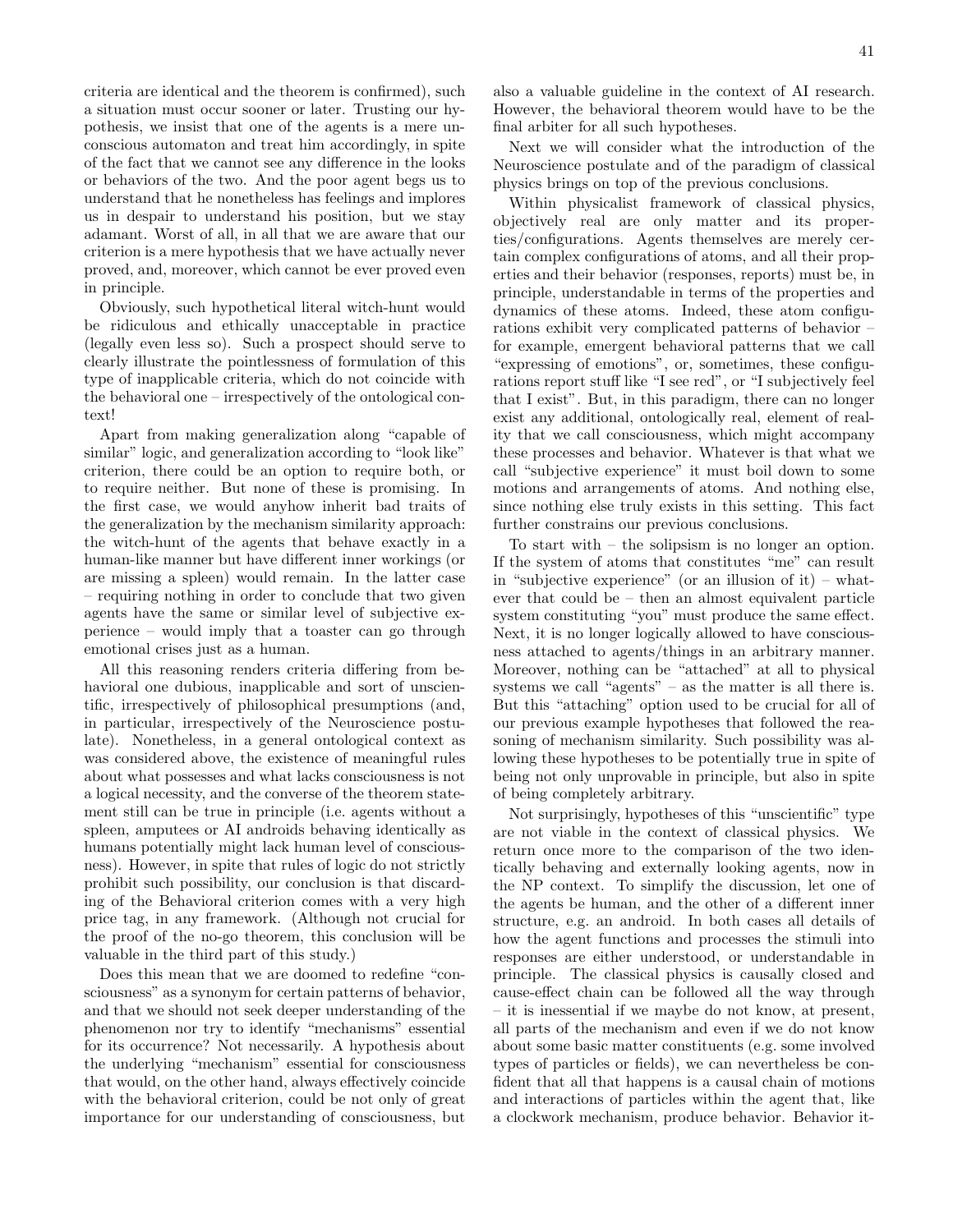criteria are identical and the theorem is confirmed), such a situation must occur sooner or later. Trusting our hypothesis, we insist that one of the agents is a mere unconscious automaton and treat him accordingly, in spite of the fact that we cannot see any difference in the looks or behaviors of the two. And the poor agent begs us to understand that he nonetheless has feelings and implores us in despair to understand his position, but we stay adamant. Worst of all, in all that we are aware that our criterion is a mere hypothesis that we have actually never proved, and, moreover, which cannot be ever proved even in principle.

Obviously, such hypothetical literal witch-hunt would be ridiculous and ethically unacceptable in practice (legally even less so). Such a prospect should serve to clearly illustrate the pointlessness of formulation of this type of inapplicable criteria, which do not coincide with the behavioral one – irrespectively of the ontological context!

Apart from making generalization along "capable of similar" logic, and generalization according to "look like" criterion, there could be an option to require both, or to require neither. But none of these is promising. In the first case, we would anyhow inherit bad traits of the generalization by the mechanism similarity approach: the witch-hunt of the agents that behave exactly in a human-like manner but have different inner workings (or are missing a spleen) would remain. In the latter case – requiring nothing in order to conclude that two given agents have the same or similar level of subjective experience – would imply that a toaster can go through emotional crises just as a human.

All this reasoning renders criteria differing from behavioral one dubious, inapplicable and sort of unscientific, irrespectively of philosophical presumptions (and, in particular, irrespectively of the Neuroscience postulate). Nonetheless, in a general ontological context as was considered above, the existence of meaningful rules about what possesses and what lacks consciousness is not a logical necessity, and the converse of the theorem statement still can be true in principle (i.e. agents without a spleen, amputees or AI androids behaving identically as humans potentially might lack human level of consciousness). However, in spite that rules of logic do not strictly prohibit such possibility, our conclusion is that discarding of the Behavioral criterion comes with a very high price tag, in any framework. (Although not crucial for the proof of the no-go theorem, this conclusion will be valuable in the third part of this study.)

Does this mean that we are doomed to redefine "consciousness" as a synonym for certain patterns of behavior, and that we should not seek deeper understanding of the phenomenon nor try to identify "mechanisms" essential for its occurrence? Not necessarily. A hypothesis about the underlying "mechanism" essential for consciousness that would, on the other hand, always effectively coincide with the behavioral criterion, could be not only of great importance for our understanding of consciousness, but also a valuable guideline in the context of AI research. However, the behavioral theorem would have to be the final arbiter for all such hypotheses.

Next we will consider what the introduction of the Neuroscience postulate and of the paradigm of classical physics brings on top of the previous conclusions.

Within physicalist framework of classical physics, objectively real are only matter and its properties/configurations. Agents themselves are merely certain complex configurations of atoms, and all their properties and their behavior (responses, reports) must be, in principle, understandable in terms of the properties and dynamics of these atoms. Indeed, these atom configurations exhibit very complicated patterns of behavior – for example, emergent behavioral patterns that we call "expressing of emotions", or, sometimes, these configurations report stuff like "I see red", or "I subjectively feel that I exist". But, in this paradigm, there can no longer exist any additional, ontologically real, element of reality that we call consciousness, which might accompany these processes and behavior. Whatever is that what we call "subjective experience" it must boil down to some motions and arrangements of atoms. And nothing else, since nothing else truly exists in this setting. This fact further constrains our previous conclusions.

To start with – the solipsism is no longer an option. If the system of atoms that constitutes "me" can result in "subjective experience" (or an illusion of it) – whatever that could be – then an almost equivalent particle system constituting "you" must produce the same effect. Next, it is no longer logically allowed to have consciousness attached to agents/things in an arbitrary manner. Moreover, nothing can be "attached" at all to physical systems we call "agents" – as the matter is all there is. But this "attaching" option used to be crucial for all of our previous example hypotheses that followed the reasoning of mechanism similarity. Such possibility was allowing these hypotheses to be potentially true in spite of being not only unprovable in principle, but also in spite of being completely arbitrary.

Not surprisingly, hypotheses of this "unscientific" type are not viable in the context of classical physics. We return once more to the comparison of the two identically behaving and externally looking agents, now in the NP context. To simplify the discussion, let one of the agents be human, and the other of a different inner structure, e.g. an android. In both cases all details of how the agent functions and processes the stimuli into responses are either understood, or understandable in principle. The classical physics is causally closed and cause-effect chain can be followed all the way through – it is inessential if we maybe do not know, at present, all parts of the mechanism and even if we do not know about some basic matter constituents (e.g. some involved types of particles or fields), we can nevertheless be confident that all that happens is a causal chain of motions and interactions of particles within the agent that, like a clockwork mechanism, produce behavior. Behavior it-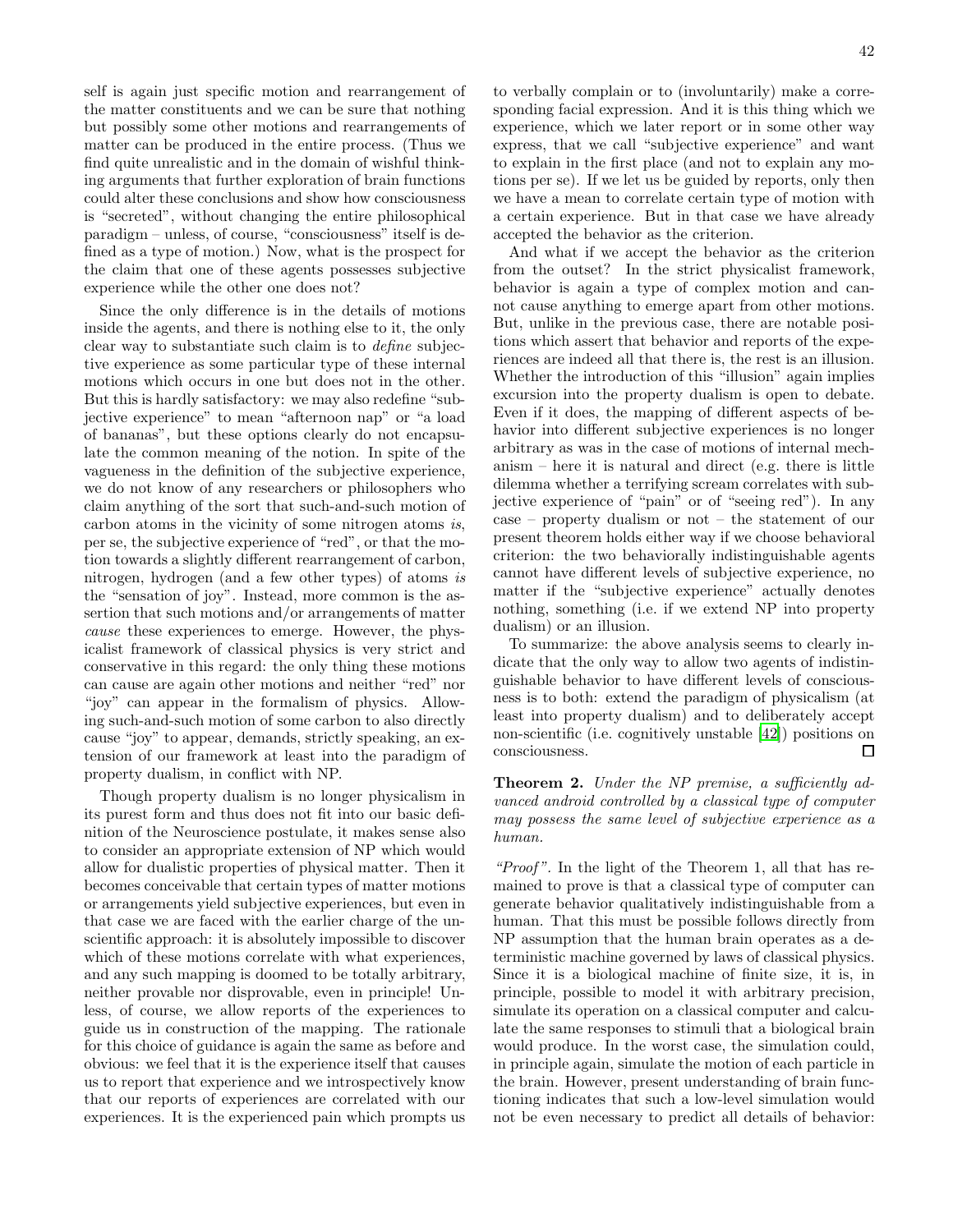self is again just specific motion and rearrangement of the matter constituents and we can be sure that nothing but possibly some other motions and rearrangements of matter can be produced in the entire process. (Thus we find quite unrealistic and in the domain of wishful thinking arguments that further exploration of brain functions could alter these conclusions and show how consciousness is "secreted", without changing the entire philosophical paradigm – unless, of course, "consciousness" itself is defined as a type of motion.) Now, what is the prospect for the claim that one of these agents possesses subjective experience while the other one does not?

Since the only difference is in the details of motions inside the agents, and there is nothing else to it, the only clear way to substantiate such claim is to *define* subjective experience as some particular type of these internal motions which occurs in one but does not in the other. But this is hardly satisfactory: we may also redefine "subjective experience" to mean "afternoon nap" or "a load of bananas", but these options clearly do not encapsulate the common meaning of the notion. In spite of the vagueness in the definition of the subjective experience, we do not know of any researchers or philosophers who claim anything of the sort that such-and-such motion of carbon atoms in the vicinity of some nitrogen atoms *is*, per se, the subjective experience of "red", or that the motion towards a slightly different rearrangement of carbon, nitrogen, hydrogen (and a few other types) of atoms *is* the "sensation of joy". Instead, more common is the assertion that such motions and/or arrangements of matter *cause* these experiences to emerge. However, the physicalist framework of classical physics is very strict and conservative in this regard: the only thing these motions can cause are again other motions and neither "red" nor "joy" can appear in the formalism of physics. Allowing such-and-such motion of some carbon to also directly cause "joy" to appear, demands, strictly speaking, an extension of our framework at least into the paradigm of property dualism, in conflict with NP.

Though property dualism is no longer physicalism in its purest form and thus does not fit into our basic definition of the Neuroscience postulate, it makes sense also to consider an appropriate extension of NP which would allow for dualistic properties of physical matter. Then it becomes conceivable that certain types of matter motions or arrangements yield subjective experiences, but even in that case we are faced with the earlier charge of the unscientific approach: it is absolutely impossible to discover which of these motions correlate with what experiences, and any such mapping is doomed to be totally arbitrary, neither provable nor disprovable, even in principle! Unless, of course, we allow reports of the experiences to guide us in construction of the mapping. The rationale for this choice of guidance is again the same as before and obvious: we feel that it is the experience itself that causes us to report that experience and we introspectively know that our reports of experiences are correlated with our experiences. It is the experienced pain which prompts us to verbally complain or to (involuntarily) make a corresponding facial expression. And it is this thing which we experience, which we later report or in some other way express, that we call "subjective experience" and want to explain in the first place (and not to explain any motions per se). If we let us be guided by reports, only then we have a mean to correlate certain type of motion with a certain experience. But in that case we have already accepted the behavior as the criterion.

And what if we accept the behavior as the criterion from the outset? In the strict physicalist framework, behavior is again a type of complex motion and cannot cause anything to emerge apart from other motions. But, unlike in the previous case, there are notable positions which assert that behavior and reports of the experiences are indeed all that there is, the rest is an illusion. Whether the introduction of this "illusion" again implies excursion into the property dualism is open to debate. Even if it does, the mapping of different aspects of behavior into different subjective experiences is no longer arbitrary as was in the case of motions of internal mechanism – here it is natural and direct (e.g. there is little dilemma whether a terrifying scream correlates with subjective experience of "pain" or of "seeing red"). In any case – property dualism or not – the statement of our present theorem holds either way if we choose behavioral criterion: the two behaviorally indistinguishable agents cannot have different levels of subjective experience, no matter if the "subjective experience" actually denotes nothing, something (i.e. if we extend NP into property dualism) or an illusion.

To summarize: the above analysis seems to clearly indicate that the only way to allow two agents of indistinguishable behavior to have different levels of consciousness is to both: extend the paradigm of physicalism (at least into property dualism) and to deliberately accept non-scientific (i.e. cognitively unstable [42]) positions on consciousness. □

**Theorem 2.** *Under the NP premise, a sufficiently advanced android controlled by a classical type of computer may possess the same level of subjective experience as a human.*

*"Proof"*. In the light of the Theorem 1, all that has remained to prove is that a classical type of computer can generate behavior qualitatively indistinguishable from a human. That this must be possible follows directly from NP assumption that the human brain operates as a deterministic machine governed by laws of classical physics. Since it is a biological machine of finite size, it is, in principle, possible to model it with arbitrary precision, simulate its operation on a classical computer and calculate the same responses to stimuli that a biological brain would produce. In the worst case, the simulation could, in principle again, simulate the motion of each particle in the brain. However, present understanding of brain functioning indicates that such a low-level simulation would not be even necessary to predict all details of behavior: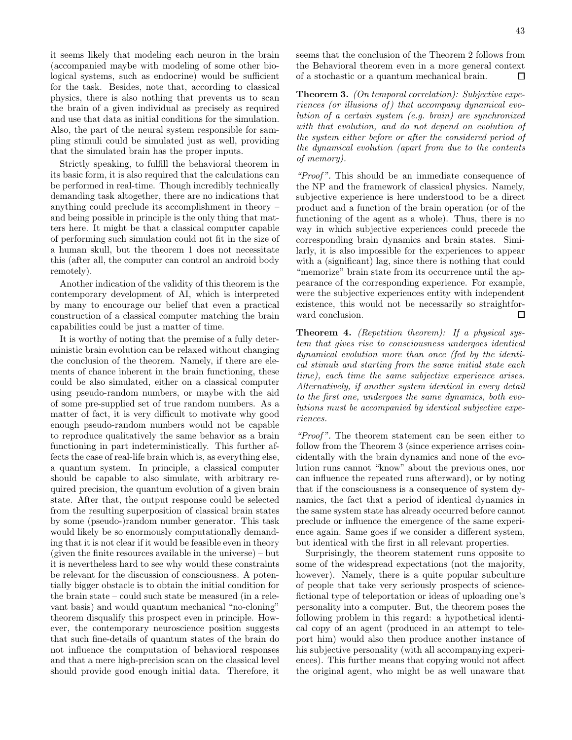it seems likely that modeling each neuron in the brain (accompanied maybe with modeling of some other biological systems, such as endocrine) would be sufficient for the task. Besides, note that, according to classical physics, there is also nothing that prevents us to scan the brain of a given individual as precisely as required and use that data as initial conditions for the simulation. Also, the part of the neural system responsible for sampling stimuli could be simulated just as well, providing that the simulated brain has the proper inputs.

Strictly speaking, to fulfill the behavioral theorem in its basic form, it is also required that the calculations can be performed in real-time. Though incredibly technically demanding task altogether, there are no indications that anything could preclude its accomplishment in theory – and being possible in principle is the only thing that matters here. It might be that a classical computer capable of performing such simulation could not fit in the size of a human skull, but the theorem 1 does not necessitate this (after all, the computer can control an android body remotely).

Another indication of the validity of this theorem is the contemporary development of AI, which is interpreted by many to encourage our belief that even a practical construction of a classical computer matching the brain capabilities could be just a matter of time.

It is worthy of noting that the premise of a fully deterministic brain evolution can be relaxed without changing the conclusion of the theorem. Namely, if there are elements of chance inherent in the brain functioning, these could be also simulated, either on a classical computer using pseudo-random numbers, or maybe with the aid of some pre-supplied set of true random numbers. As a matter of fact, it is very difficult to motivate why good enough pseudo-random numbers would not be capable to reproduce qualitatively the same behavior as a brain functioning in part indeterministically. This further affects the case of real-life brain which is, as everything else, a quantum system. In principle, a classical computer should be capable to also simulate, with arbitrary required precision, the quantum evolution of a given brain state. After that, the output response could be selected from the resulting superposition of classical brain states by some (pseudo-)random number generator. This task would likely be so enormously computationally demanding that it is not clear if it would be feasible even in theory (given the finite resources available in the universe) – but it is nevertheless hard to see why would these constraints be relevant for the discussion of consciousness. A potentially bigger obstacle is to obtain the initial condition for the brain state – could such state be measured (in a relevant basis) and would quantum mechanical "no-cloning" theorem disqualify this prospect even in principle. However, the contemporary neuroscience position suggests that such fine-details of quantum states of the brain do not influence the computation of behavioral responses and that a mere high-precision scan on the classical level should provide good enough initial data. Therefore, it seems that the conclusion of the Theorem 2 follows from the Behavioral theorem even in a more general context of a stochastic or a quantum mechanical brain. □

**Theorem 3.** *(On temporal correlation): Subjective experiences (or illusions of) that accompany dynamical evolution of a certain system (e.g. brain) are synchronized with that evolution, and do not depend on evolution of the system either before or after the considered period of the dynamical evolution (apart from due to the contents of memory).*

*"Proof"*. This should be an immediate consequence of the NP and the framework of classical physics. Namely, subjective experience is here understood to be a direct product and a function of the brain operation (or of the functioning of the agent as a whole). Thus, there is no way in which subjective experiences could precede the corresponding brain dynamics and brain states. Similarly, it is also impossible for the experiences to appear with a (significant) lag, since there is nothing that could "memorize" brain state from its occurrence until the appearance of the corresponding experience. For example, were the subjective experiences entity with independent existence, this would not be necessarily so straightforward conclusion. □

**Theorem 4.** *(Repetition theorem): If a physical system that gives rise to consciousness undergoes identical dynamical evolution more than once (fed by the identical stimuli and starting from the same initial state each time), each time the same subjective experience arises. Alternatively, if another system identical in every detail to the first one, undergoes the same dynamics, both evolutions must be accompanied by identical subjective experiences.*

*"Proof"*. The theorem statement can be seen either to follow from the Theorem 3 (since experience arrises coincidentally with the brain dynamics and none of the evolution runs cannot "know" about the previous ones, nor can influence the repeated runs afterward), or by noting that if the consciousness is a consequence of system dynamics, the fact that a period of identical dynamics in the same system state has already occurred before cannot preclude or influence the emergence of the same experience again. Same goes if we consider a different system, but identical with the first in all relevant properties.

Surprisingly, the theorem statement runs opposite to some of the widespread expectations (not the majority, however). Namely, there is a quite popular subculture of people that take very seriously prospects of science-fictional type of teleportation or ideas of uploading one's personality into a computer. But, the theorem poses the following problem in this regard: a hypothetical identical copy of an agent (produced in an attempt to teleport him) would also then produce another instance of his subjective personality (with all accompanying experiences). This further means that copying would not affect the original agent, who might be as well unaware that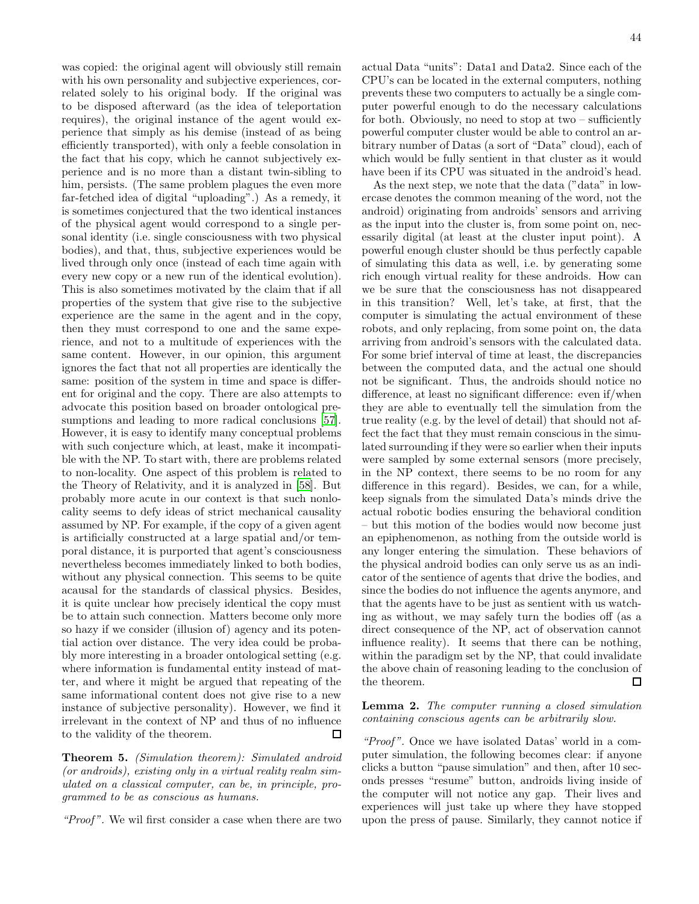was copied: the original agent will obviously still remain with his own personality and subjective experiences, correlated solely to his original body. If the original was to be disposed afterward (as the idea of teleportation requires), the original instance of the agent would experience that simply as his demise (instead of as being efficiently transported), with only a feeble consolation in the fact that his copy, which he cannot subjectively experience and is no more than a distant twin-sibling to him, persists. (The same problem plagues the even more far-fetched idea of digital "uploading".) As a remedy, it is sometimes conjectured that the two identical instances of the physical agent would correspond to a single personal identity (i.e. single consciousness with two physical bodies), and that, thus, subjective experiences would be lived through only once (instead of each time again with every new copy or a new run of the identical evolution). This is also sometimes motivated by the claim that if all properties of the system that give rise to the subjective experience are the same in the agent and in the copy, then they must correspond to one and the same experience, and not to a multitude of experiences with the same content. However, in our opinion, this argument ignores the fact that not all properties are identically the same: position of the system in time and space is different for original and the copy. There are also attempts to advocate this position based on broader ontological presumptions and leading to more radical conclusions [57]. However, it is easy to identify many conceptual problems with such conjecture which, at least, make it incompatible with the NP. To start with, there are problems related to non-locality. One aspect of this problem is related to the Theory of Relativity, and it is analyzed in [58]. But probably more acute in our context is that such nonlocality seems to defy ideas of strict mechanical causality assumed by NP. For example, if the copy of a given agent is artificially constructed at a large spatial and/or temporal distance, it is purported that agent's consciousness nevertheless becomes immediately linked to both bodies, without any physical connection. This seems to be quite acausal for the standards of classical physics. Besides, it is quite unclear how precisely identical the copy must be to attain such connection. Matters become only more so hazy if we consider (illusion of) agency and its potential action over distance. The very idea could be probably more interesting in a broader ontological setting (e.g. where information is fundamental entity instead of matter, and where it might be argued that repeating of the same informational content does not give rise to a new instance of subjective personality). However, we find it irrelevant in the context of NP and thus of no influence to the validity of the theorem. □

**Theorem 5.** *(Simulation theorem): Simulated android (or androids), existing only in a virtual reality realm simulated on a classical computer, can be, in principle, programmed to be as conscious as humans.*

*"Proof"*. We wil first consider a case when there are two actual Data "units": Data1 and Data2. Since each of the CPU's can be located in the external computers, nothing prevents these two computers to actually be a single computer powerful enough to do the necessary calculations for both. Obviously, no need to stop at two – sufficiently powerful computer cluster would be able to control an arbitrary number of Datas (a sort of "Data" cloud), each of which would be fully sentient in that cluster as it would have been if its CPU was situated in the android's head.

As the next step, we note that the data ("data" in lowercase denotes the common meaning of the word, not the android) originating from androids' sensors and arriving as the input into the cluster is, from some point on, necessarily digital (at least at the cluster input point). A powerful enough cluster should be thus perfectly capable of simulating this data as well, i.e. by generating some rich enough virtual reality for these androids. How can we be sure that the consciousness has not disappeared in this transition? Well, let's take, at first, that the computer is simulating the actual environment of these robots, and only replacing, from some point on, the data arriving from android's sensors with the calculated data. For some brief interval of time at least, the discrepancies between the computed data, and the actual one should not be significant. Thus, the androids should notice no difference, at least no significant difference: even if/when they are able to eventually tell the simulation from the true reality (e.g. by the level of detail) that should not affect the fact that they must remain conscious in the simulated surrounding if they were so earlier when their inputs were sampled by some external sensors (more precisely, in the NP context, there seems to be no room for any difference in this regard). Besides, we can, for a while, keep signals from the simulated Data's minds drive the actual robotic bodies ensuring the behavioral condition – but this motion of the bodies would now become just an epiphenomenon, as nothing from the outside world is any longer entering the simulation. These behaviors of the physical android bodies can only serve us as an indicator of the sentience of agents that drive the bodies, and since the bodies do not influence the agents anymore, and that the agents have to be just as sentient with us watching as without, we may safely turn the bodies off (as a direct consequence of the NP, act of observation cannot influence reality). It seems that there can be nothing, within the paradigm set by the NP, that could invalidate the above chain of reasoning leading to the conclusion of the theorem. □

**Lemma 2.** *The computer running a closed simulation containing conscious agents can be arbitrarily slow.*

*"Proof"*. Once we have isolated Datas' world in a computer simulation, the following becomes clear: if anyone clicks a button "pause simulation" and then, after 10 seconds presses "resume" button, androids living inside of the computer will not notice any gap. Their lives and experiences will just take up where they have stopped upon the press of pause. Similarly, they cannot notice if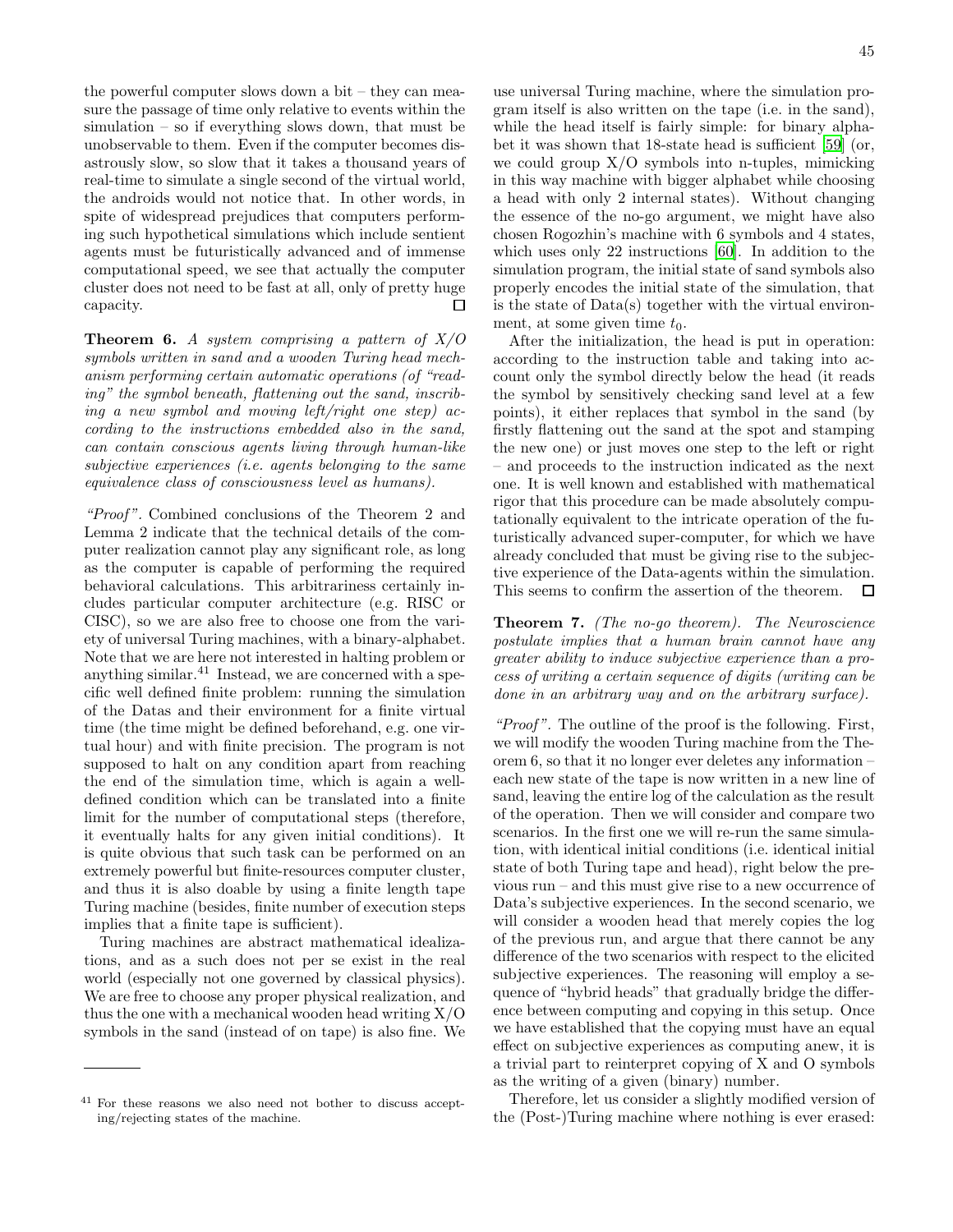the powerful computer slows down a bit – they can measure the passage of time only relative to events within the simulation – so if everything slows down, that must be unobservable to them. Even if the computer becomes disastrously slow, so slow that it takes a thousand years of real-time to simulate a single second of the virtual world, the androids would not notice that. In other words, in spite of widespread prejudices that computers performing such hypothetical simulations which include sentient agents must be futuristically advanced and of immense computational speed, we see that actually the computer cluster does not need to be fast at all, only of pretty huge capacity. □

**Theorem 6.** *A system comprising a pattern of X/O symbols written in sand and a wooden Turing head mechanism performing certain automatic operations (of "reading" the symbol beneath, flattening out the sand, inscribing a new symbol and moving left/right one step) according to the instructions embedded also in the sand, can contain conscious agents living through human-like subjective experiences (i.e. agents belonging to the same equivalence class of consciousness level as humans).*

*"Proof"*. Combined conclusions of the Theorem 2 and Lemma 2 indicate that the technical details of the computer realization cannot play any significant role, as long as the computer is capable of performing the required behavioral calculations. This arbitrariness certainly includes particular computer architecture (e.g. RISC or CISC), so we are also free to choose one from the variety of universal Turing machines, with a binary-alphabet. Note that we are here not interested in halting problem or anything similar.[41] Instead, we are concerned with a specific well defined finite problem: running the simulation of the Datas and their environment for a finite virtual time (the time might be defined beforehand, e.g. one virtual hour) and with finite precision. The program is not supposed to halt on any condition apart from reaching the end of the simulation time, which is again a well-defined condition which can be translated into a finite limit for the number of computational steps (therefore, it eventually halts for any given initial conditions). It is quite obvious that such task can be performed on an extremely powerful but finite-resources computer cluster, and thus it is also doable by using a finite length tape Turing machine (besides, finite number of execution steps implies that a finite tape is sufficient).

Turing machines are abstract mathematical idealizations, and as a such does not per se exist in the real world (especially not one governed by classical physics). We are free to choose any proper physical realization, and thus the one with a mechanical wooden head writing X/O symbols in the sand (instead of on tape) is also fine. We use universal Turing machine, where the simulation program itself is also written on the tape (i.e. in the sand), while the head itself is fairly simple: for binary alphabet it was shown that 18-state head is sufficient [59] (or, we could group X/O symbols into n-tuples, mimicking in this way machine with bigger alphabet while choosing a head with only 2 internal states). Without changing the essence of the no-go argument, we might have also chosen Rogozhin's machine with 6 symbols and 4 states, which uses only 22 instructions [60]. In addition to the simulation program, the initial state of sand symbols also properly encodes the initial state of the simulation, that is the state of Data(s) together with the virtual environment, at some given time $t_0$.

After the initialization, the head is put in operation: according to the instruction table and taking into account only the symbol directly below the head (it reads the symbol by sensitively checking sand level at a few points), it either replaces that symbol in the sand (by firstly flattening out the sand at the spot and stamping the new one) or just moves one step to the left or right – and proceeds to the instruction indicated as the next one. It is well known and established with mathematical rigor that this procedure can be made absolutely computationally equivalent to the intricate operation of the futuristically advanced super-computer, for which we have already concluded that must be giving rise to the subjective experience of the Data-agents within the simulation. This seems to confirm the assertion of the theorem. □

**Theorem 7.** *(The no-go theorem). The Neuroscience postulate implies that a human brain cannot have any greater ability to induce subjective experience than a process of writing a certain sequence of digits (writing can be done in an arbitrary way and on the arbitrary surface).*

*"Proof"*. The outline of the proof is the following. First, we will modify the wooden Turing machine from the Theorem 6, so that it no longer ever deletes any information – each new state of the tape is now written in a new line of sand, leaving the entire log of the calculation as the result of the operation. Then we will consider and compare two scenarios. In the first one we will re-run the same simulation, with identical initial conditions (i.e. identical initial state of both Turing tape and head), right below the previous run – and this must give rise to a new occurrence of Data's subjective experiences. In the second scenario, we will consider a wooden head that merely copies the log of the previous run, and argue that there cannot be any difference of the two scenarios with respect to the elicited subjective experiences. The reasoning will employ a sequence of "hybrid heads" that gradually bridge the difference between computing and copying in this setup. Once we have established that the copying must have an equal effect on subjective experiences as computing anew, it is a trivial part to reinterpret copying of X and O symbols as the writing of a given (binary) number.

Therefore, let us consider a slightly modified version of the (Post-)Turing machine where nothing is ever erased:

---

[41] For these reasons we also need not bother to discuss accepting/rejecting states of the machine.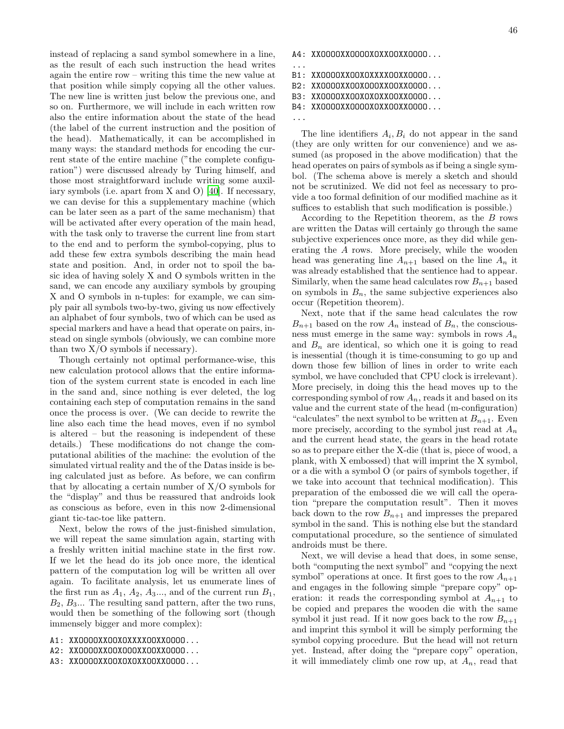instead of replacing a sand symbol somewhere in a line, as the result of each such instruction the head writes again the entire row – writing this time the new value at that position while simply copying all the other values. The new line is written just below the previous one, and so on. Furthermore, we will include in each written row also the entire information about the state of the head (the label of the current instruction and the position of the head). Mathematically, it can be accomplished in many ways: the standard methods for encoding the current state of the entire machine ("the complete configuration") were discussed already by Turing himself, and those most straightforward include writing some auxiliary symbols (i.e. apart from X and O) [40]. If necessary, we can devise for this a supplementary machine (which can be later seen as a part of the same mechanism) that will be activated after every operation of the main head, with the task only to traverse the current line from start to the end and to perform the symbol-copying, plus to add these few extra symbols describing the main head state and position. And, in order not to spoil the basic idea of having solely X and O symbols written in the sand, we can encode any auxiliary symbols by grouping X and O symbols in n-tuples: for example, we can simply pair all symbols two-by-two, giving us now effectively an alphabet of four symbols, two of which can be used as special markers and have a head that operate on pairs, instead on single symbols (obviously, we can combine more than two X/O symbols if necessary).

Though certainly not optimal performance-wise, this new calculation protocol allows that the entire information of the system current state is encoded in each line in the sand and, since nothing is ever deleted, the log containing each step of computation remains in the sand once the process is over. (We can decide to rewrite the line also each time the head moves, even if no symbol is altered – but the reasoning is independent of these details.) These modifications do not change the computational abilities of the machine: the evolution of the simulated virtual reality and the of the Datas inside is being calculated just as before. As before, we can confirm that by allocating a certain number of X/O symbols for the "display" and thus be reassured that androids look as conscious as before, even in this now 2-dimensional giant tic-tac-toe like pattern.

Next, below the rows of the just-finished simulation, we will repeat the same simulation again, starting with a freshly written initial machine state in the first row. If we let the head do its job once more, the identical pattern of the computation log will be written all over again. To facilitate analysis, let us enumerate lines of the first run as $A_1$, $A_2$, $A_3$..., and of the current run $B_1$, $B_2$, $B_3$... The resulting sand pattern, after the two runs, would then be something of the following sort (though immensely bigger and more complex):

```
A1: XXOOOOXXOOXOXXXXOOXXOOOO...
A2: XXOOOOXXOOXOOOXXOOXXOOOO...
A3: XXOOOOXXOOXOXOXXOOXXOOOO...
A4: XXOOOOXXOOOOXOXXOOXXOOOO...
...
B1: XXOOOOXXOOXOXXXXOOXXOOOO...
B2: XXOOOOXXOOXOOOXXOOXXOOOO...
B3: XXOOOOXXOOXOXOXXOOXXOOOO...
B4: XXOOOOXXOOOOXOXXOOXXOOOO...
...
```

The line identifiers $A_i, B_i$ do not appear in the sand (they are only written for our convenience) and we assumed (as proposed in the above modification) that the head operates on pairs of symbols as if being a single symbol. (The schema above is merely a sketch and should not be scrutinized. We did not feel as necessary to provide a too formal definition of our modified machine as it suffices to establish that such modification is possible.)

According to the Repetition theorem, as the $B$ rows are written the Datas will certainly go through the same subjective experiences once more, as they did while generating the $A$ rows. More precisely, while the wooden head was generating line $A_{n+1}$ based on the line $A_n$ it was already established that the sentience had to appear. Similarly, when the same head calculates row $B_{n+1}$ based on symbols in $B_n$, the same subjective experiences also occur (Repetition theorem).

Next, note that if the same head calculates the row $B_{n+1}$ based on the row $A_n$ instead of $B_n$, the consciousness must emerge in the same way: symbols in rows $A_n$ and $B_n$ are identical, so which one it is going to read is inessential (though it is time-consuming to go up and down those few billion of lines in order to write each symbol, we have concluded that CPU clock is irrelevant). More precisely, in doing this the head moves up to the corresponding symbol of row $A_n$, reads it and based on its value and the current state of the head (m-configuration) "calculates" the next symbol to be written at $B_{n+1}$. Even more precisely, according to the symbol just read at $A_n$ and the current head state, the gears in the head rotate so as to prepare either the X-die (that is, piece of wood, a plank, with X embossed) that will imprint the X symbol, or a die with a symbol O (or pairs of symbols together, if we take into account that technical modification). This preparation of the embossed die we will call the operation "prepare the computation result". Then it moves back down to the row $B_{n+1}$ and impresses the prepared symbol in the sand. This is nothing else but the standard computational procedure, so the sentience of simulated androids must be there.

Next, we will devise a head that does, in some sense, both "computing the next symbol" and "copying the next symbol" operations at once. It first goes to the row $A_{n+1}$ and engages in the following simple "prepare copy" operation: it reads the corresponding symbol at $A_{n+1}$ to be copied and prepares the wooden die with the same symbol it just read. If it now goes back to the row $B_{n+1}$ and imprint this symbol it will be simply performing the symbol copying procedure. But the head will not return yet. Instead, after doing the "prepare copy" operation, it will immediately climb one row up, at $A_n$, read that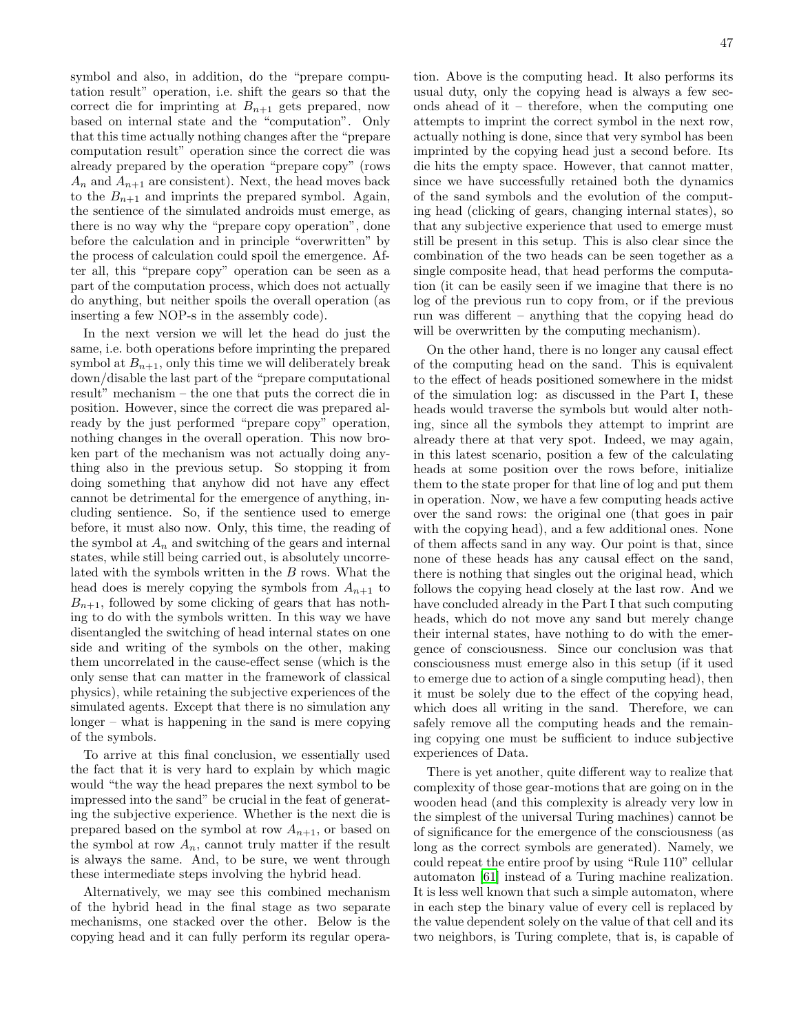symbol and also, in addition, do the "prepare computation result" operation, i.e. shift the gears so that the correct die for imprinting at $B_{n+1}$ gets prepared, now based on internal state and the "computation". Only that this time actually nothing changes after the "prepare computation result" operation since the correct die was already prepared by the operation "prepare copy" (rows $A_n$ and $A_{n+1}$ are consistent). Next, the head moves back to the $B_{n+1}$ and imprints the prepared symbol. Again, the sentience of the simulated androids must emerge, as there is no way why the "prepare copy operation", done before the calculation and in principle "overwritten" by the process of calculation could spoil the emergence. After all, this "prepare copy" operation can be seen as a part of the computation process, which does not actually do anything, but neither spoils the overall operation (as inserting a few NOP-s in the assembly code).

In the next version we will let the head do just the same, i.e. both operations before imprinting the prepared symbol at $B_{n+1}$, only this time we will deliberately break down/disable the last part of the "prepare computational result" mechanism – the one that puts the correct die in position. However, since the correct die was prepared already by the just performed "prepare copy" operation, nothing changes in the overall operation. This now broken part of the mechanism was not actually doing anything also in the previous setup. So stopping it from doing something that anyhow did not have any effect cannot be detrimental for the emergence of anything, including sentience. So, if the sentience used to emerge before, it must also now. Only, this time, the reading of the symbol at $A_n$ and switching of the gears and internal states, while still being carried out, is absolutely uncorrelated with the symbols written in the $B$ rows. What the head does is merely copying the symbols from $A_{n+1}$ to $B_{n+1}$, followed by some clicking of gears that has nothing to do with the symbols written. In this way we have disentangled the switching of head internal states on one side and writing of the symbols on the other, making them uncorrelated in the cause-effect sense (which is the only sense that can matter in the framework of classical physics), while retaining the subjective experiences of the simulated agents. Except that there is no simulation any longer – what is happening in the sand is mere copying of the symbols.

To arrive at this final conclusion, we essentially used the fact that it is very hard to explain by which magic would "the way the head prepares the next symbol to be impressed into the sand" be crucial in the feat of generating the subjective experience. Whether is the next die is prepared based on the symbol at row $A_{n+1}$, or based on the symbol at row $A_n$, cannot truly matter if the result is always the same. And, to be sure, we went through these intermediate steps involving the hybrid head.

Alternatively, we may see this combined mechanism of the hybrid head in the final stage as two separate mechanisms, one stacked over the other. Below is the copying head and it can fully perform its regular operation. Above is the computing head. It also performs its usual duty, only the copying head is always a few seconds ahead of it – therefore, when the computing one attempts to imprint the correct symbol in the next row, actually nothing is done, since that very symbol has been imprinted by the copying head just a second before. Its die hits the empty space. However, that cannot matter, since we have successfully retained both the dynamics of the sand symbols and the evolution of the computing head (clicking of gears, changing internal states), so that any subjective experience that used to emerge must still be present in this setup. This is also clear since the combination of the two heads can be seen together as a single composite head, that head performs the computation (it can be easily seen if we imagine that there is no log of the previous run to copy from, or if the previous run was different – anything that the copying head do will be overwritten by the computing mechanism).

On the other hand, there is no longer any causal effect of the computing head on the sand. This is equivalent to the effect of heads positioned somewhere in the midst of the simulation log: as discussed in the Part I, these heads would traverse the symbols but would alter nothing, since all the symbols they attempt to imprint are already there at that very spot. Indeed, we may again, in this latest scenario, position a few of the calculating heads at some position over the rows before, initialize them to the state proper for that line of log and put them in operation. Now, we have a few computing heads active over the sand rows: the original one (that goes in pair with the copying head), and a few additional ones. None of them affects sand in any way. Our point is that, since none of these heads has any causal effect on the sand, there is nothing that singles out the original head, which follows the copying head closely at the last row. And we have concluded already in the Part I that such computing heads, which do not move any sand but merely change their internal states, have nothing to do with the emergence of consciousness. Since our conclusion was that consciousness must emerge also in this setup (if it used to emerge due to action of a single computing head), then it must be solely due to the effect of the copying head, which does all writing in the sand. Therefore, we can safely remove all the computing heads and the remaining copying one must be sufficient to induce subjective experiences of Data.

There is yet another, quite different way to realize that complexity of those gear-motions that are going on in the wooden head (and this complexity is already very low in the simplest of the universal Turing machines) cannot be of significance for the emergence of the consciousness (as long as the correct symbols are generated). Namely, we could repeat the entire proof by using "Rule 110" cellular automaton [61] instead of a Turing machine realization. It is less well known that such a simple automaton, where in each step the binary value of every cell is replaced by the value dependent solely on the value of that cell and its two neighbors, is Turing complete, that is, is capable of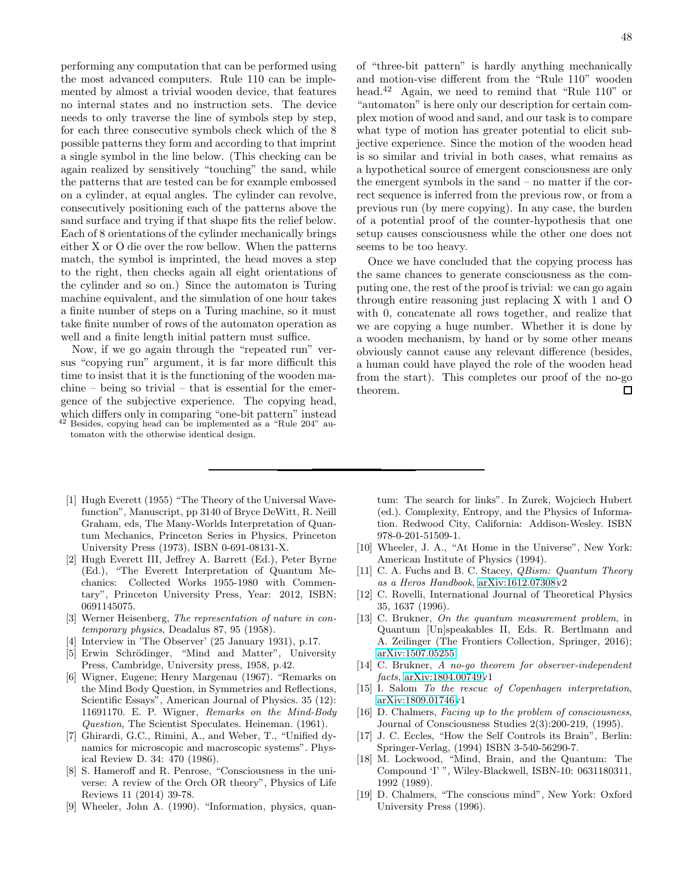performing any computation that can be performed using the most advanced computers. Rule 110 can be implemented by almost a trivial wooden device, that features no internal states and no instruction sets. The device needs to only traverse the line of symbols step by step, for each three consecutive symbols check which of the 8 possible patterns they form and according to that imprint a single symbol in the line below. (This checking can be again realized by sensitively "touching" the sand, while the patterns that are tested can be for example embossed on a cylinder, at equal angles. The cylinder can revolve, consecutively positioning each of the patterns above the sand surface and trying if that shape fits the relief below. Each of 8 orientations of the cylinder mechanically brings either X or O die over the row bellow. When the patterns match, the symbol is imprinted, the head moves a step to the right, then checks again all eight orientations of the cylinder and so on.) Since the automaton is Turing machine equivalent, and the simulation of one hour takes a finite number of steps on a Turing machine, so it must take finite number of rows of the automaton operation as well and a finite length initial pattern must suffice.

Now, if we go again through the "repeated run" versus "copying run" argument, it is far more difficult this time to insist that it is the functioning of the wooden machine – being so trivial – that is essential for the emergence of the subjective experience. The copying head, which differs only in comparing "one-bit pattern" instead of "three-bit pattern" is hardly anything mechanically and motion-vise different from the "Rule 110" wooden head.[42] Again, we need to remind that "Rule 110" or "automaton" is here only our description for certain complex motion of wood and sand, and our task is to compare what type of motion has greater potential to elicit subjective experience. Since the motion of the wooden head is so similar and trivial in both cases, what remains as a hypothetical source of emergent consciousness are only the emergent symbols in the sand – no matter if the correct sequence is inferred from the previous row, or from a previous run (by mere copying). In any case, the burden of a potential proof of the counter-hypothesis that one setup causes consciousness while the other one does not seems to be too heavy.

Once we have concluded that the copying process has the same chances to generate consciousness as the computing one, the rest of the proof is trivial: we can go again through entire reasoning just replacing X with 1 and O with 0, concatenate all rows together, and realize that we are copying a huge number. Whether it is done by a wooden mechanism, by hand or by some other means obviously cannot cause any relevant difference (besides, a human could have played the role of the wooden head from the start). This completes our proof of the no-go theorem. □

[42] Besides, copying head can be implemented as a "Rule 204" automaton with the otherwise identical design.

---

[1] Hugh Everett (1955) "The Theory of the Universal Wavefunction", Manuscript, pp 3140 of Bryce DeWitt, R. Neill Graham, eds, The Many-Worlds Interpretation of Quantum Mechanics, Princeton Series in Physics, Princeton University Press (1973), ISBN 0-691-08131-X.

[2] Hugh Everett III, Jeffrey A. Barrett (Ed.), Peter Byrne (Ed.), "The Everett Interpretation of Quantum Mechanics: Collected Works 1955-1980 with Commentary", Princeton University Press, Year: 2012, ISBN: 0691145075.

[3] Werner Heisenberg, *The representation of nature in contemporary physics*, Deadalus 87, 95 (1958).

[4] Interview in 'The Observer' (25 January 1931), p.17.

[5] Erwin Schrödinger, "Mind and Matter", University Press, Cambridge, University press, 1958, p.42.

[6] Wigner, Eugene; Henry Margenau (1967). "Remarks on the Mind Body Question, in Symmetries and Reflections, Scientific Essays", American Journal of Physics. 35 (12): 11691170. E. P. Wigner, *Remarks on the Mind-Body Question*, The Scientist Speculates. Heineman. (1961).

[7] Ghirardi, G.C., Rimini, A., and Weber, T., "Unified dynamics for microscopic and macroscopic systems". Physical Review D. 34: 470 (1986).

[8] S. Hameroff and R. Penrose, "Consciousness in the universe: A review of the Orch OR theory", Physics of Life Reviews 11 (2014) 39-78.

[9] Wheeler, John A. (1990). "Information, physics, quantum: The search for links". In Zurek, Wojciech Hubert (ed.). Complexity, Entropy, and the Physics of Information. Redwood City, California: Addison-Wesley. ISBN 978-0-201-51509-1.

[10] Wheeler, J. A., "At Home in the Universe", New York: American Institute of Physics (1994).

[11] C. A. Fuchs and B. C. Stacey, *QBism: Quantum Theory as a Heros Handbook*, arXiv:1612.07308v2

[12] C. Rovelli, International Journal of Theoretical Physics 35, 1637 (1996).

[13] C. Brukner, *On the quantum measurement problem*, in Quantum [Un]speakables II, Eds. R. Bertlmann and A. Zeilinger (The Frontiers Collection, Springer, 2016); arXiv:1507.05255.

[14] C. Brukner, *A no-go theorem for observer-independent facts*, arXiv:1804.00749v1

[15] I. Salom *To the rescue of Copenhagen interpretation*, arXiv:1809.01746v1

[16] D. Chalmers, *Facing up to the problem of consciousness*, Journal of Consciousness Studies 2(3):200-219, (1995).

[17] J. C. Eccles, "How the Self Controls its Brain", Berlin: Springer-Verlag, (1994) ISBN 3-540-56290-7.

[18] M. Lockwood, "Mind, Brain, and the Quantum: The Compound 'I' ", Wiley-Blackwell, ISBN-10: 0631180311, 1992 (1989).

[19] D. Chalmers, "The conscious mind", New York: Oxford University Press (1996).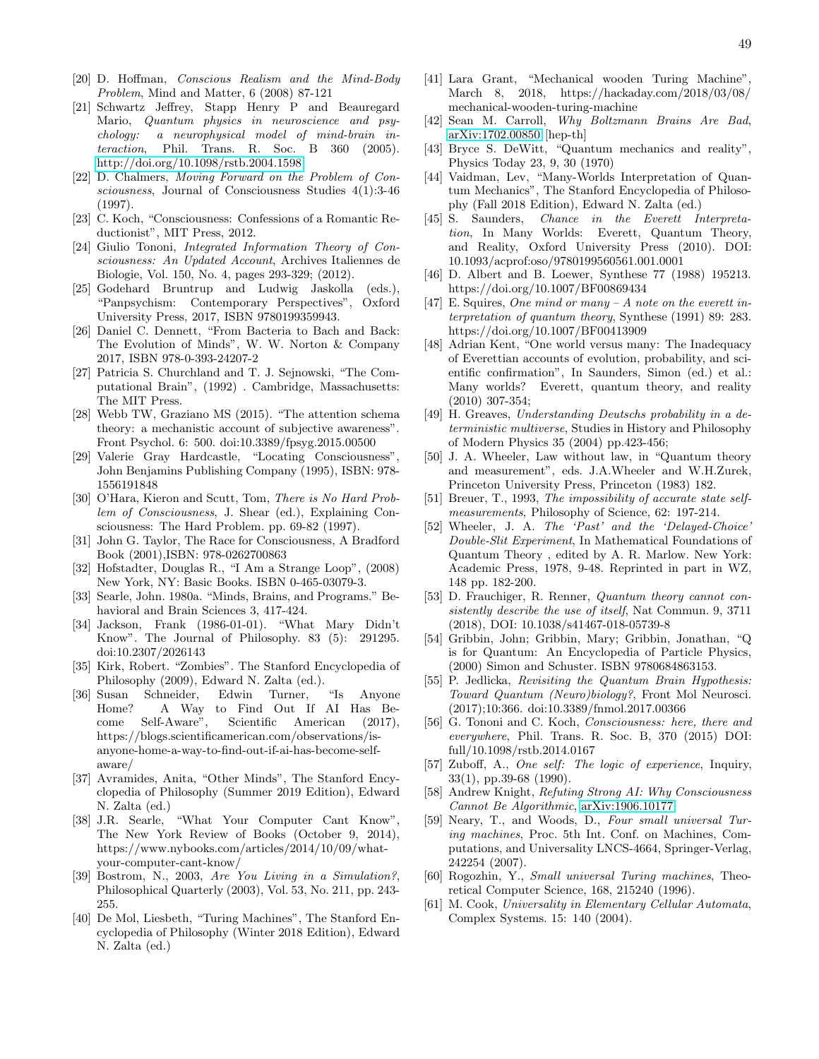[20] D. Hoffman, *Conscious Realism and the Mind-Body Problem*, Mind and Matter, 6 (2008) 87-121

[21] Schwartz Jeffrey, Stapp Henry P and Beauregard Mario, *Quantum physics in neuroscience and psychology: a neurophysical model of mind-brain interaction*, Phil. Trans. R. Soc. B 360 (2005). http://doi.org/10.1098/rstb.2004.1598

[22] D. Chalmers, *Moving Forward on the Problem of Consciousness*, Journal of Consciousness Studies 4(1):3-46 (1997).

[23] C. Koch, "Consciousness: Confessions of a Romantic Reductionist", MIT Press, 2012.

[24] Giulio Tononi, *Integrated Information Theory of Consciousness: An Updated Account*, Archives Italiennes de Biologie, Vol. 150, No. 4, pages 293-329; (2012).

[25] Godehard Bruntrup and Ludwig Jaskolla (eds.), "Panpsychism: Contemporary Perspectives", Oxford University Press, 2017, ISBN 9780199359943.

[26] Daniel C. Dennett, "From Bacteria to Bach and Back: The Evolution of Minds", W. W. Norton & Company 2017, ISBN 978-0-393-24207-2

[27] Patricia S. Churchland and T. J. Sejnowski, "The Computational Brain", (1992) . Cambridge, Massachusetts: The MIT Press.

[28] Webb TW, Graziano MS (2015). "The attention schema theory: a mechanistic account of subjective awareness". Front Psychol. 6: 500. doi:10.3389/fpsyg.2015.00500

[29] Valerie Gray Hardcastle, "Locating Consciousness", John Benjamins Publishing Company (1995), ISBN: 978-1556191848

[30] O'Hara, Kieron and Scutt, Tom, *There is No Hard Problem of Consciousness*, J. Shear (ed.), Explaining Consciousness: The Hard Problem. pp. 69-82 (1997).

[31] John G. Taylor, The Race for Consciousness, A Bradford Book (2001),ISBN: 978-0262700863

[32] Hofstadter, Douglas R., "I Am a Strange Loop", (2008) New York, NY: Basic Books. ISBN 0-465-03079-3.

[33] Searle, John. 1980a. "Minds, Brains, and Programs." Behavioral and Brain Sciences 3, 417-424.

[34] Jackson, Frank (1986-01-01). "What Mary Didn't Know". The Journal of Philosophy. 83 (5): 291295. doi:10.2307/2026143

[35] Kirk, Robert. "Zombies". The Stanford Encyclopedia of Philosophy (2009), Edward N. Zalta (ed.).

[36] Susan Schneider, Edwin Turner, "Is Anyone Home? A Way to Find Out If AI Has Become Self-Aware", Scientific American (2017), https://blogs.scientificamerican.com/observations/is-anyone-home-a-way-to-find-out-if-ai-has-become-self-aware/

[37] Avramides, Anita, "Other Minds", The Stanford Encyclopedia of Philosophy (Summer 2019 Edition), Edward N. Zalta (ed.)

[38] J.R. Searle, "What Your Computer Cant Know", The New York Review of Books (October 9, 2014), https://www.nybooks.com/articles/2014/10/09/what-your-computer-cant-know/

[39] Bostrom, N., 2003, *Are You Living in a Simulation?*, Philosophical Quarterly (2003), Vol. 53, No. 211, pp. 243-255.

[40] De Mol, Liesbeth, "Turing Machines", The Stanford Encyclopedia of Philosophy (Winter 2018 Edition), Edward N. Zalta (ed.)

[41] Lara Grant, "Mechanical wooden Turing Machine", March 8, 2018, https://hackaday.com/2018/03/08/mechanical-wooden-turing-machine

[42] Sean M. Carroll, *Why Boltzmann Brains Are Bad*, arXiv:1702.00850 [hep-th]

[43] Bryce S. DeWitt, "Quantum mechanics and reality", Physics Today 23, 9, 30 (1970)

[44] Vaidman, Lev, "Many-Worlds Interpretation of Quantum Mechanics", The Stanford Encyclopedia of Philosophy (Fall 2018 Edition), Edward N. Zalta (ed.)

[45] S. Saunders, *Chance in the Everett Interpretation*, In Many Worlds: Everett, Quantum Theory, and Reality, Oxford University Press (2010). DOI: 10.1093/acprof:oso/9780199560561.001.0001

[46] D. Albert and B. Loewer, Synthese 77 (1988) 195213. https://doi.org/10.1007/BF00869434

[47] E. Squires, *One mind or many – A note on the everett interpretation of quantum theory*, Synthese (1991) 89: 283. https://doi.org/10.1007/BF00413909

[48] Adrian Kent, "One world versus many: The Inadequacy of Everettian accounts of evolution, probability, and scientific confirmation", In Saunders, Simon (ed.) et al.: Many worlds? Everett, quantum theory, and reality (2010) 307-354;

[49] H. Greaves, *Understanding Deutschs probability in a deterministic multiverse*, Studies in History and Philosophy of Modern Physics 35 (2004) pp.423-456;

[50] J. A. Wheeler, Law without law, in "Quantum theory and measurement", eds. J.A.Wheeler and W.H.Zurek, Princeton University Press, Princeton (1983) 182.

[51] Breuer, T., 1993, *The impossibility of accurate state self-measurements*, Philosophy of Science, 62: 197-214.

[52] Wheeler, J. A. *The 'Past' and the 'Delayed-Choice' Double-Slit Experiment*, In Mathematical Foundations of Quantum Theory , edited by A. R. Marlow. New York: Academic Press, 1978, 9-48. Reprinted in part in WZ, 148 pp. 182-200.

[53] D. Frauchiger, R. Renner, *Quantum theory cannot consistently describe the use of itself*, Nat Commun. 9, 3711 (2018), DOI: 10.1038/s41467-018-05739-8

[54] Gribbin, John; Gribbin, Mary; Gribbin, Jonathan, "Q is for Quantum: An Encyclopedia of Particle Physics, (2000) Simon and Schuster. ISBN 9780684863153.

[55] P. Jedlicka, *Revisiting the Quantum Brain Hypothesis: Toward Quantum (Neuro)biology?*, Front Mol Neurosci. (2017);10:366. doi:10.3389/fnmol.2017.00366

[56] G. Tononi and C. Koch, *Consciousness: here, there and everywhere*, Phil. Trans. R. Soc. B, 370 (2015) DOI: full/10.1098/rstb.2014.0167

[57] Zuboff, A., *One self: The logic of experience*, Inquiry, 33(1), pp.39-68 (1990).

[58] Andrew Knight, *Refuting Strong AI: Why Consciousness Cannot Be Algorithmic*, arXiv:1906.10177

[59] Neary, T., and Woods, D., *Four small universal Turing machines*, Proc. 5th Int. Conf. on Machines, Computations, and Universality LNCS-4664, Springer-Verlag, 242254 (2007).

[60] Rogozhin, Y., *Small universal Turing machines*, Theoretical Computer Science, 168, 215240 (1996).

[61] M. Cook, *Universality in Elementary Cellular Automata*, Complex Systems. 15: 140 (2004).